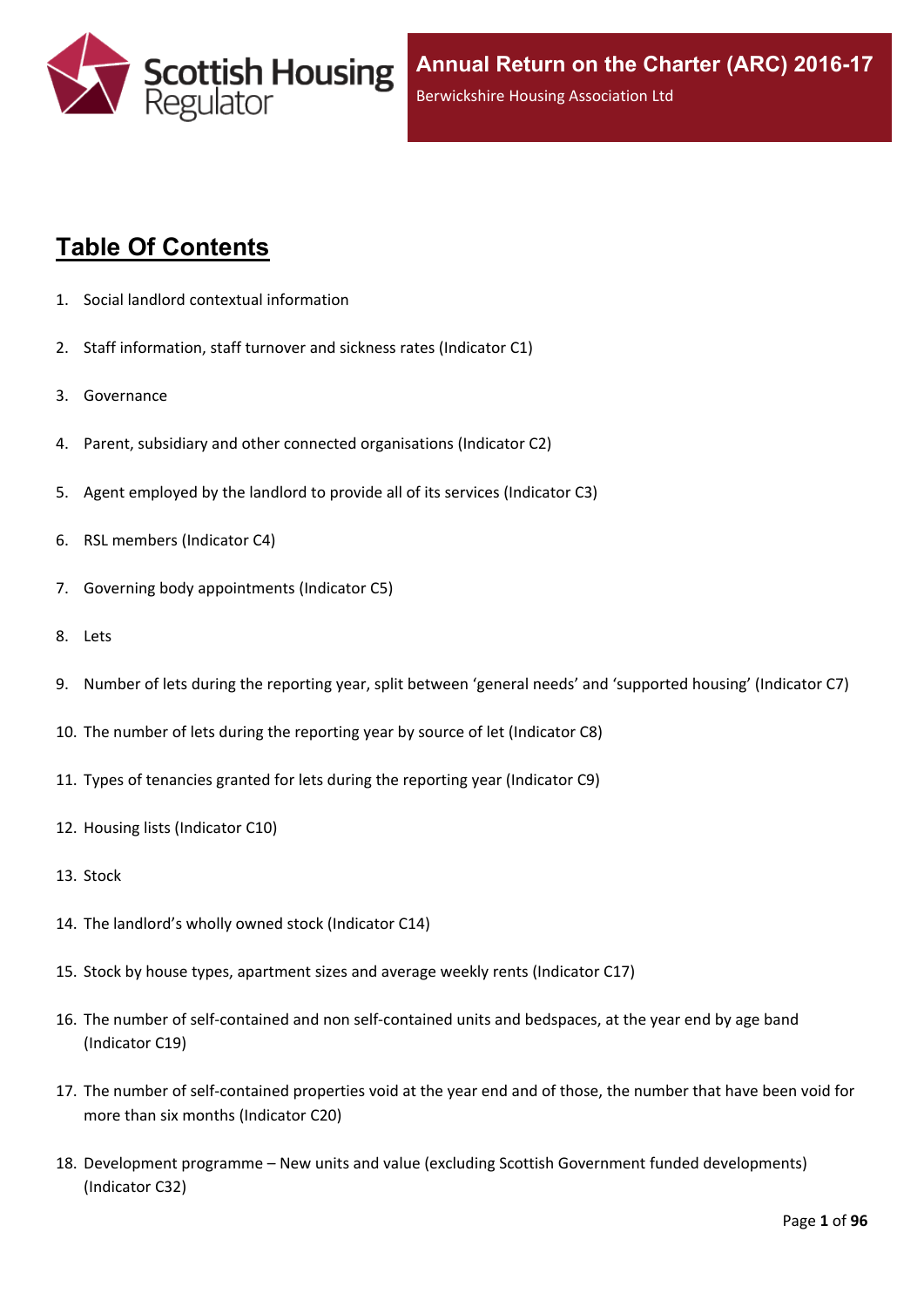# Annual Return on the Charter (ARC) 2016-17

Berwickshire Housing Association Ltd

## Table Of Contents

1. Social landlord contextual information
2. Staff information, staff turnover and sickness rates (Indicator C1)
3. Governance
4. Parent, subsidiary and other connected organisations (Indicator C2)
5. Agent employed by the landlord to provide all of its services (Indicator C3)
6. RSL members (Indicator C4)
7. Governing body appointments (Indicator C5)
8. Lets
9. Number of lets during the reporting year, split between 'general needs' and 'supported housing' (Indicator C7)
10. The number of lets during the reporting year by source of let (Indicator C8)
11. Types of tenancies granted for lets during the reporting year (Indicator C9)
12. Housing lists (Indicator C10)
13. Stock
14. The landlord's wholly owned stock (Indicator C14)
15. Stock by house types, apartment sizes and average weekly rents (Indicator C17)
16. The number of self-contained and non self-contained units and bedspaces, at the year end by age band (Indicator C19)
17. The number of self-contained properties void at the year end and of those, the number that have been void for more than six months (Indicator C20)
18. Development programme – New units and value (excluding Scottish Government funded developments) (Indicator C32)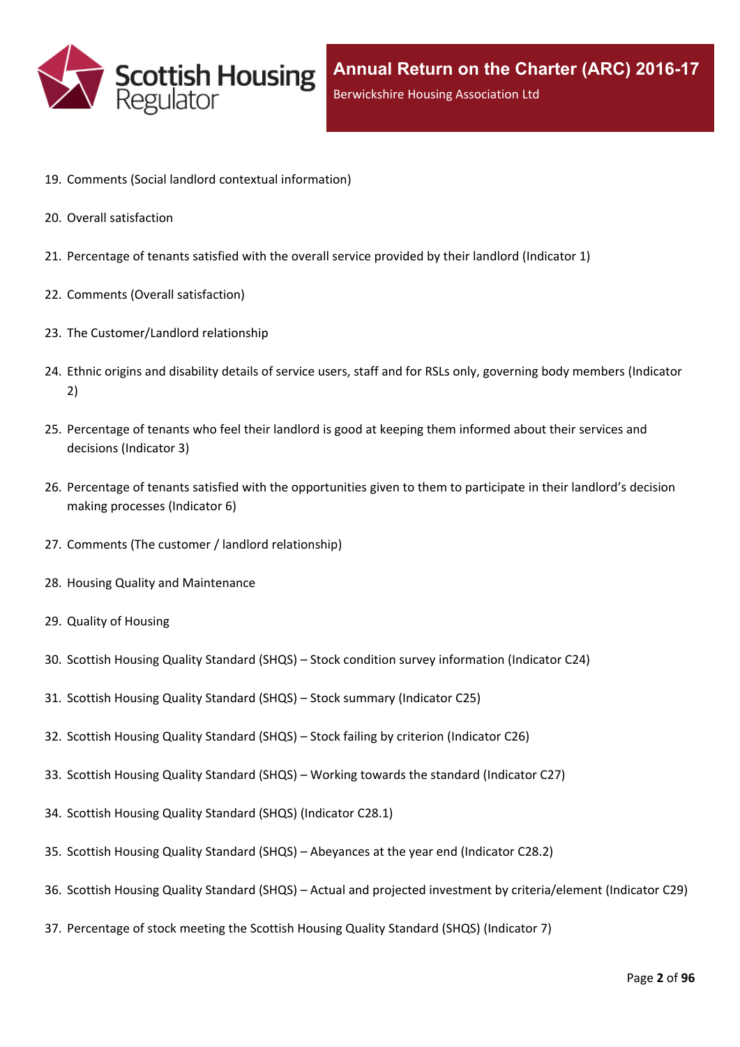19. Comments (Social landlord contextual information)

20. Overall satisfaction

21. Percentage of tenants satisfied with the overall service provided by their landlord (Indicator 1)

22. Comments (Overall satisfaction)

23. The Customer/Landlord relationship

24. Ethnic origins and disability details of service users, staff and for RSLs only, governing body members (Indicator 2)

25. Percentage of tenants who feel their landlord is good at keeping them informed about their services and decisions (Indicator 3)

26. Percentage of tenants satisfied with the opportunities given to them to participate in their landlord's decision making processes (Indicator 6)

27. Comments (The customer / landlord relationship)

28. Housing Quality and Maintenance

29. Quality of Housing

30. Scottish Housing Quality Standard (SHQS) – Stock condition survey information (Indicator C24)

31. Scottish Housing Quality Standard (SHQS) – Stock summary (Indicator C25)

32. Scottish Housing Quality Standard (SHQS) – Stock failing by criterion (Indicator C26)

33. Scottish Housing Quality Standard (SHQS) – Working towards the standard (Indicator C27)

34. Scottish Housing Quality Standard (SHQS) (Indicator C28.1)

35. Scottish Housing Quality Standard (SHQS) – Abeyances at the year end (Indicator C28.2)

36. Scottish Housing Quality Standard (SHQS) – Actual and projected investment by criteria/element (Indicator C29)

37. Percentage of stock meeting the Scottish Housing Quality Standard (SHQS) (Indicator 7)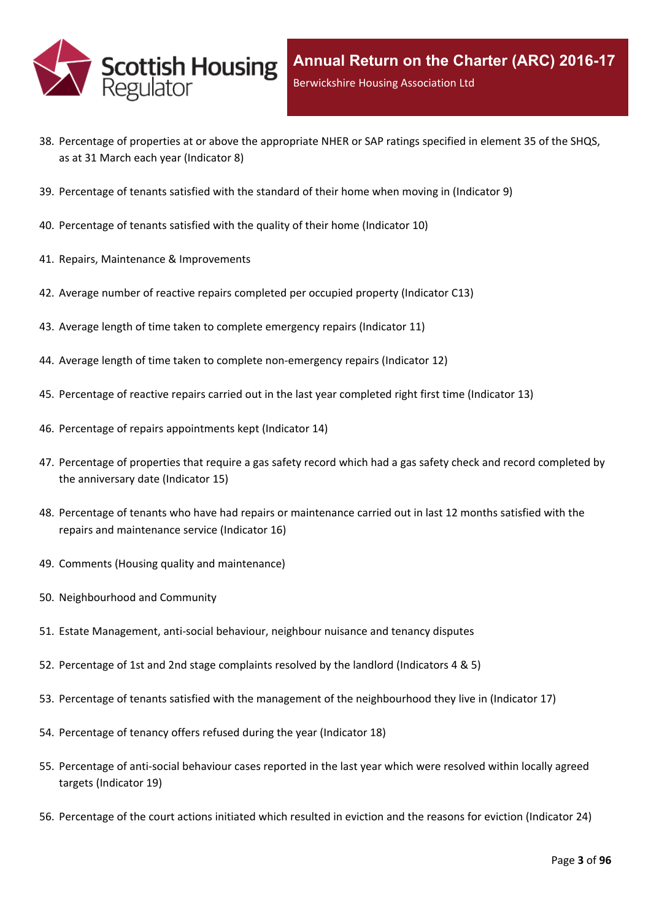38. Percentage of properties at or above the appropriate NHER or SAP ratings specified in element 35 of the SHQS, as at 31 March each year (Indicator 8)
39. Percentage of tenants satisfied with the standard of their home when moving in (Indicator 9)
40. Percentage of tenants satisfied with the quality of their home (Indicator 10)
41. Repairs, Maintenance & Improvements
42. Average number of reactive repairs completed per occupied property (Indicator C13)
43. Average length of time taken to complete emergency repairs (Indicator 11)
44. Average length of time taken to complete non-emergency repairs (Indicator 12)
45. Percentage of reactive repairs carried out in the last year completed right first time (Indicator 13)
46. Percentage of repairs appointments kept (Indicator 14)
47. Percentage of properties that require a gas safety record which had a gas safety check and record completed by the anniversary date (Indicator 15)
48. Percentage of tenants who have had repairs or maintenance carried out in last 12 months satisfied with the repairs and maintenance service (Indicator 16)
49. Comments (Housing quality and maintenance)
50. Neighbourhood and Community
51. Estate Management, anti-social behaviour, neighbour nuisance and tenancy disputes
52. Percentage of 1st and 2nd stage complaints resolved by the landlord (Indicators 4 & 5)
53. Percentage of tenants satisfied with the management of the neighbourhood they live in (Indicator 17)
54. Percentage of tenancy offers refused during the year (Indicator 18)
55. Percentage of anti-social behaviour cases reported in the last year which were resolved within locally agreed targets (Indicator 19)
56. Percentage of the court actions initiated which resulted in eviction and the reasons for eviction (Indicator 24)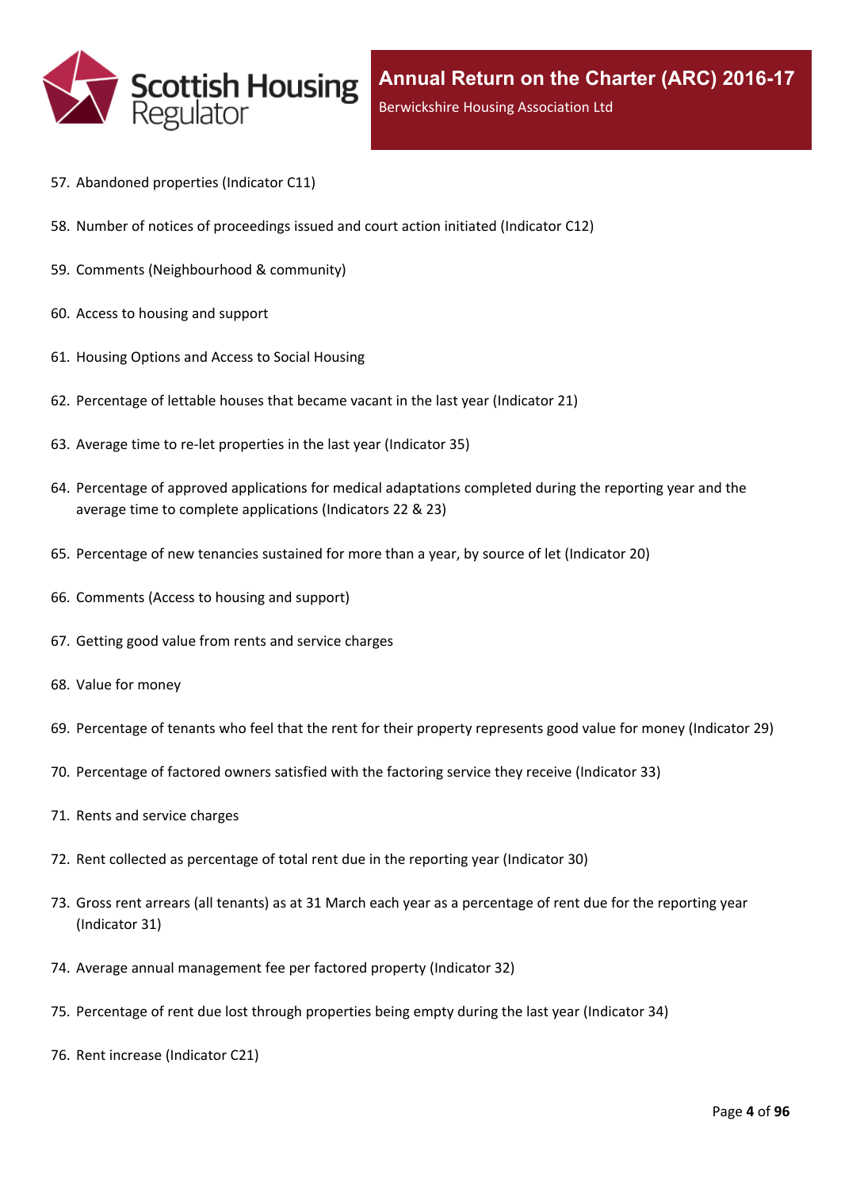57. Abandoned properties (Indicator C11)
58. Number of notices of proceedings issued and court action initiated (Indicator C12)
59. Comments (Neighbourhood & community)
60. Access to housing and support
61. Housing Options and Access to Social Housing
62. Percentage of lettable houses that became vacant in the last year (Indicator 21)
63. Average time to re-let properties in the last year (Indicator 35)
64. Percentage of approved applications for medical adaptations completed during the reporting year and the average time to complete applications (Indicators 22 & 23)
65. Percentage of new tenancies sustained for more than a year, by source of let (Indicator 20)
66. Comments (Access to housing and support)
67. Getting good value from rents and service charges
68. Value for money
69. Percentage of tenants who feel that the rent for their property represents good value for money (Indicator 29)
70. Percentage of factored owners satisfied with the factoring service they receive (Indicator 33)
71. Rents and service charges
72. Rent collected as percentage of total rent due in the reporting year (Indicator 30)
73. Gross rent arrears (all tenants) as at 31 March each year as a percentage of rent due for the reporting year (Indicator 31)
74. Average annual management fee per factored property (Indicator 32)
75. Percentage of rent due lost through properties being empty during the last year (Indicator 34)
76. Rent increase (Indicator C21)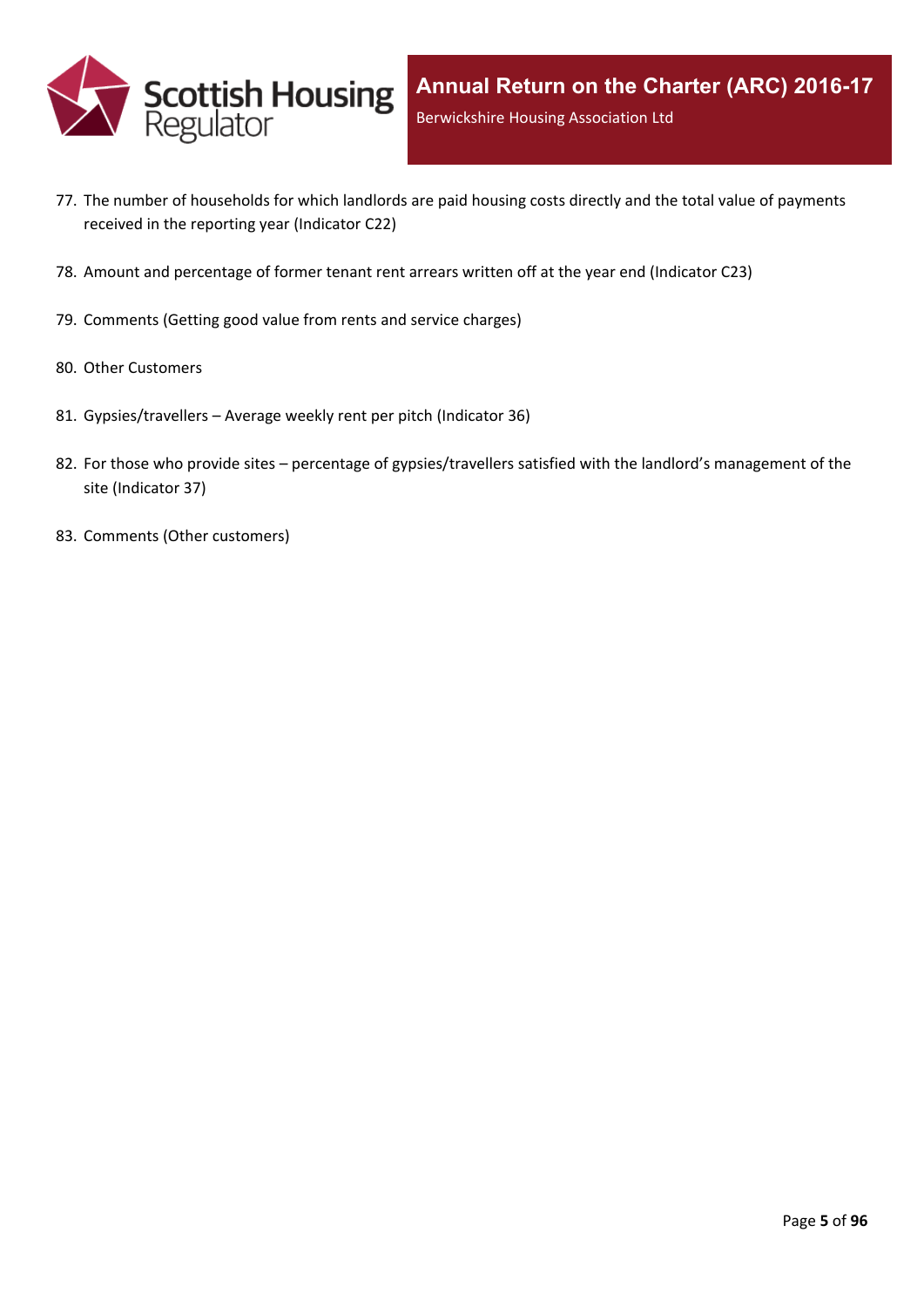77. The number of households for which landlords are paid housing costs directly and the total value of payments received in the reporting year (Indicator C22)

78. Amount and percentage of former tenant rent arrears written off at the year end (Indicator C23)

79. Comments (Getting good value from rents and service charges)

80. Other Customers

81. Gypsies/travellers – Average weekly rent per pitch (Indicator 36)

82. For those who provide sites – percentage of gypsies/travellers satisfied with the landlord's management of the site (Indicator 37)

83. Comments (Other customers)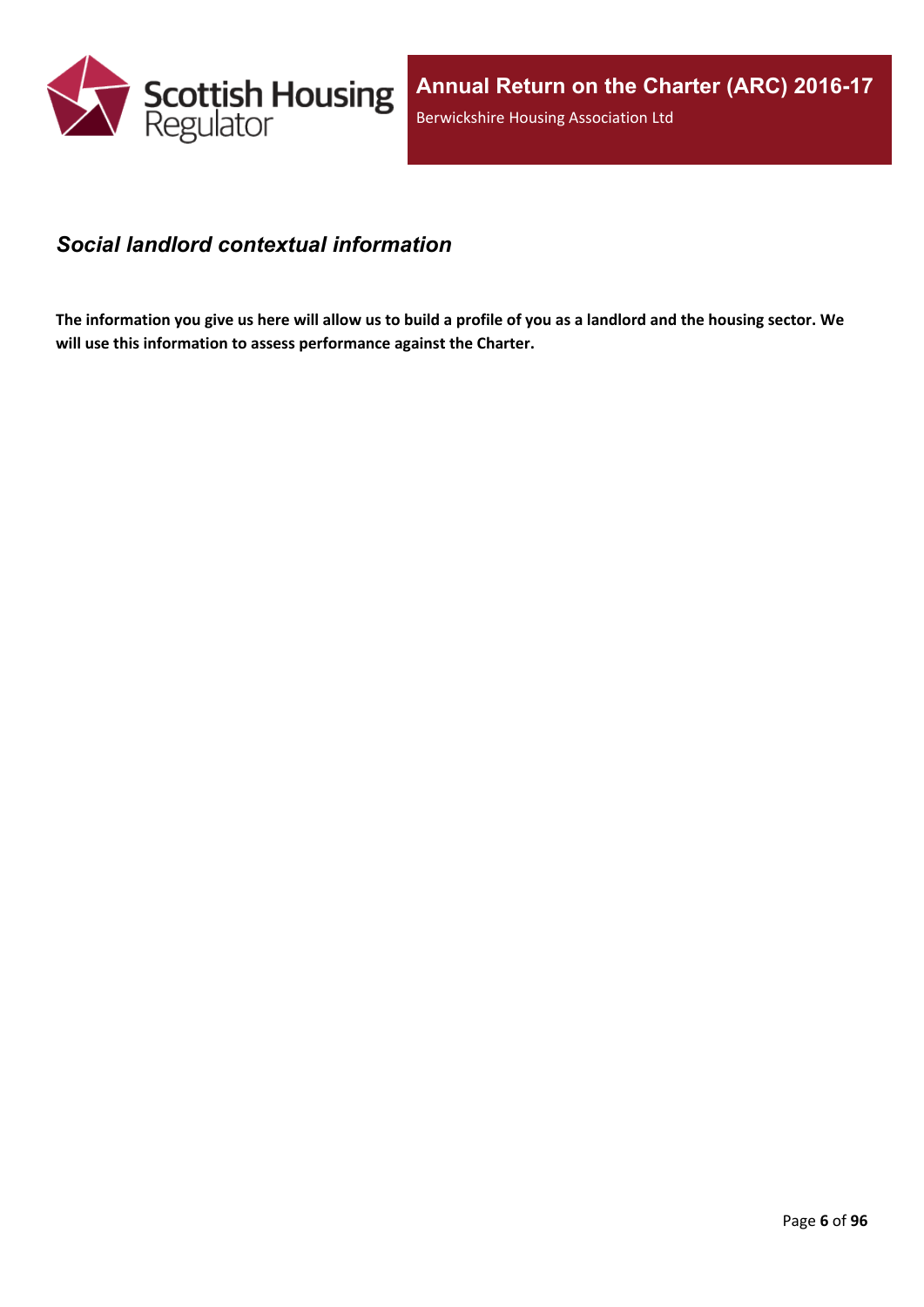## *Social landlord contextual information*

**The information you give us here will allow us to build a profile of you as a landlord and the housing sector. We will use this information to assess performance against the Charter.**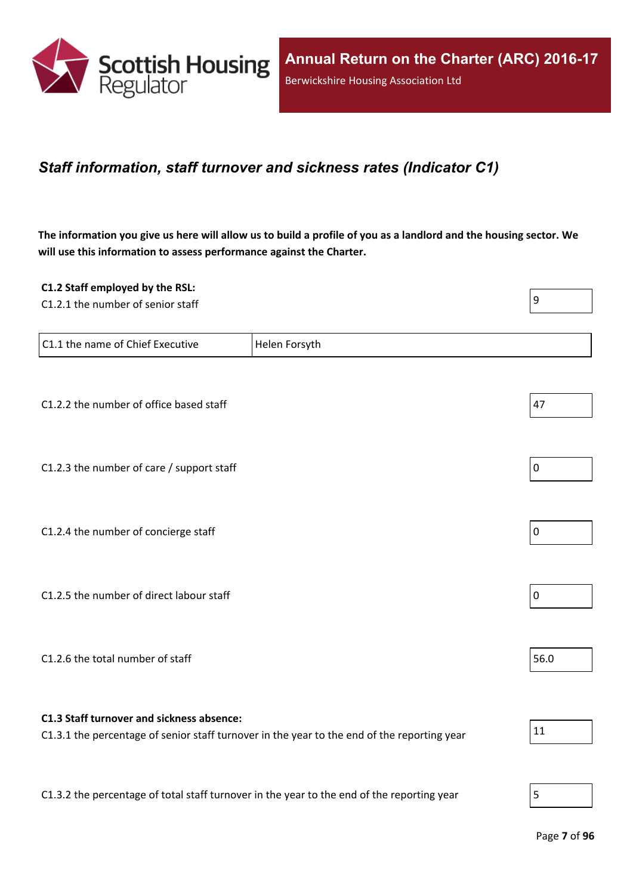## *Staff information, staff turnover and sickness rates (Indicator C1)*

**The information you give us here will allow us to build a profile of you as a landlord and the housing sector. We will use this information to assess performance against the Charter.**

**C1.2 Staff employed by the RSL:**

C1.2.1 the number of senior staff: 9

| C1.1 the name of Chief Executive | Helen Forsyth |
|---|---|

C1.2.2 the number of office based staff: 47

C1.2.3 the number of care / support staff: 0

C1.2.4 the number of concierge staff: 0

C1.2.5 the number of direct labour staff: 0

C1.2.6 the total number of staff: 56.0

**C1.3 Staff turnover and sickness absence:**

C1.3.1 the percentage of senior staff turnover in the year to the end of the reporting year: 11

C1.3.2 the percentage of total staff turnover in the year to the end of the reporting year: 5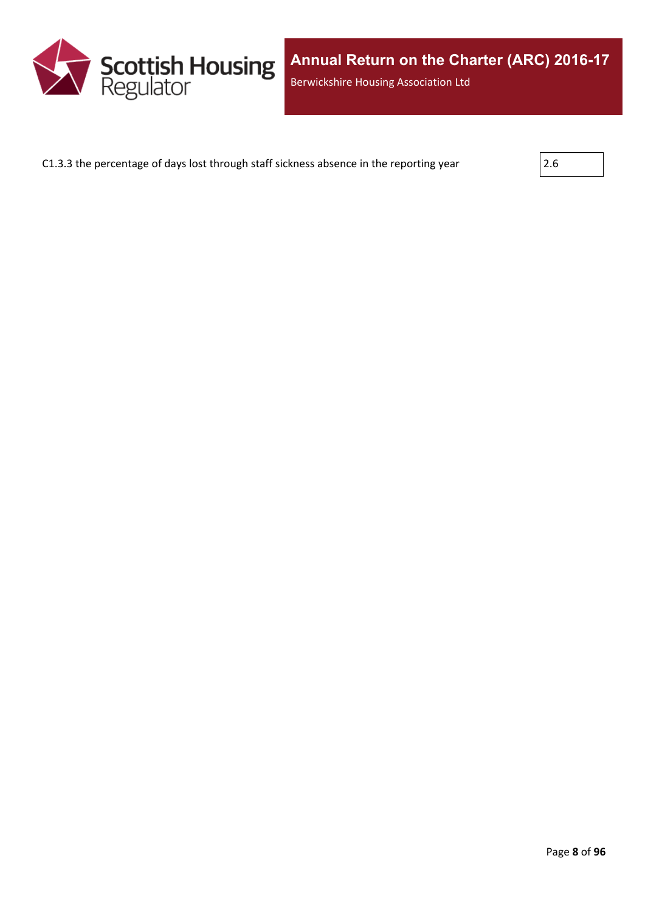C1.3.3 the percentage of days lost through staff sickness absence in the reporting year

| 2.6 |
|---|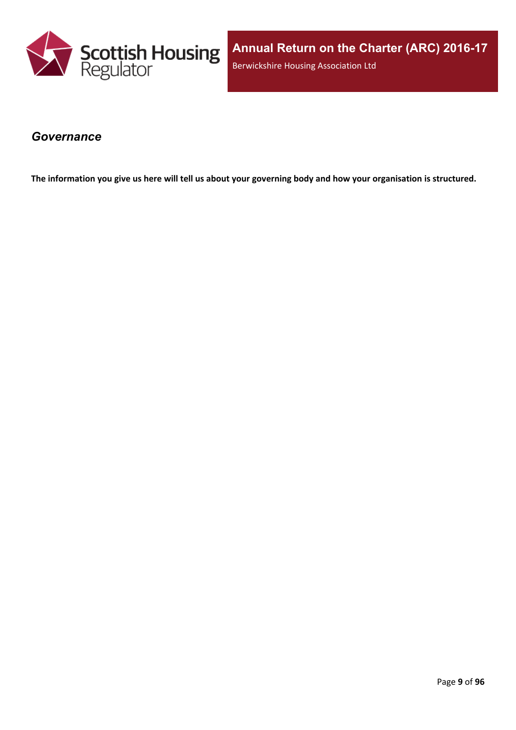## *Governance*

**The information you give us here will tell us about your governing body and how your organisation is structured.**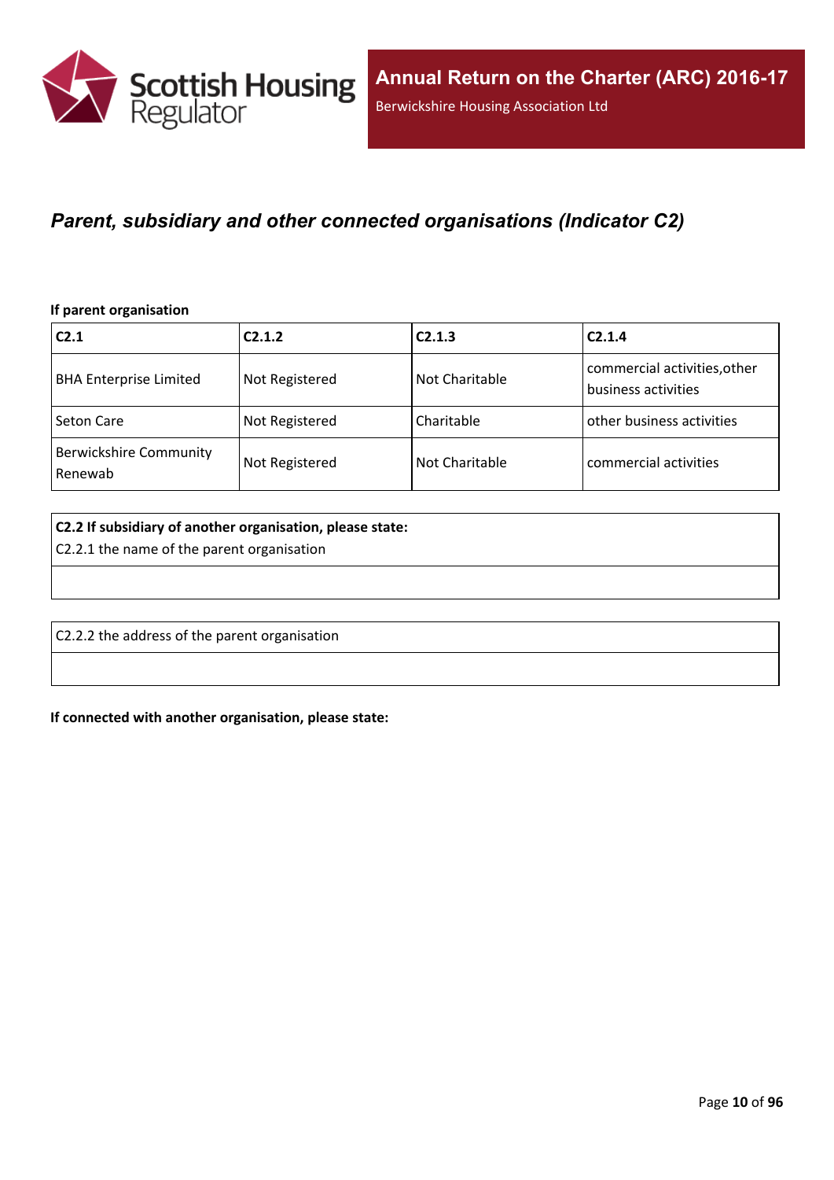## *Parent, subsidiary and other connected organisations (Indicator C2)*

**If parent organisation**

| C2.1 | C2.1.2 | C2.1.3 | C2.1.4 |
|---|---|---|---|
| BHA Enterprise Limited | Not Registered | Not Charitable | commercial activities,other business activities |
| Seton Care | Not Registered | Charitable | other business activities |
| Berwickshire Community Renewab | Not Registered | Not Charitable | commercial activities |

| **C2.2 If subsidiary of another organisation, please state:**<br>C2.2.1 the name of the parent organisation |
|---|
| |

| C2.2.2 the address of the parent organisation |
|---|
| |

**If connected with another organisation, please state:**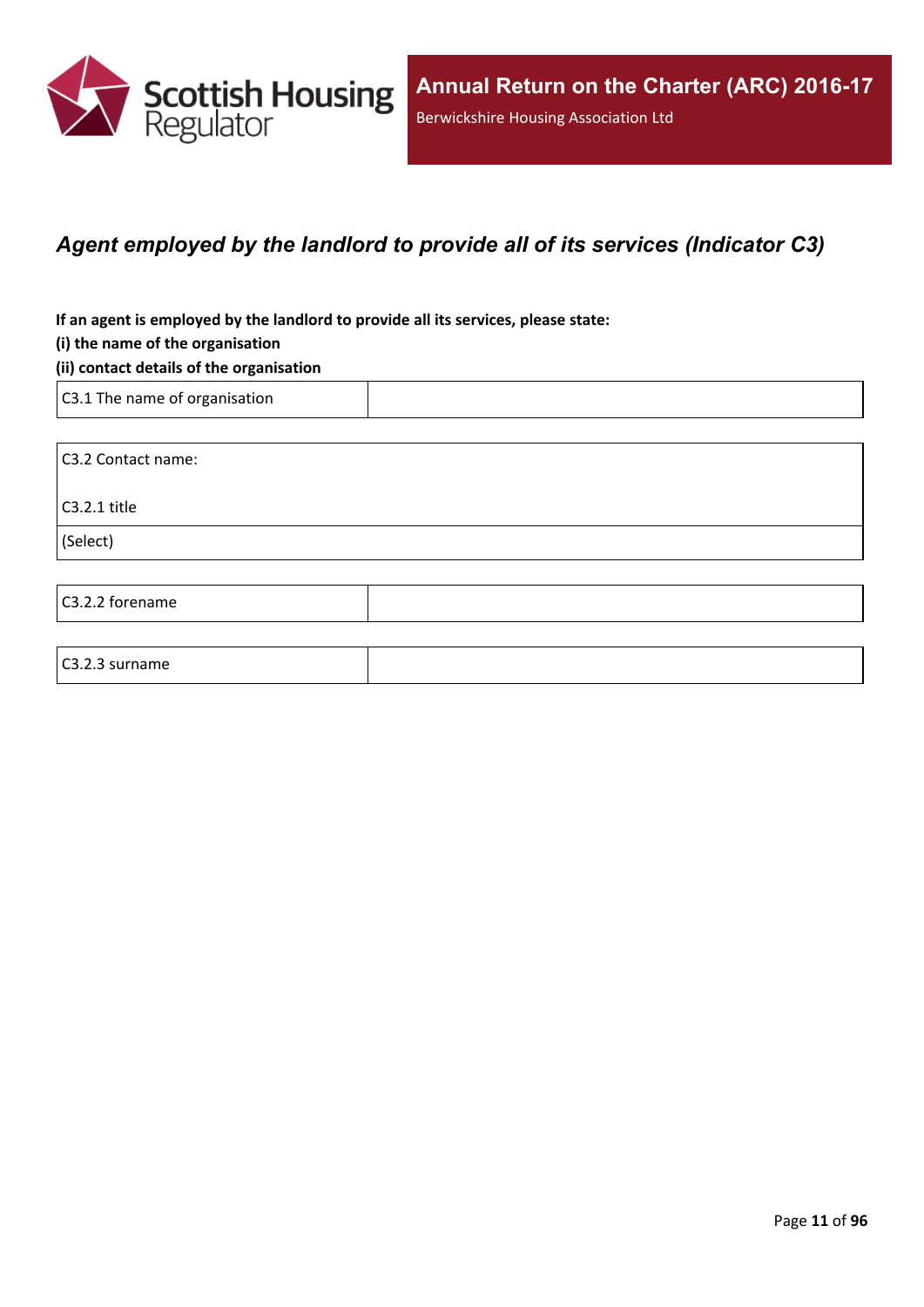## *Agent employed by the landlord to provide all of its services (Indicator C3)*

**If an agent is employed by the landlord to provide all its services, please state:**

**(i) the name of the organisation**

**(ii) contact details of the organisation**

| C3.1 The name of organisation | |
|---|---|

| C3.2 Contact name: |
|---|
| C3.2.1 title |
| (Select) |

| C3.2.2 forename | |
|---|---|

| C3.2.3 surname | |
|---|---|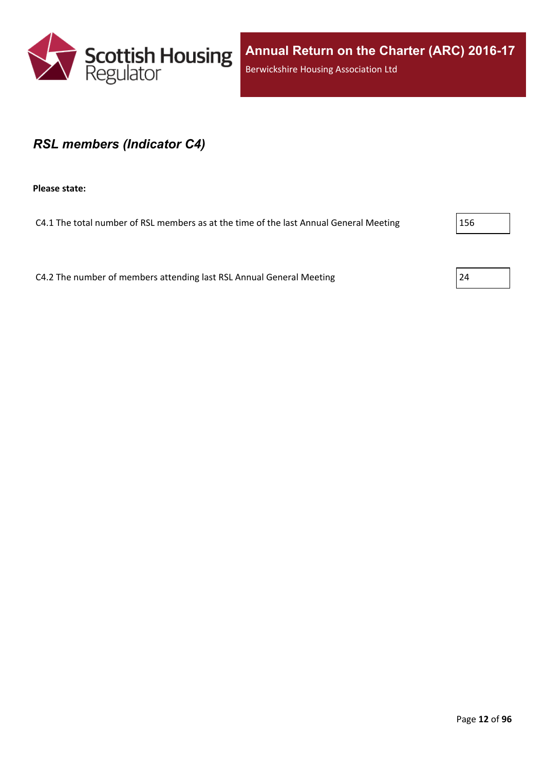## *RSL members (Indicator C4)*

**Please state:**

C4.1 The total number of RSL members as at the time of the last Annual General Meeting

156

C4.2 The number of members attending last RSL Annual General Meeting

24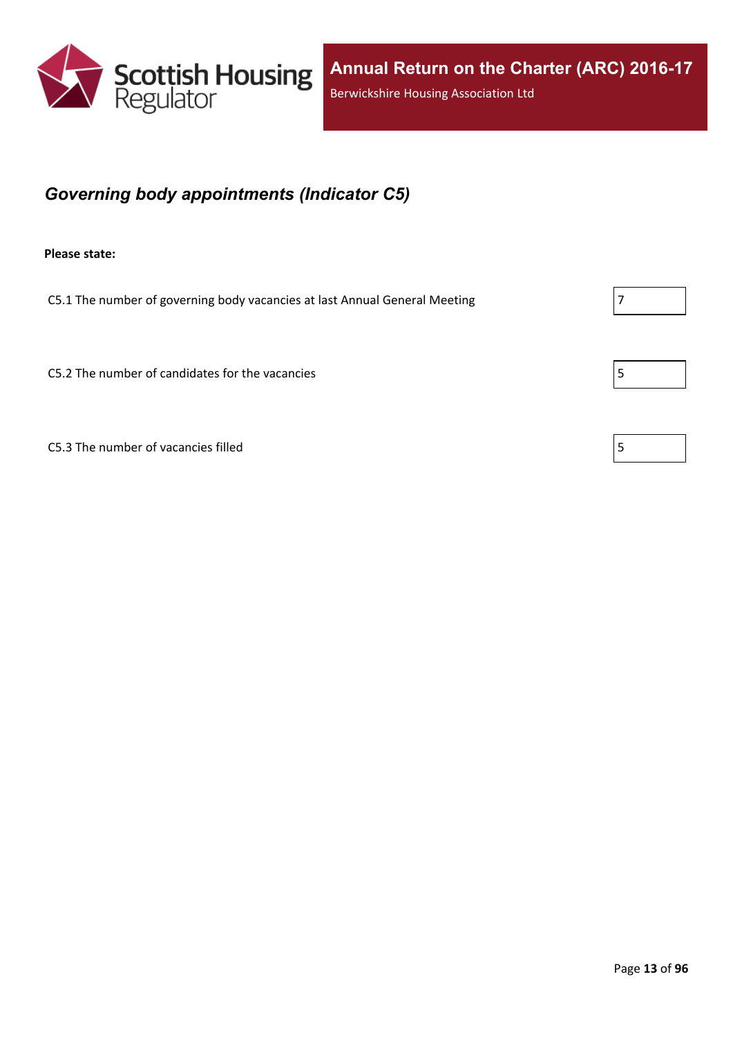## *Governing body appointments (Indicator C5)*

**Please state:**

| | |
|---|---|
| C5.1 The number of governing body vacancies at last Annual General Meeting | 7 |
| C5.2 The number of candidates for the vacancies | 5 |
| C5.3 The number of vacancies filled | 5 |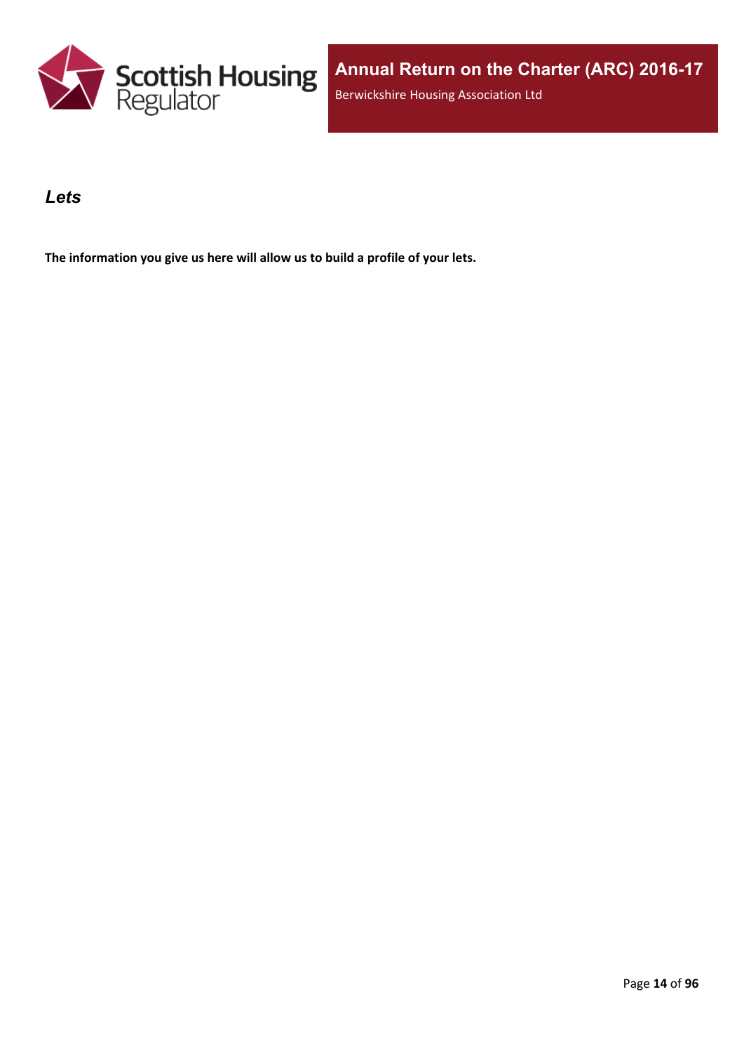## *Lets*

**The information you give us here will allow us to build a profile of your lets.**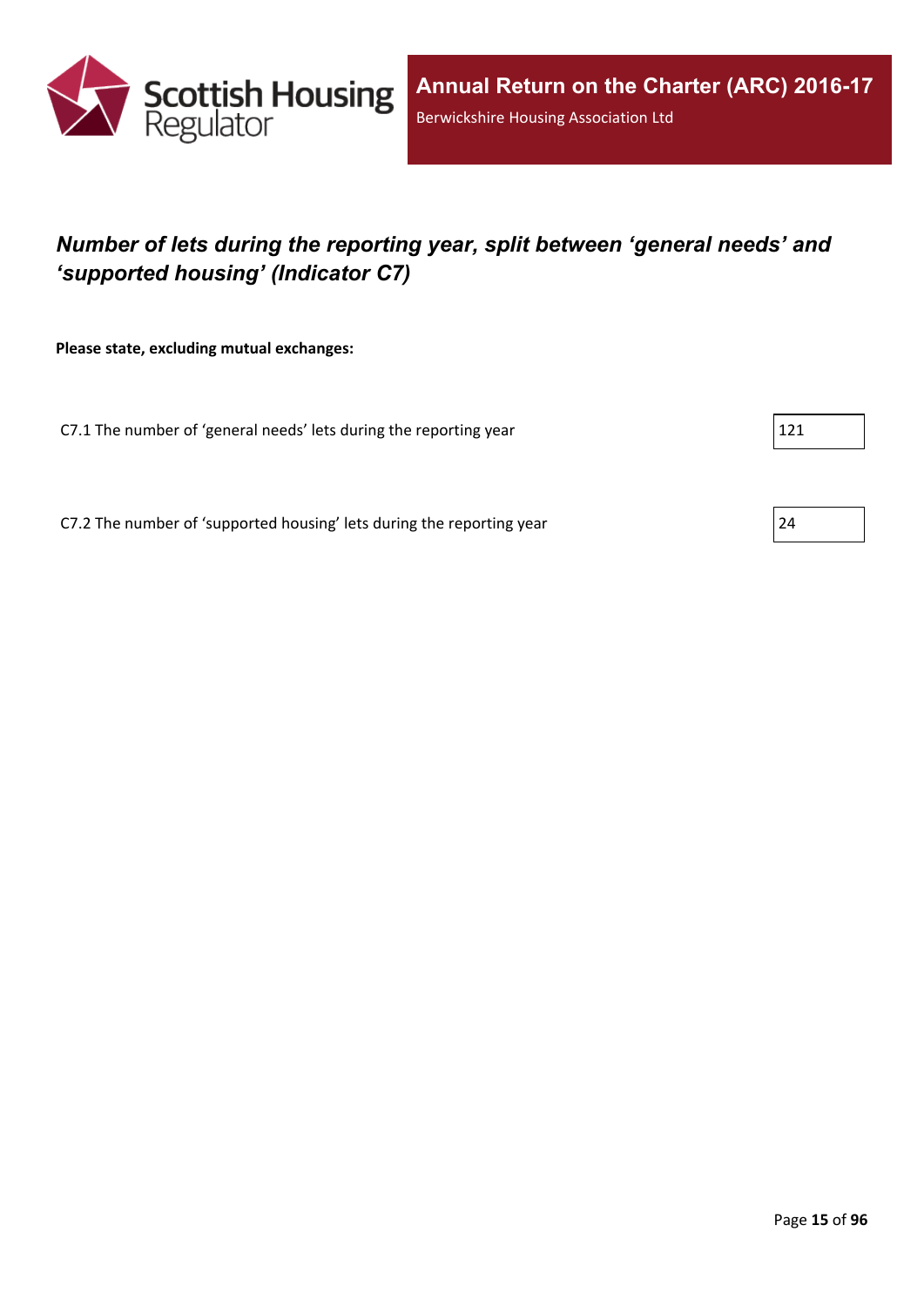## *Number of lets during the reporting year, split between 'general needs' and 'supported housing' (Indicator C7)*

**Please state, excluding mutual exchanges:**

| | |
|---|---|
| C7.1 The number of 'general needs' lets during the reporting year | 121 |
| C7.2 The number of 'supported housing' lets during the reporting year | 24 |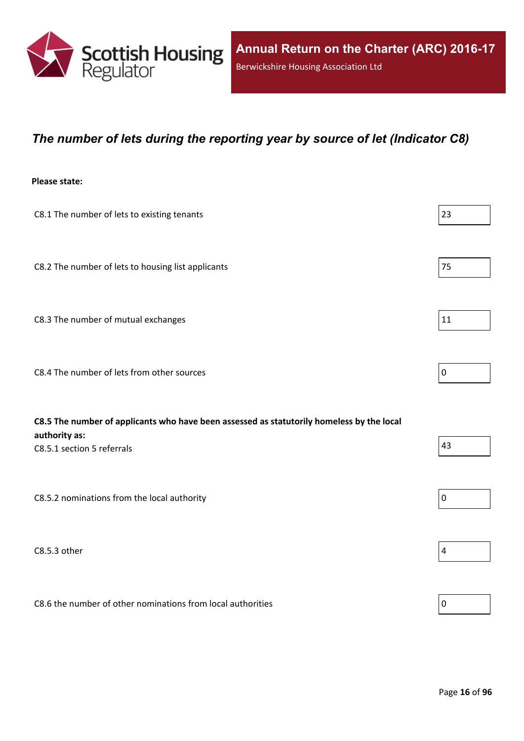## *The number of lets during the reporting year by source of let (Indicator C8)*

**Please state:**

| | |
|---|---|
| C8.1 The number of lets to existing tenants | 23 |
| C8.2 The number of lets to housing list applicants | 75 |
| C8.3 The number of mutual exchanges | 11 |
| C8.4 The number of lets from other sources | 0 |

**C8.5 The number of applicants who have been assessed as statutorily homeless by the local authority as:**

| | |
|---|---|
| C8.5.1 section 5 referrals | 43 |
| C8.5.2 nominations from the local authority | 0 |
| C8.5.3 other | 4 |
| C8.6 the number of other nominations from local authorities | 0 |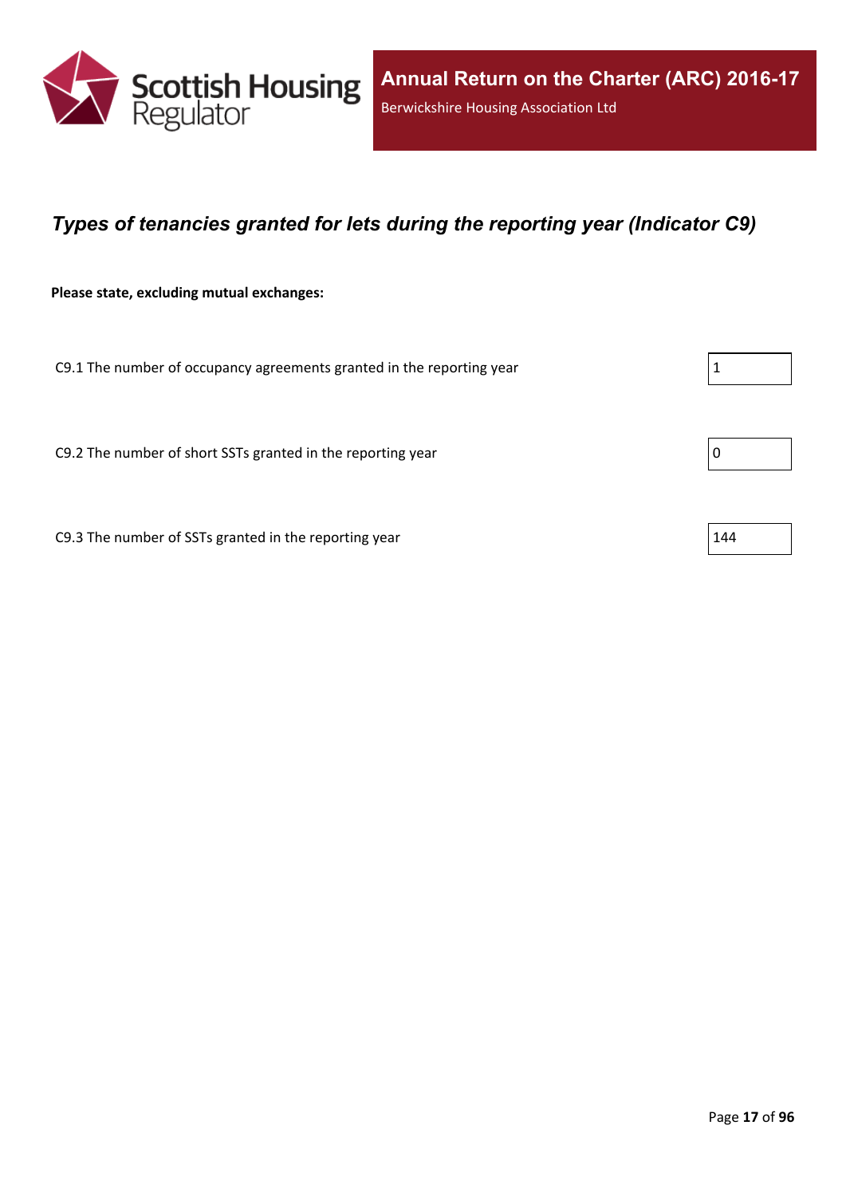## *Types of tenancies granted for lets during the reporting year (Indicator C9)*

**Please state, excluding mutual exchanges:**

| | |
|---|---|
| C9.1 The number of occupancy agreements granted in the reporting year | 1 |
| C9.2 The number of short SSTs granted in the reporting year | 0 |
| C9.3 The number of SSTs granted in the reporting year | 144 |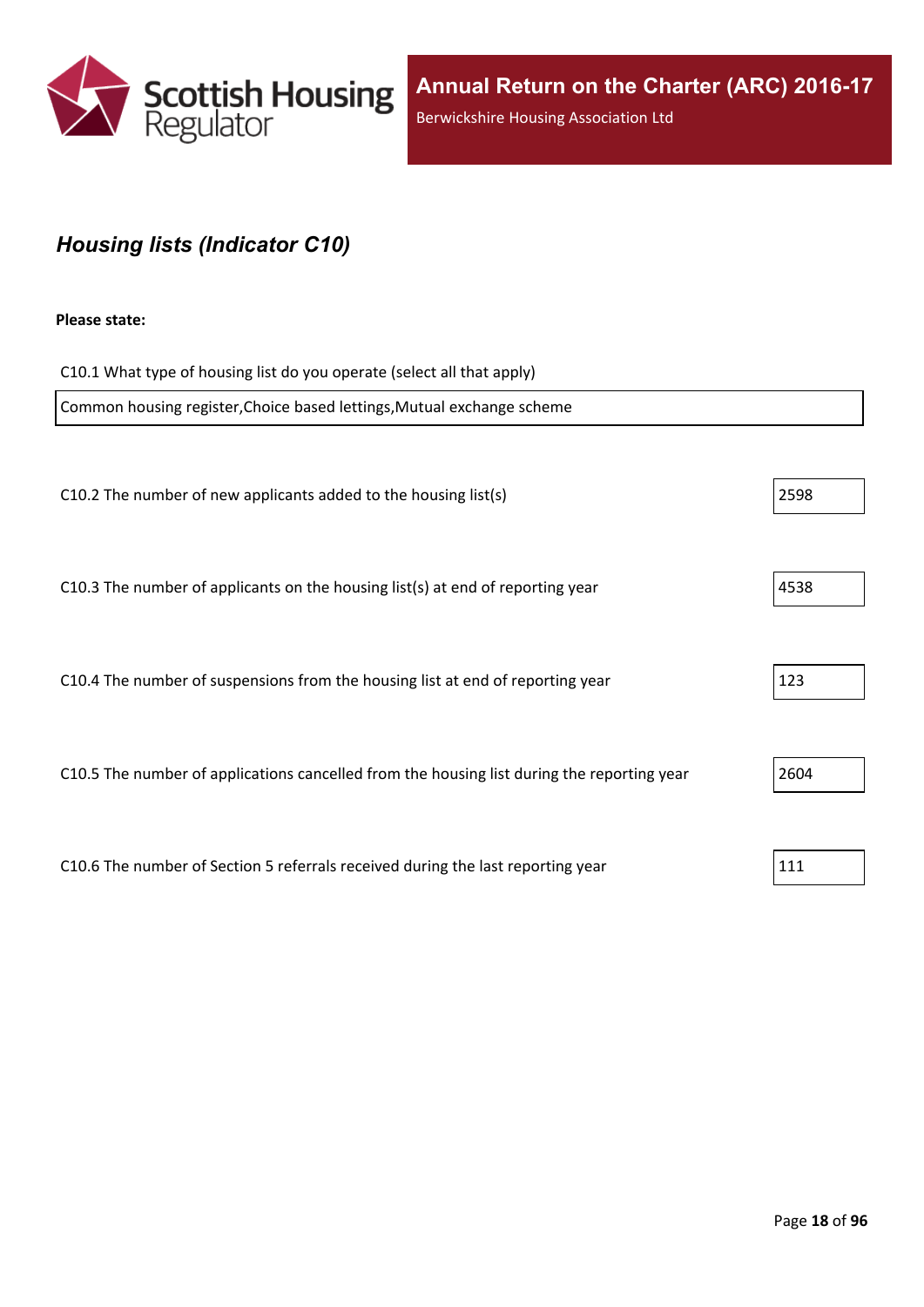## *Housing lists (Indicator C10)*

**Please state:**

C10.1 What type of housing list do you operate (select all that apply)

Common housing register,Choice based lettings,Mutual exchange scheme

| | |
|---|---|
| C10.2 The number of new applicants added to the housing list(s) | 2598 |
| C10.3 The number of applicants on the housing list(s) at end of reporting year | 4538 |
| C10.4 The number of suspensions from the housing list at end of reporting year | 123 |
| C10.5 The number of applications cancelled from the housing list during the reporting year | 2604 |
| C10.6 The number of Section 5 referrals received during the last reporting year | 111 |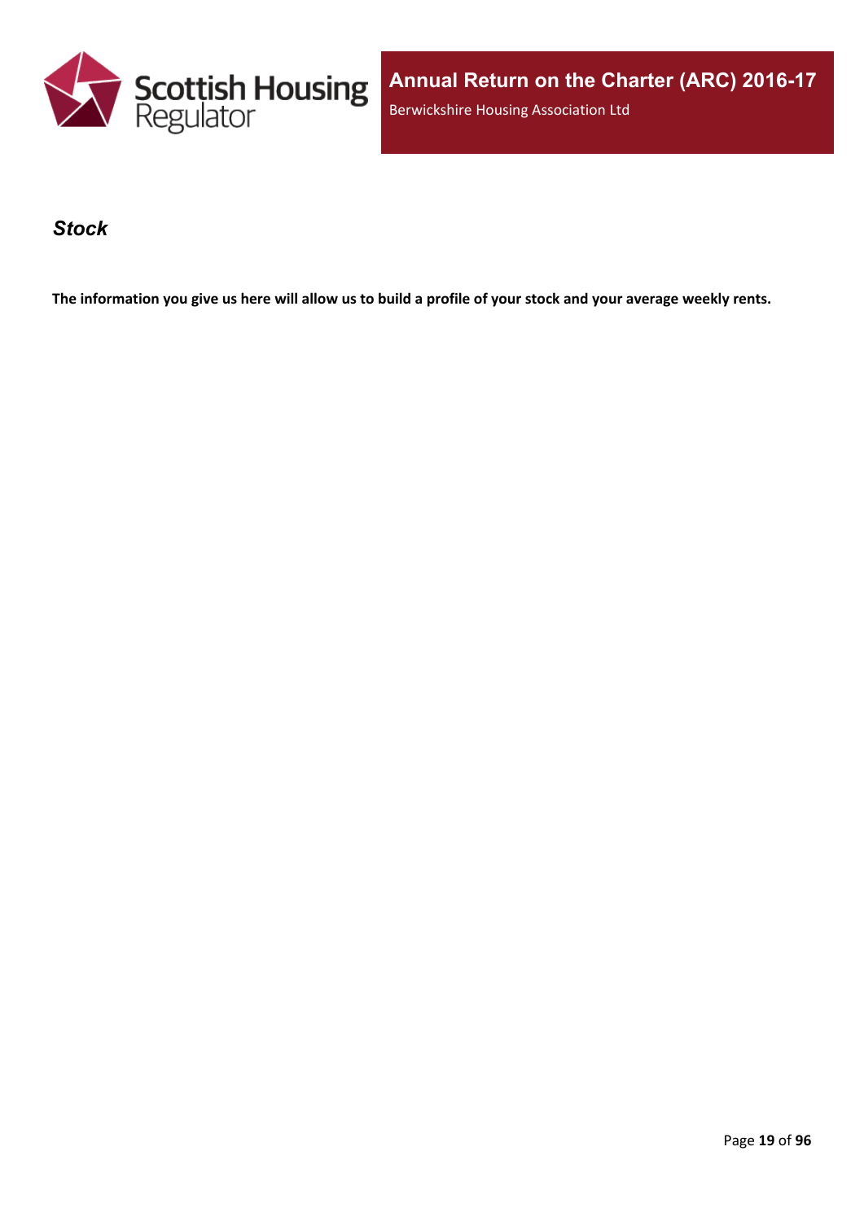### *Stock*

**The information you give us here will allow us to build a profile of your stock and your average weekly rents.**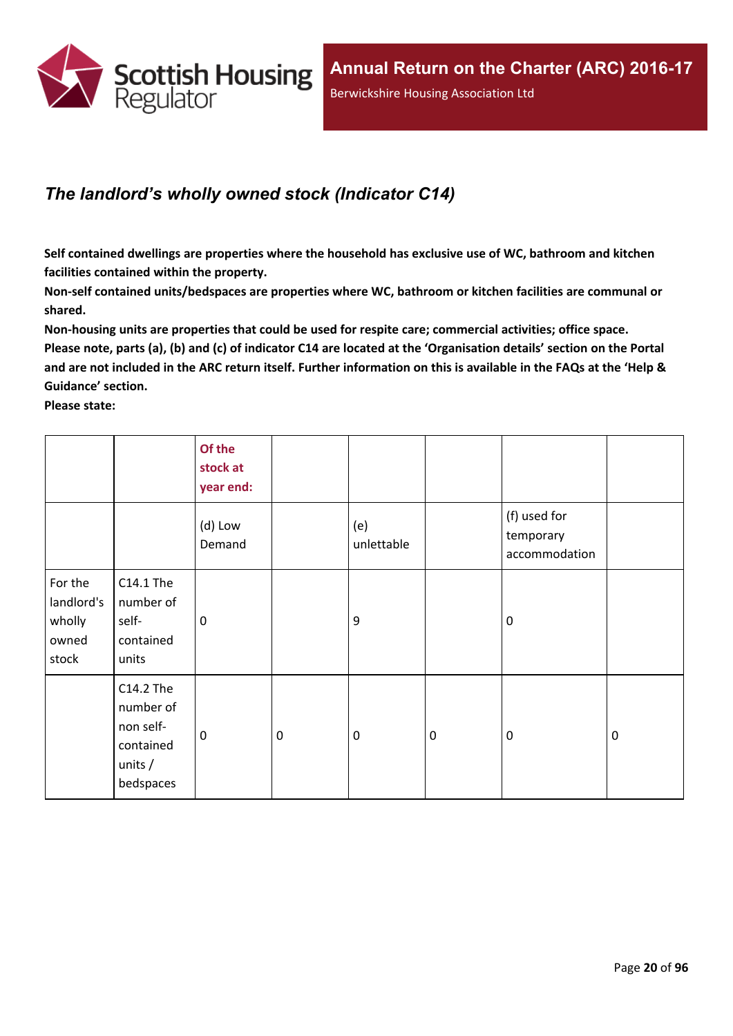## *The landlord's wholly owned stock (Indicator C14)*

**Self contained dwellings are properties where the household has exclusive use of WC, bathroom and kitchen facilities contained within the property.**

**Non-self contained units/bedspaces are properties where WC, bathroom or kitchen facilities are communal or shared.**

**Non-housing units are properties that could be used for respite care; commercial activities; office space.**

**Please note, parts (a), (b) and (c) of indicator C14 are located at the 'Organisation details' section on the Portal and are not included in the ARC return itself. Further information on this is available in the FAQs at the 'Help & Guidance' section.**

**Please state:**

| | | Of the stock at year end: | | | | | |
|---|---|---|---|---|---|---|---|
| | | (d) Low Demand | | (e) unlettable | | (f) used for temporary accommodation | |
| For the landlord's wholly owned stock | C14.1 The number of self-contained units | 0 | | 9 | | 0 | |
| | C14.2 The number of non self-contained units / bedspaces | 0 | 0 | 0 | 0 | 0 | 0 |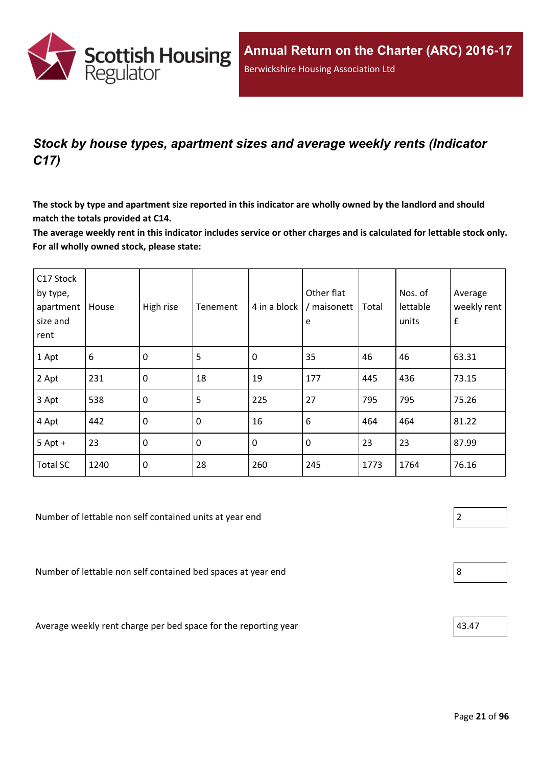## *Stock by house types, apartment sizes and average weekly rents (Indicator C17)*

**The stock by type and apartment size reported in this indicator are wholly owned by the landlord and should match the totals provided at C14.**

**The average weekly rent in this indicator includes service or other charges and is calculated for lettable stock only. For all wholly owned stock, please state:**

| C17 Stock by type, apartment size and rent | House | High rise | Tenement | 4 in a block | Other flat / maisonette | Total | Nos. of lettable units | Average weekly rent £ |
|---|---|---|---|---|---|---|---|---|
| 1 Apt | 6 | 0 | 5 | 0 | 35 | 46 | 46 | 63.31 |
| 2 Apt | 231 | 0 | 18 | 19 | 177 | 445 | 436 | 73.15 |
| 3 Apt | 538 | 0 | 5 | 225 | 27 | 795 | 795 | 75.26 |
| 4 Apt | 442 | 0 | 0 | 16 | 6 | 464 | 464 | 81.22 |
| 5 Apt + | 23 | 0 | 0 | 0 | 0 | 23 | 23 | 87.99 |
| Total SC | 1240 | 0 | 28 | 260 | 245 | 1773 | 1764 | 76.16 |

Number of lettable non self contained units at year end: 2

Number of lettable non self contained bed spaces at year end: 8

Average weekly rent charge per bed space for the reporting year: 43.47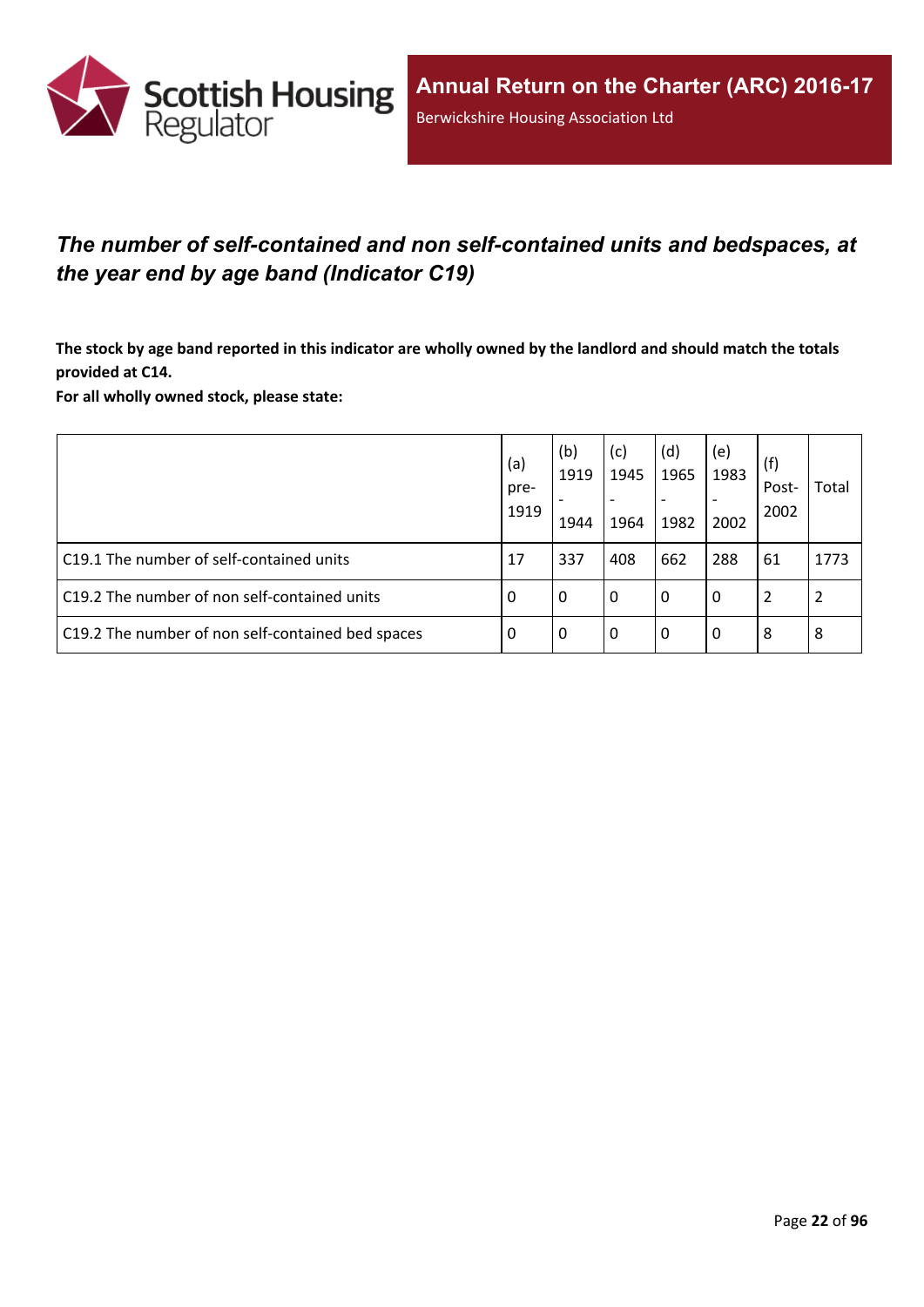## *The number of self-contained and non self-contained units and bedspaces, at the year end by age band (Indicator C19)*

**The stock by age band reported in this indicator are wholly owned by the landlord and should match the totals provided at C14.**
**For all wholly owned stock, please state:**

| | (a) pre-1919 | (b) 1919 - 1944 | (c) 1945 - 1964 | (d) 1965 - 1982 | (e) 1983 - 2002 | (f) Post-2002 | Total |
|---|---|---|---|---|---|---|---|
| C19.1 The number of self-contained units | 17 | 337 | 408 | 662 | 288 | 61 | 1773 |
| C19.2 The number of non self-contained units | 0 | 0 | 0 | 0 | 0 | 2 | 2 |
| C19.2 The number of non self-contained bed spaces | 0 | 0 | 0 | 0 | 0 | 8 | 8 |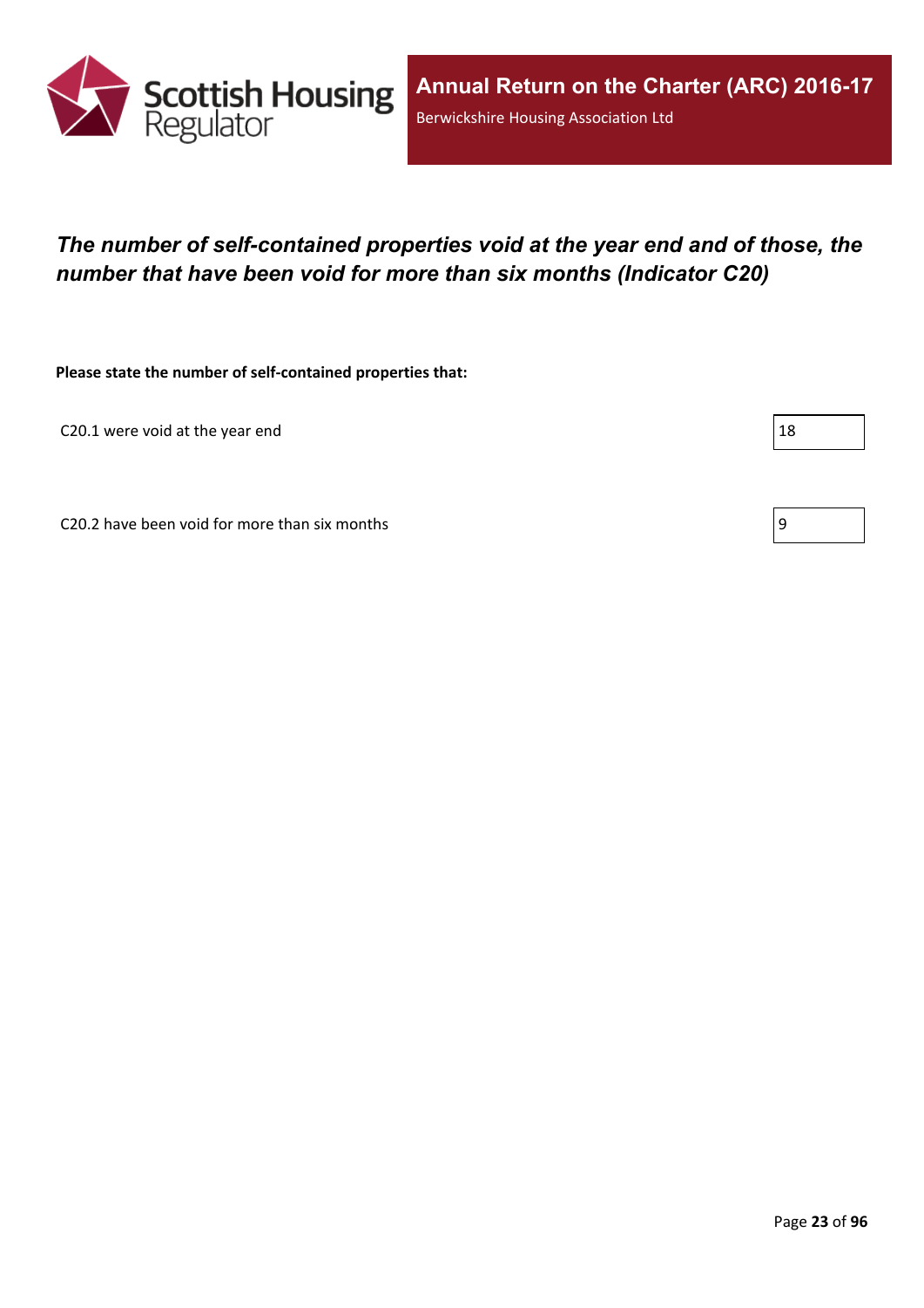## *The number of self-contained properties void at the year end and of those, the number that have been void for more than six months (Indicator C20)*

**Please state the number of self-contained properties that:**

| | |
|---|---|
| C20.1 were void at the year end | 18 |
| C20.2 have been void for more than six months | 9 |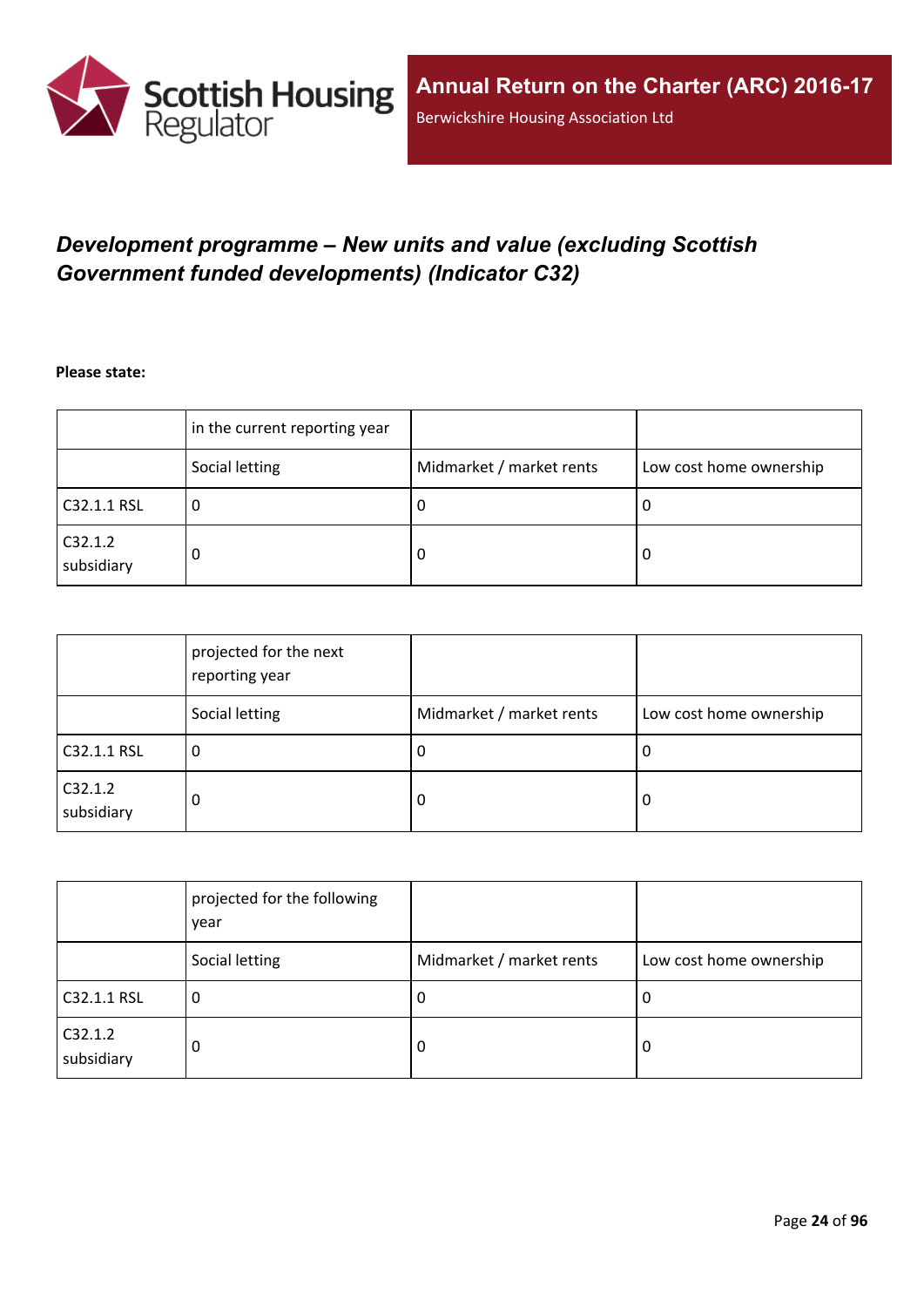## *Development programme – New units and value (excluding Scottish Government funded developments) (Indicator C32)*

**Please state:**

| | in the current reporting year | | |
|---|---|---|---|
| | Social letting | Midmarket / market rents | Low cost home ownership |
| C32.1.1 RSL | 0 | 0 | 0 |
| C32.1.2 subsidiary | 0 | 0 | 0 |

| | projected for the next reporting year | | |
|---|---|---|---|
| | Social letting | Midmarket / market rents | Low cost home ownership |
| C32.1.1 RSL | 0 | 0 | 0 |
| C32.1.2 subsidiary | 0 | 0 | 0 |

| | projected for the following year | | |
|---|---|---|---|
| | Social letting | Midmarket / market rents | Low cost home ownership |
| C32.1.1 RSL | 0 | 0 | 0 |
| C32.1.2 subsidiary | 0 | 0 | 0 |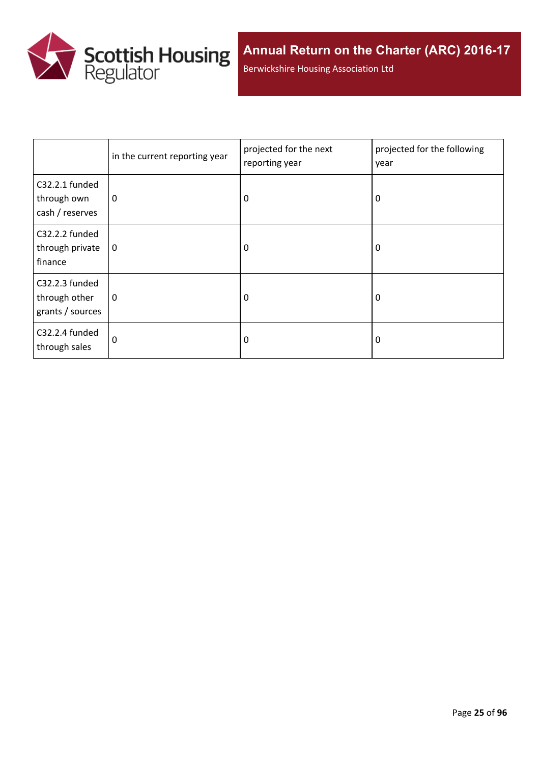| | in the current reporting year | projected for the next reporting year | projected for the following year |
|---|---|---|---|
| C32.2.1 funded through own cash / reserves | 0 | 0 | 0 |
| C32.2.2 funded through private finance | 0 | 0 | 0 |
| C32.2.3 funded through other grants / sources | 0 | 0 | 0 |
| C32.2.4 funded through sales | 0 | 0 | 0 |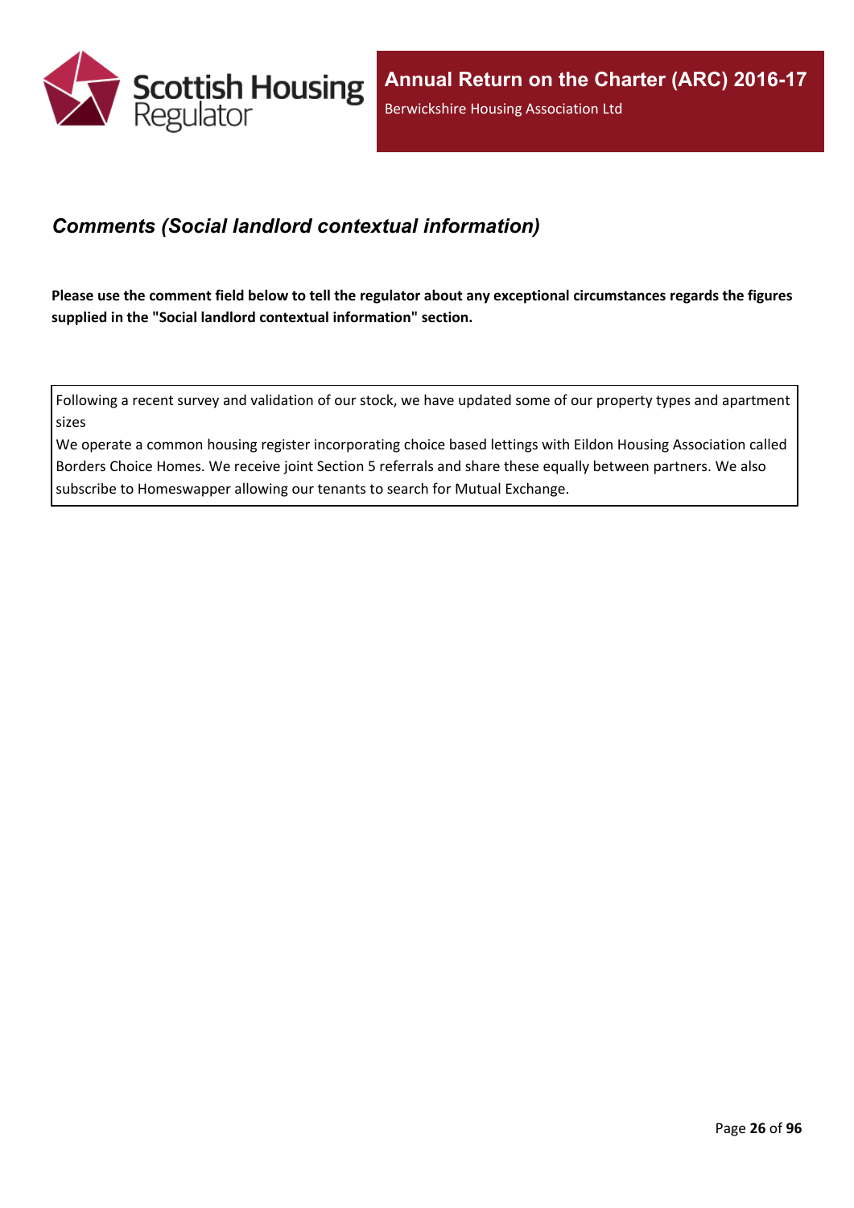## *Comments (Social landlord contextual information)*

**Please use the comment field below to tell the regulator about any exceptional circumstances regards the figures supplied in the "Social landlord contextual information" section.**

Following a recent survey and validation of our stock, we have updated some of our property types and apartment sizes
We operate a common housing register incorporating choice based lettings with Eildon Housing Association called Borders Choice Homes. We receive joint Section 5 referrals and share these equally between partners. We also subscribe to Homeswapper allowing our tenants to search for Mutual Exchange.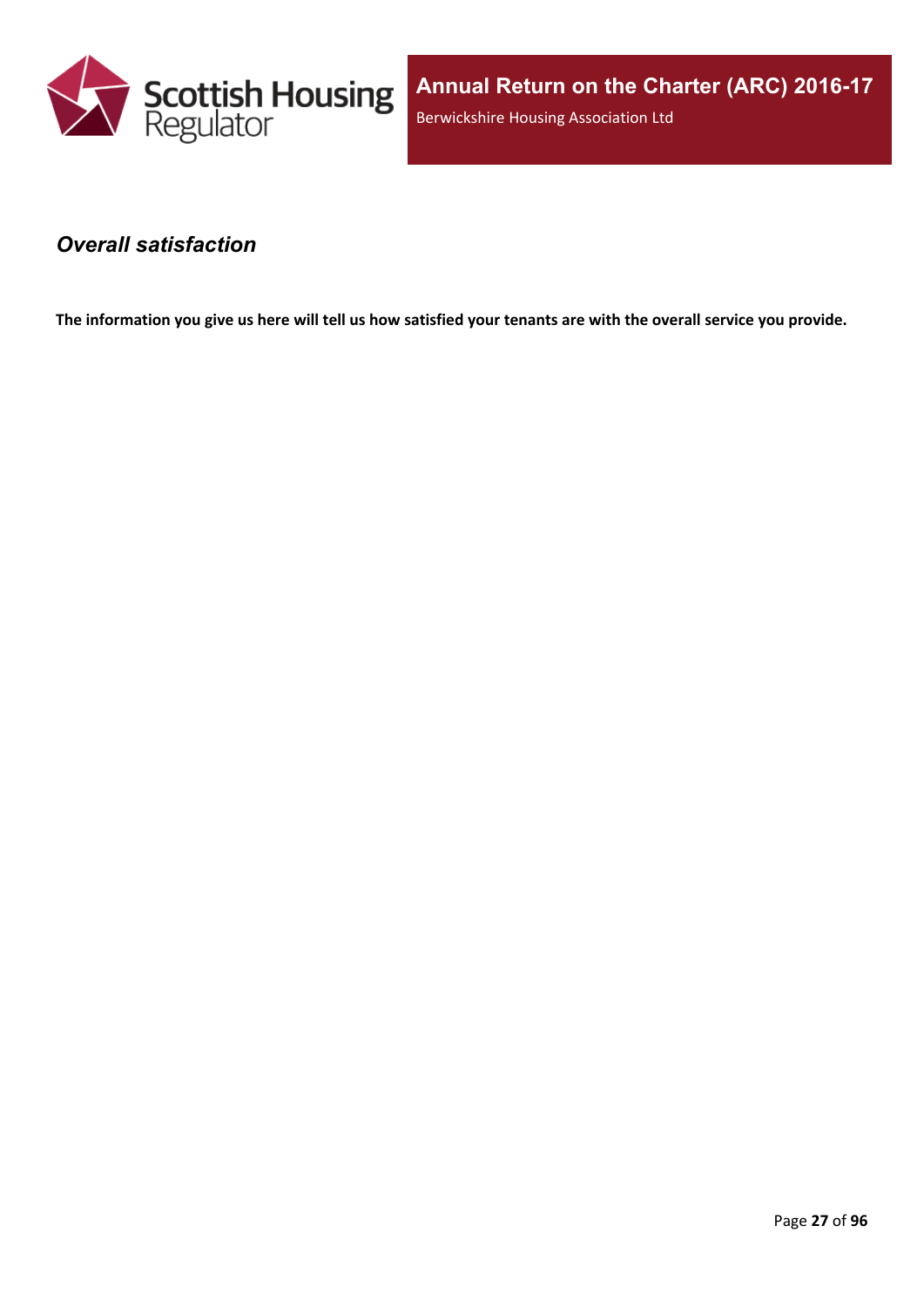## *Overall satisfaction*

**The information you give us here will tell us how satisfied your tenants are with the overall service you provide.**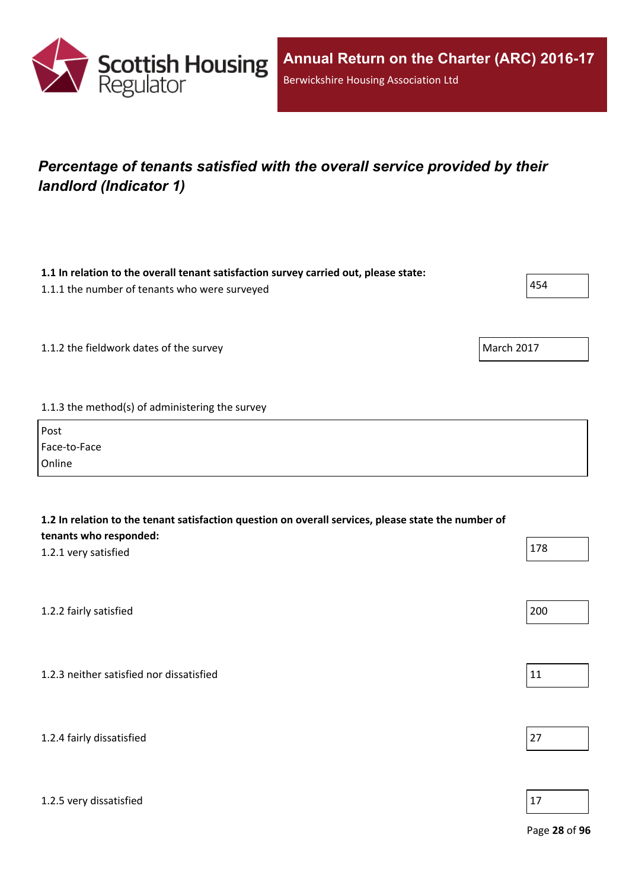## *Percentage of tenants satisfied with the overall service provided by their landlord (Indicator 1)*

**1.1 In relation to the overall tenant satisfaction survey carried out, please state:**

1.1.1 the number of tenants who were surveyed

454

1.1.2 the fieldwork dates of the survey

March 2017

1.1.3 the method(s) of administering the survey

Post
Face-to-Face
Online

**1.2 In relation to the tenant satisfaction question on overall services, please state the number of tenants who responded:**

1.2.1 very satisfied

178

1.2.2 fairly satisfied

200

1.2.3 neither satisfied nor dissatisfied

11

1.2.4 fairly dissatisfied

27

1.2.5 very dissatisfied

17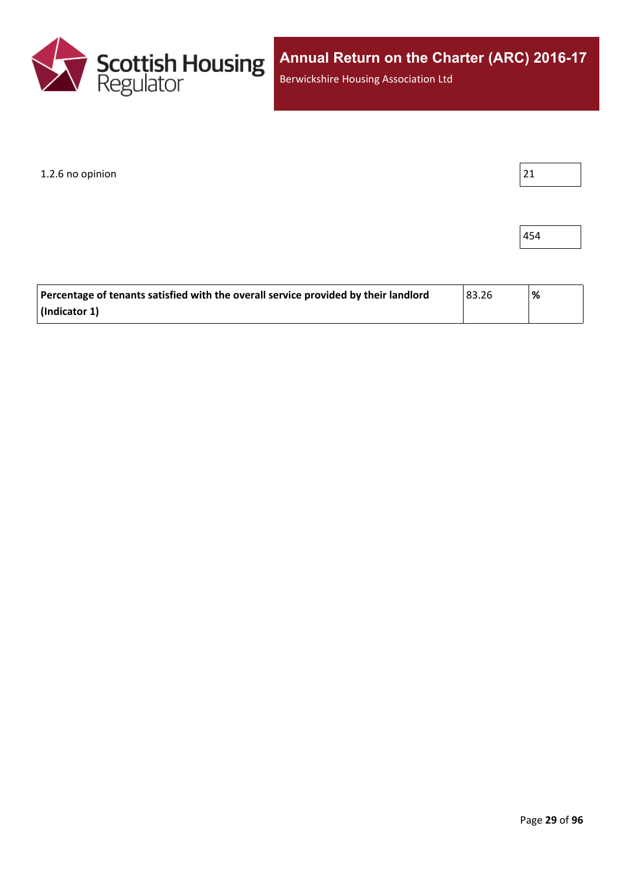| | |
|---|---|
| 1.2.6 no opinion | 21 |
| | 454 |

| | | |
|---|---|---|
| **Percentage of tenants satisfied with the overall service provided by their landlord (Indicator 1)** | 83.26 | **%** |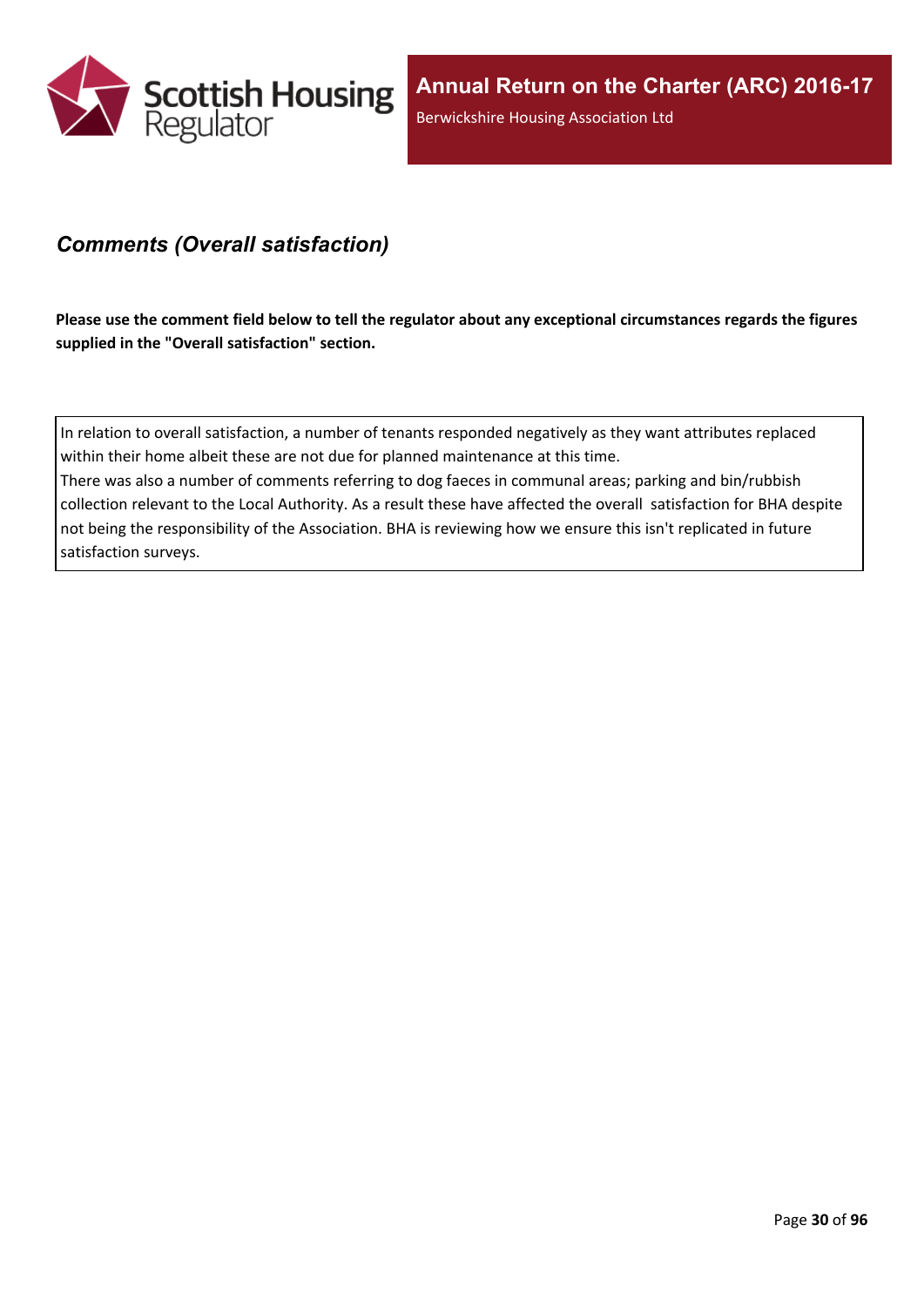## *Comments (Overall satisfaction)*

**Please use the comment field below to tell the regulator about any exceptional circumstances regards the figures supplied in the "Overall satisfaction" section.**

In relation to overall satisfaction, a number of tenants responded negatively as they want attributes replaced within their home albeit these are not due for planned maintenance at this time.
There was also a number of comments referring to dog faeces in communal areas; parking and bin/rubbish collection relevant to the Local Authority. As a result these have affected the overall satisfaction for BHA despite not being the responsibility of the Association. BHA is reviewing how we ensure this isn't replicated in future satisfaction surveys.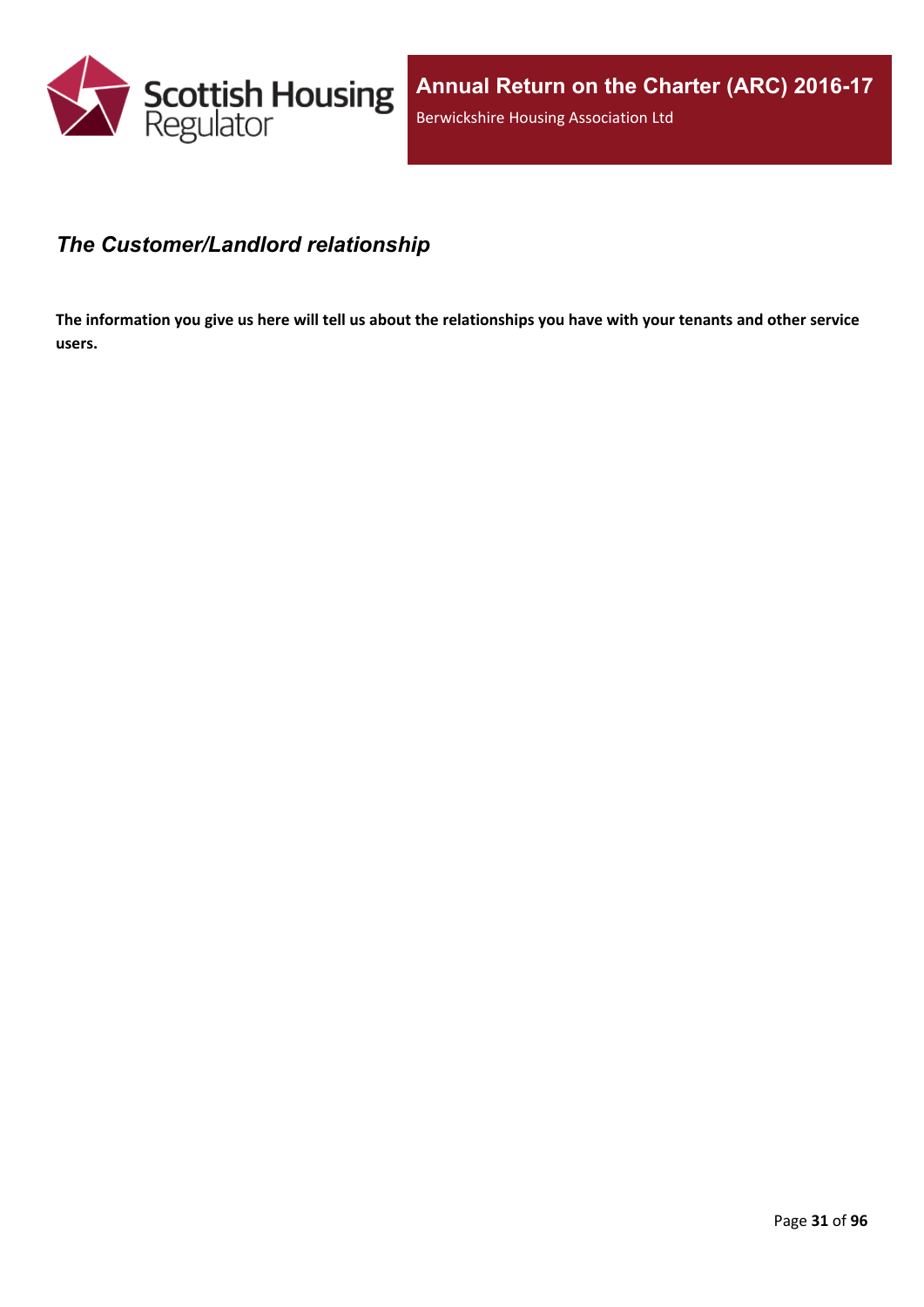## *The Customer/Landlord relationship*

**The information you give us here will tell us about the relationships you have with your tenants and other service users.**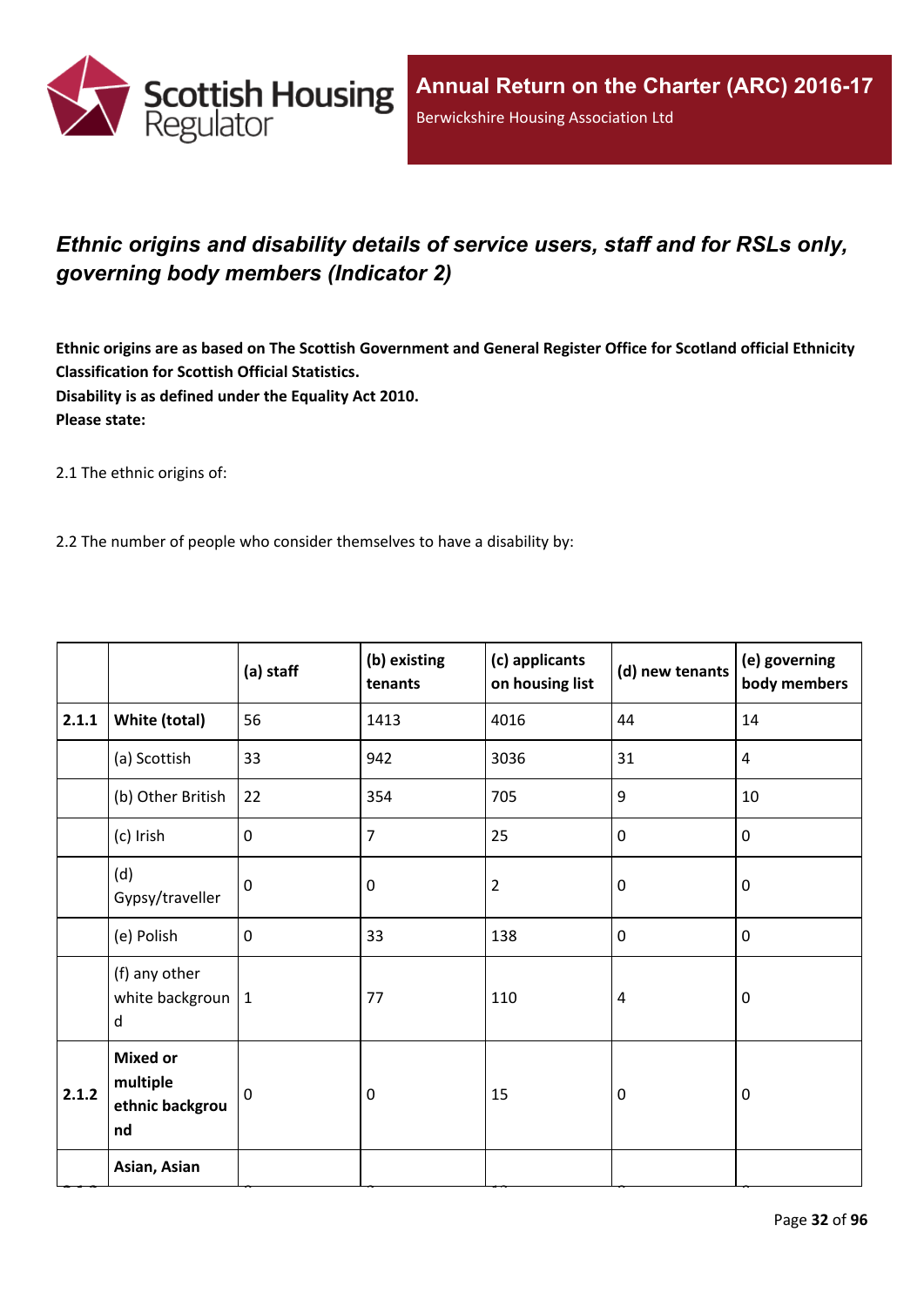## *Ethnic origins and disability details of service users, staff and for RSLs only, governing body members (Indicator 2)*

**Ethnic origins are as based on The Scottish Government and General Register Office for Scotland official Ethnicity Classification for Scottish Official Statistics.**
**Disability is as defined under the Equality Act 2010.**
**Please state:**

2.1 The ethnic origins of:

2.2 The number of people who consider themselves to have a disability by:

| | | (a) staff | (b) existing tenants | (c) applicants on housing list | (d) new tenants | (e) governing body members |
|---|---|---|---|---|---|---|
| 2.1.1 | **White (total)** | 56 | 1413 | 4016 | 44 | 14 |
| | (a) Scottish | 33 | 942 | 3036 | 31 | 4 |
| | (b) Other British | 22 | 354 | 705 | 9 | 10 |
| | (c) Irish | 0 | 7 | 25 | 0 | 0 |
| | (d) Gypsy/traveller | 0 | 0 | 2 | 0 | 0 |
| | (e) Polish | 0 | 33 | 138 | 0 | 0 |
| | (f) any other white background | 1 | 77 | 110 | 4 | 0 |
| 2.1.2 | **Mixed or multiple ethnic background** | 0 | 0 | 15 | 0 | 0 |
| | **Asian, Asian** | | | | | |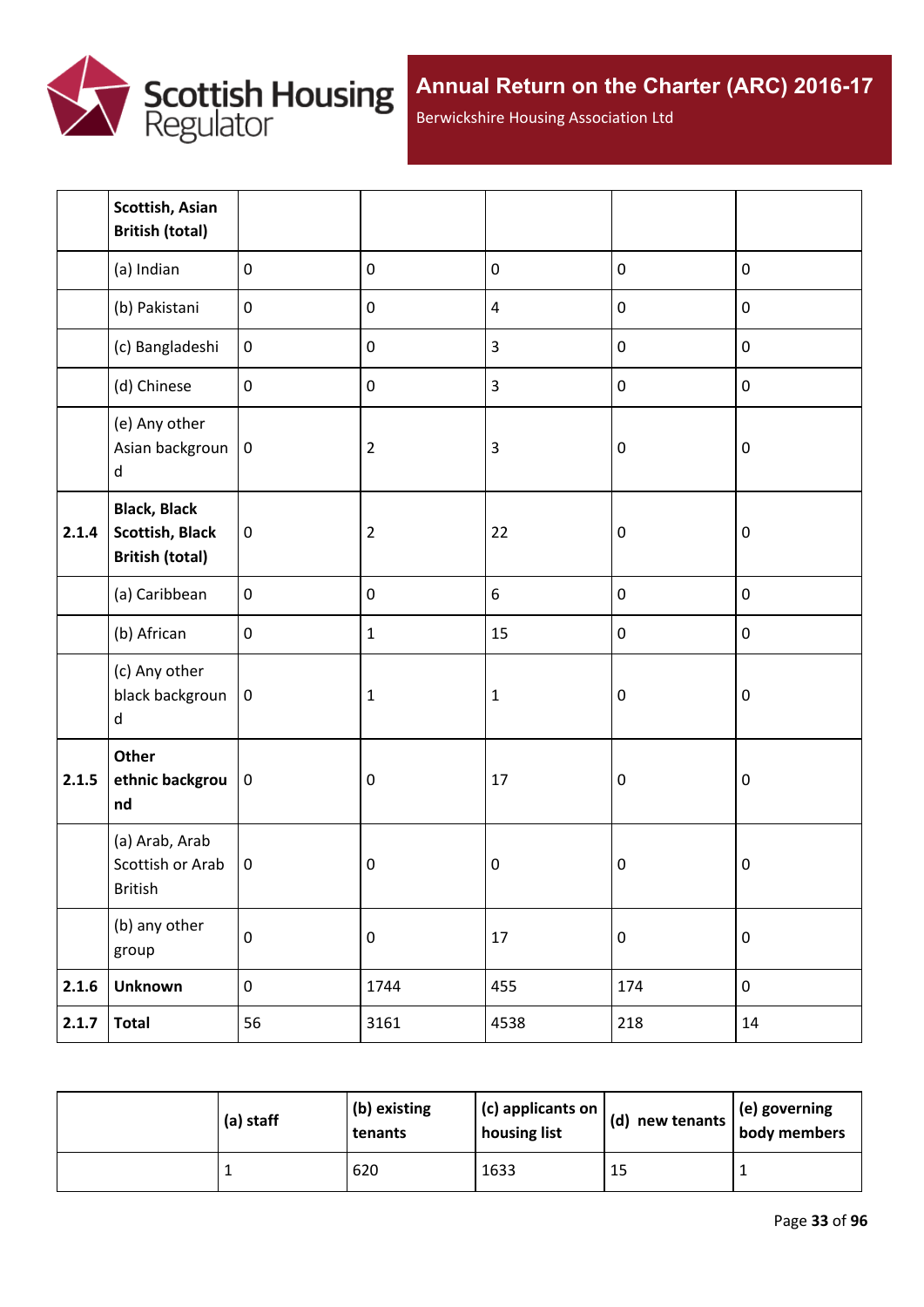| | | | | | | |
|---|---|---|---|---|---|---|
| | **Scottish, Asian British (total)** | | | | | |
| | (a) Indian | 0 | 0 | 0 | 0 | 0 |
| | (b) Pakistani | 0 | 0 | 4 | 0 | 0 |
| | (c) Bangladeshi | 0 | 0 | 3 | 0 | 0 |
| | (d) Chinese | 0 | 0 | 3 | 0 | 0 |
| | (e) Any other Asian background | 0 | 2 | 3 | 0 | 0 |
| **2.1.4** | **Black, Black Scottish, Black British (total)** | 0 | 2 | 22 | 0 | 0 |
| | (a) Caribbean | 0 | 0 | 6 | 0 | 0 |
| | (b) African | 0 | 1 | 15 | 0 | 0 |
| | (c) Any other black background | 0 | 1 | 1 | 0 | 0 |
| **2.1.5** | **Other ethnic background** | 0 | 0 | 17 | 0 | 0 |
| | (a) Arab, Arab Scottish or Arab British | 0 | 0 | 0 | 0 | 0 |
| | (b) any other group | 0 | 0 | 17 | 0 | 0 |
| **2.1.6** | **Unknown** | 0 | 1744 | 455 | 174 | 0 |
| **2.1.7** | **Total** | 56 | 3161 | 4538 | 218 | 14 |

| | (a) staff | (b) existing tenants | (c) applicants on housing list | (d) new tenants | (e) governing body members |
|---|---|---|---|---|---|
| | 1 | 620 | 1633 | 15 | 1 |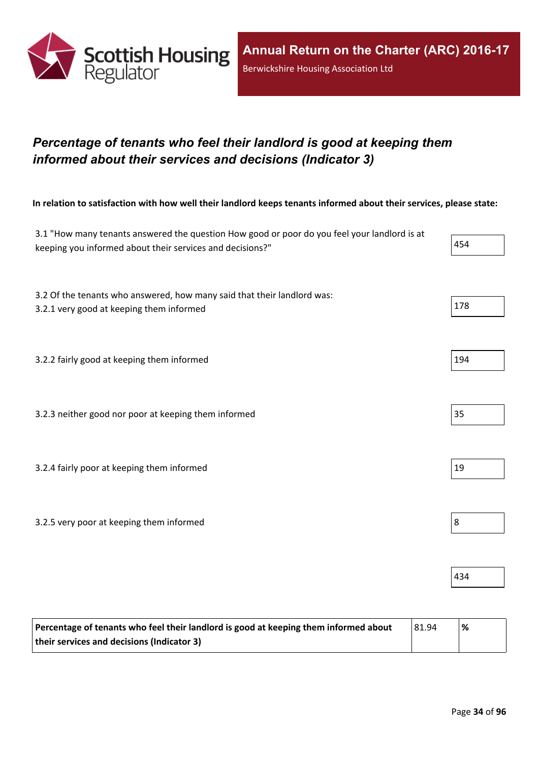## *Percentage of tenants who feel their landlord is good at keeping them informed about their services and decisions (Indicator 3)*

**In relation to satisfaction with how well their landlord keeps tenants informed about their services, please state:**

| | |
|---|---|
| 3.1 "How many tenants answered the question How good or poor do you feel your landlord is at keeping you informed about their services and decisions?" | 454 |
| 3.2 Of the tenants who answered, how many said that their landlord was:<br>3.2.1 very good at keeping them informed | 178 |
| 3.2.2 fairly good at keeping them informed | 194 |
| 3.2.3 neither good nor poor at keeping them informed | 35 |
| 3.2.4 fairly poor at keeping them informed | 19 |
| 3.2.5 very poor at keeping them informed | 8 |
| | 434 |

| | | |
|---|---|---|
| **Percentage of tenants who feel their landlord is good at keeping them informed about their services and decisions (Indicator 3)** | 81.94 | **%** |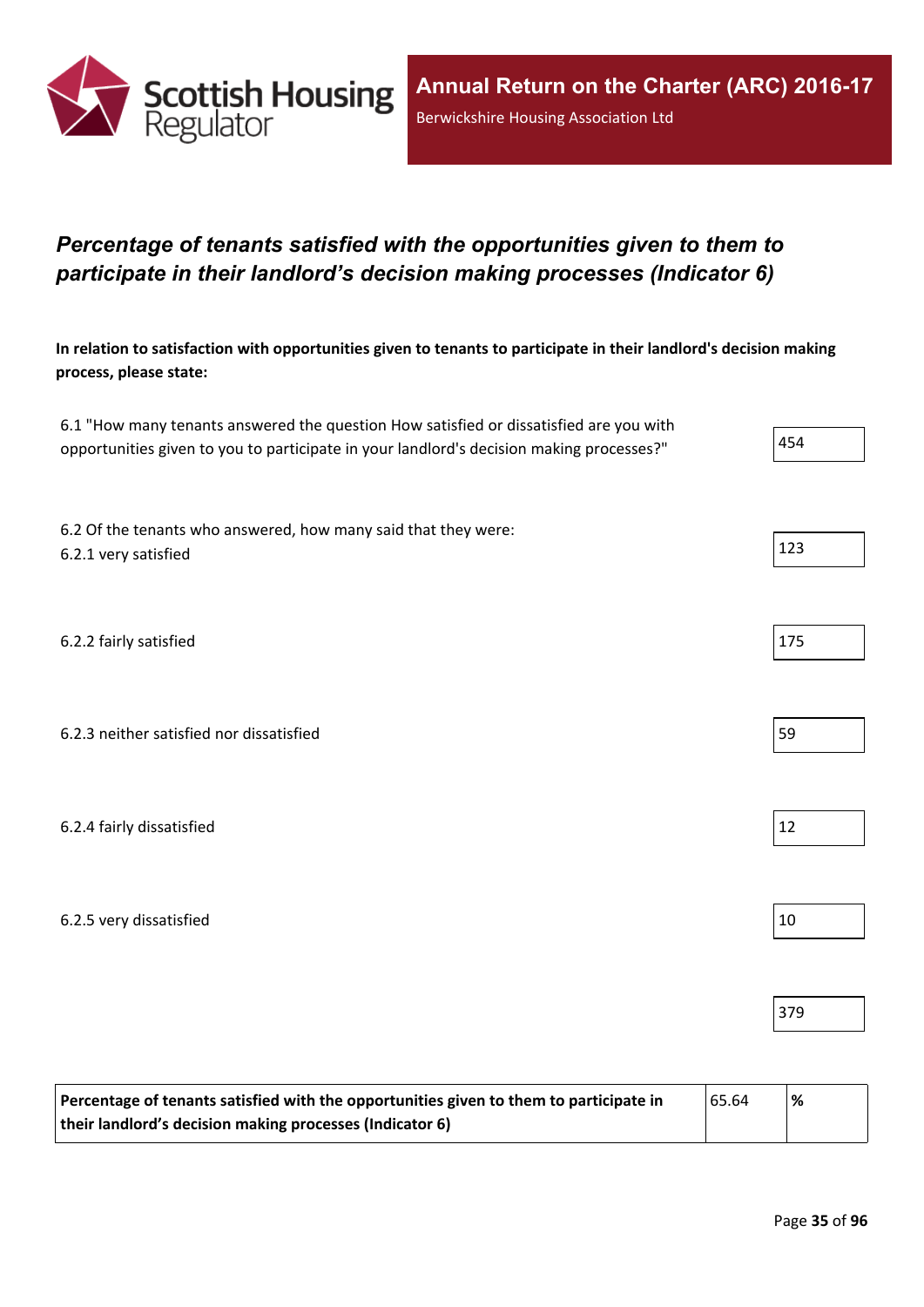## *Percentage of tenants satisfied with the opportunities given to them to participate in their landlord's decision making processes (Indicator 6)*

**In relation to satisfaction with opportunities given to tenants to participate in their landlord's decision making process, please state:**

| | |
|---|---|
| 6.1 "How many tenants answered the question How satisfied or dissatisfied are you with opportunities given to you to participate in your landlord's decision making processes?" | 454 |
| 6.2 Of the tenants who answered, how many said that they were:<br>6.2.1 very satisfied | 123 |
| 6.2.2 fairly satisfied | 175 |
| 6.2.3 neither satisfied nor dissatisfied | 59 |
| 6.2.4 fairly dissatisfied | 12 |
| 6.2.5 very dissatisfied | 10 |
| | 379 |

| | | |
|---|---|---|
| **Percentage of tenants satisfied with the opportunities given to them to participate in their landlord's decision making processes (Indicator 6)** | 65.64 | **%** |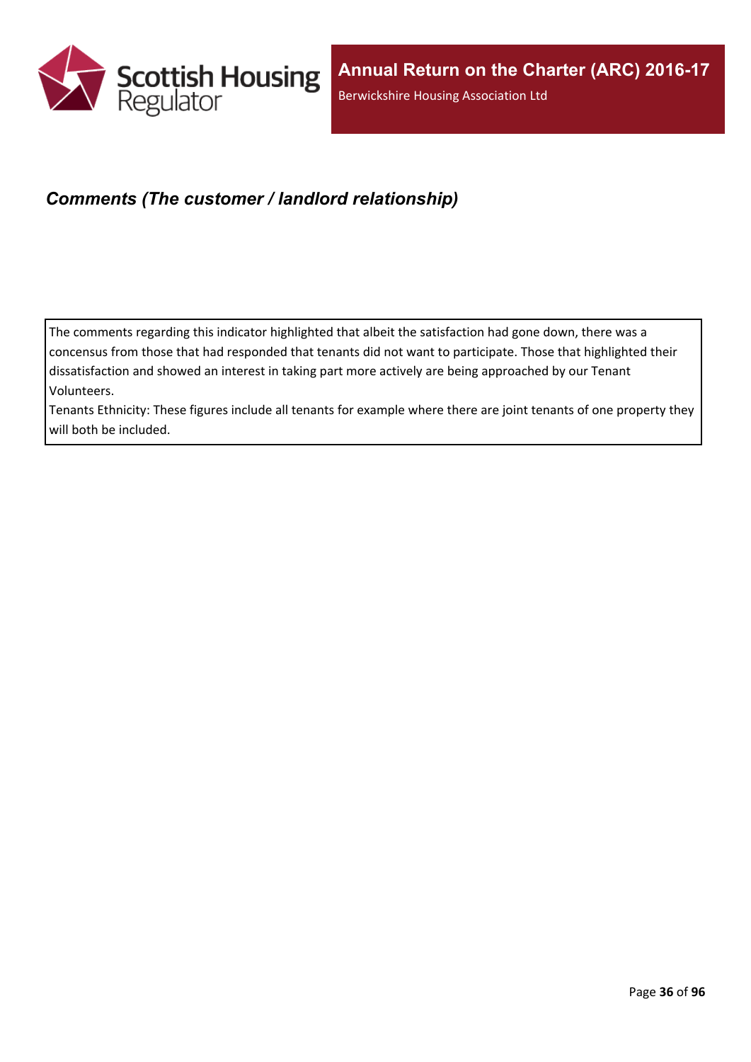## *Comments (The customer / landlord relationship)*

The comments regarding this indicator highlighted that albeit the satisfaction had gone down, there was a concensus from those that had responded that tenants did not want to participate. Those that highlighted their dissatisfaction and showed an interest in taking part more actively are being approached by our Tenant Volunteers.
Tenants Ethnicity: These figures include all tenants for example where there are joint tenants of one property they will both be included.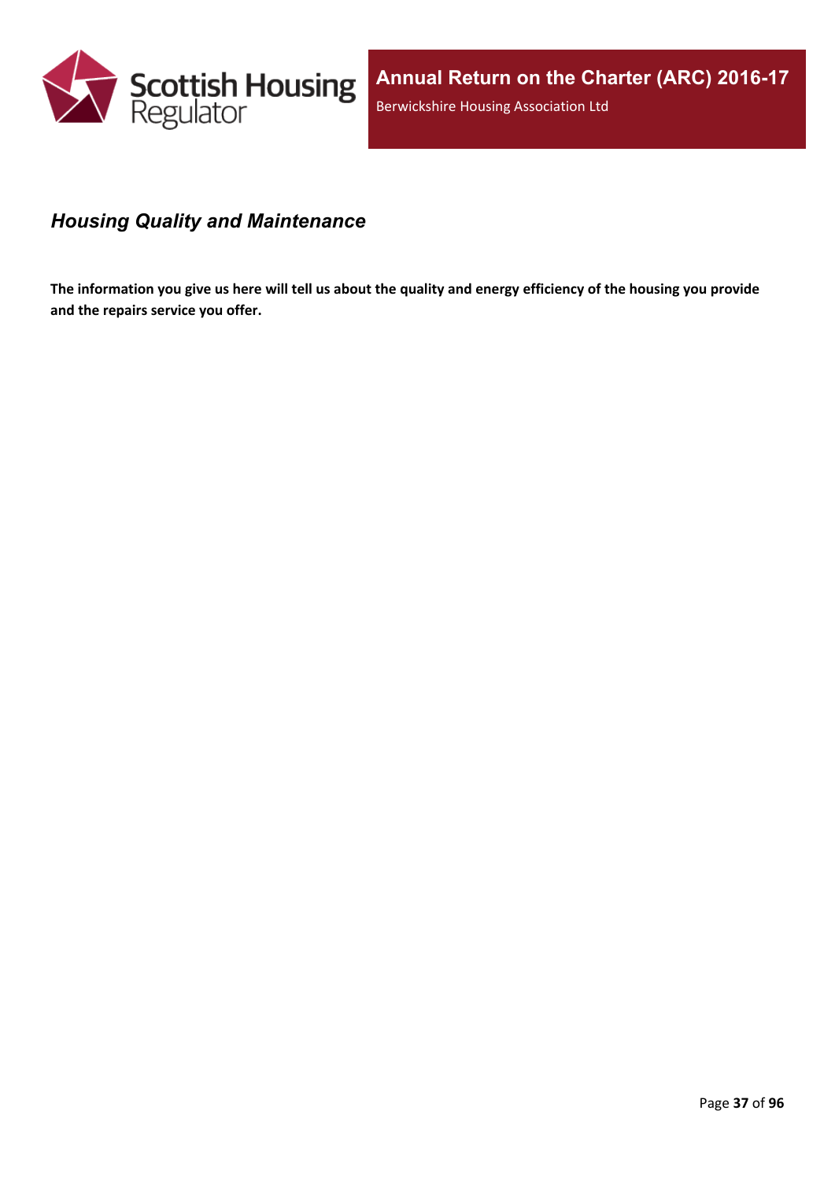## *Housing Quality and Maintenance*

**The information you give us here will tell us about the quality and energy efficiency of the housing you provide and the repairs service you offer.**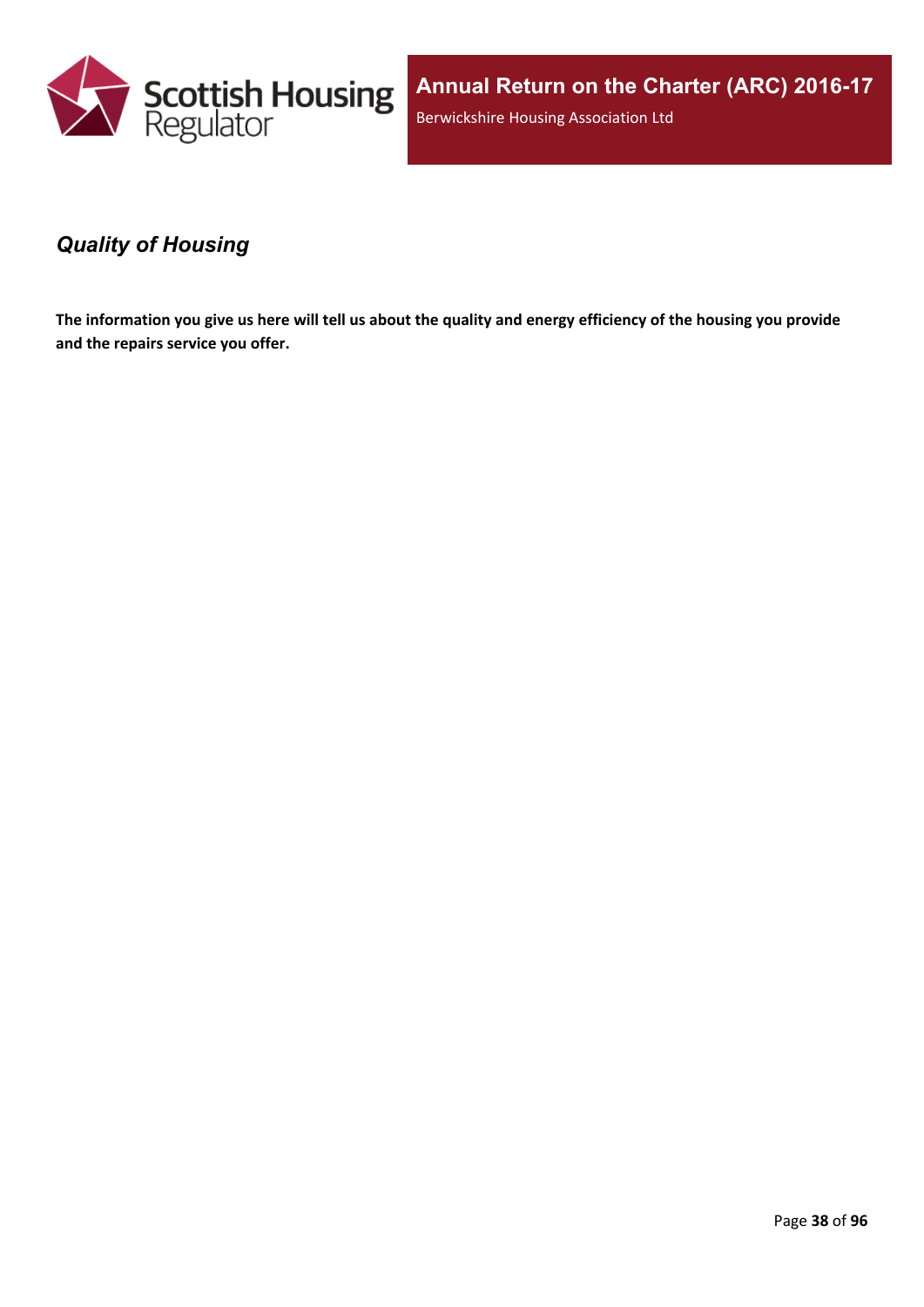## *Quality of Housing*

**The information you give us here will tell us about the quality and energy efficiency of the housing you provide and the repairs service you offer.**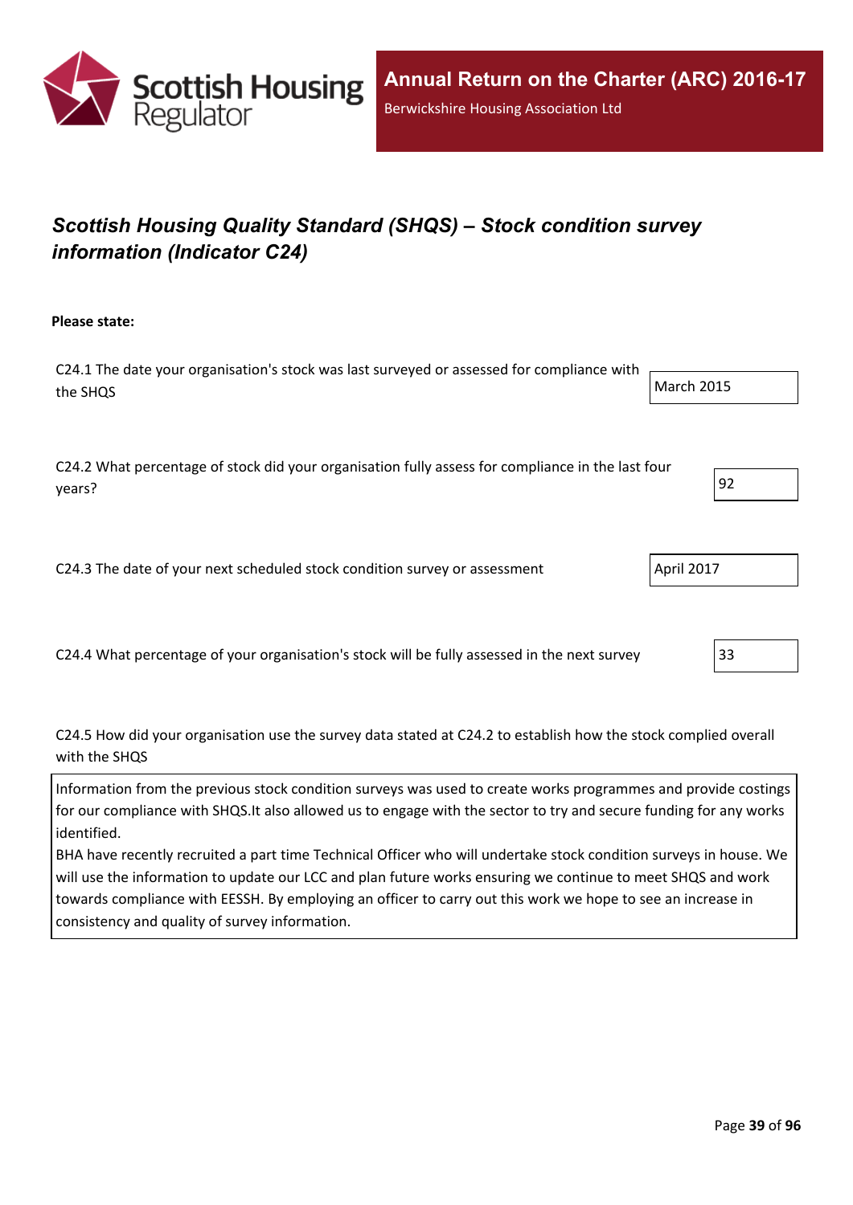## *Scottish Housing Quality Standard (SHQS) – Stock condition survey information (Indicator C24)*

**Please state:**

C24.1 The date your organisation's stock was last surveyed or assessed for compliance with the SHQS

March 2015

C24.2 What percentage of stock did your organisation fully assess for compliance in the last four years?

92

C24.3 The date of your next scheduled stock condition survey or assessment

April 2017

C24.4 What percentage of your organisation's stock will be fully assessed in the next survey

33

C24.5 How did your organisation use the survey data stated at C24.2 to establish how the stock complied overall with the SHQS

Information from the previous stock condition surveys was used to create works programmes and provide costings for our compliance with SHQS.It also allowed us to engage with the sector to try and secure funding for any works identified.
BHA have recently recruited a part time Technical Officer who will undertake stock condition surveys in house. We will use the information to update our LCC and plan future works ensuring we continue to meet SHQS and work towards compliance with EESSH. By employing an officer to carry out this work we hope to see an increase in consistency and quality of survey information.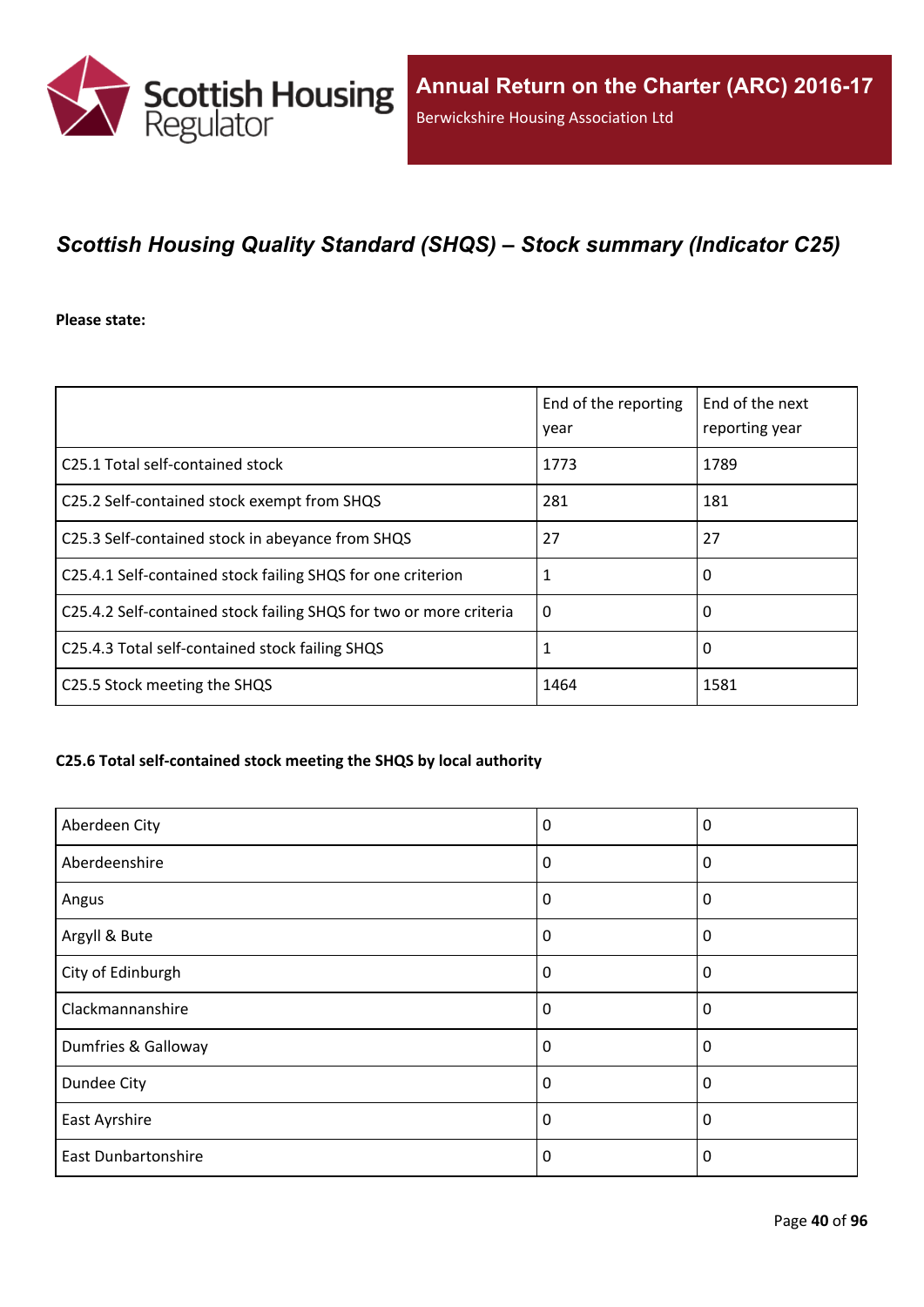## *Scottish Housing Quality Standard (SHQS) – Stock summary (Indicator C25)*

**Please state:**

| | End of the reporting year | End of the next reporting year |
|---|---|---|
| C25.1 Total self-contained stock | 1773 | 1789 |
| C25.2 Self-contained stock exempt from SHQS | 281 | 181 |
| C25.3 Self-contained stock in abeyance from SHQS | 27 | 27 |
| C25.4.1 Self-contained stock failing SHQS for one criterion | 1 | 0 |
| C25.4.2 Self-contained stock failing SHQS for two or more criteria | 0 | 0 |
| C25.4.3 Total self-contained stock failing SHQS | 1 | 0 |
| C25.5 Stock meeting the SHQS | 1464 | 1581 |

#### C25.6 Total self-contained stock meeting the SHQS by local authority

| | | |
|---|---|---|
| Aberdeen City | 0 | 0 |
| Aberdeenshire | 0 | 0 |
| Angus | 0 | 0 |
| Argyll & Bute | 0 | 0 |
| City of Edinburgh | 0 | 0 |
| Clackmannanshire | 0 | 0 |
| Dumfries & Galloway | 0 | 0 |
| Dundee City | 0 | 0 |
| East Ayrshire | 0 | 0 |
| East Dunbartonshire | 0 | 0 |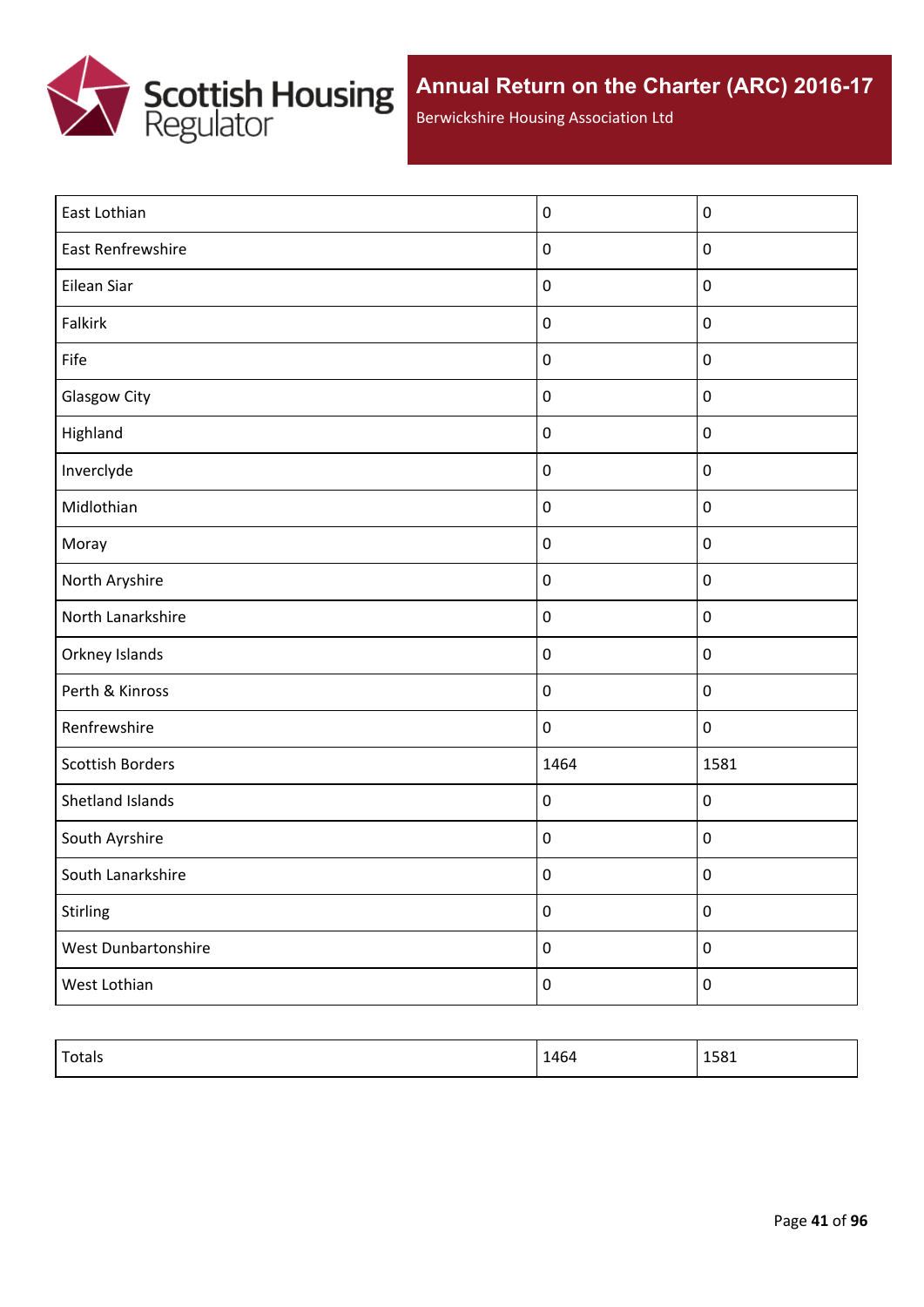| | | |
|---|---|---|
| East Lothian | 0 | 0 |
| East Renfrewshire | 0 | 0 |
| Eilean Siar | 0 | 0 |
| Falkirk | 0 | 0 |
| Fife | 0 | 0 |
| Glasgow City | 0 | 0 |
| Highland | 0 | 0 |
| Inverclyde | 0 | 0 |
| Midlothian | 0 | 0 |
| Moray | 0 | 0 |
| North Aryshire | 0 | 0 |
| North Lanarkshire | 0 | 0 |
| Orkney Islands | 0 | 0 |
| Perth & Kinross | 0 | 0 |
| Renfrewshire | 0 | 0 |
| Scottish Borders | 1464 | 1581 |
| Shetland Islands | 0 | 0 |
| South Ayrshire | 0 | 0 |
| South Lanarkshire | 0 | 0 |
| Stirling | 0 | 0 |
| West Dunbartonshire | 0 | 0 |
| West Lothian | 0 | 0 |

| | | |
|---|---|---|
| Totals | 1464 | 1581 |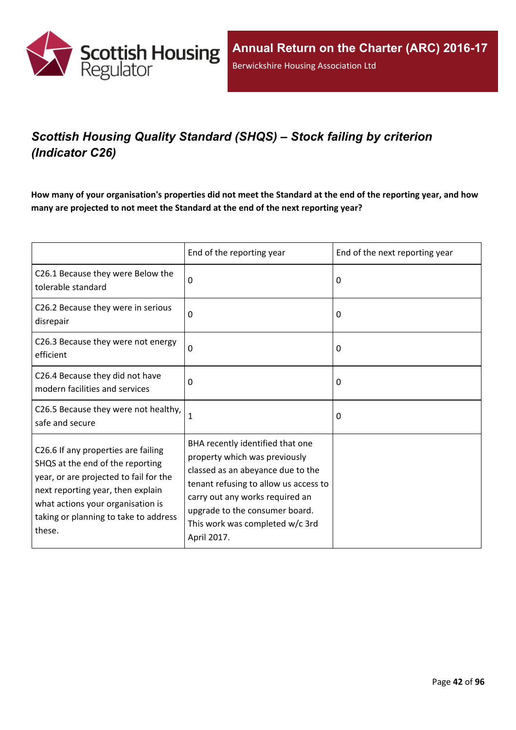## *Scottish Housing Quality Standard (SHQS) – Stock failing by criterion (Indicator C26)*

**How many of your organisation's properties did not meet the Standard at the end of the reporting year, and how many are projected to not meet the Standard at the end of the next reporting year?**

| | End of the reporting year | End of the next reporting year |
|---|---|---|
| C26.1 Because they were Below the tolerable standard | 0 | 0 |
| C26.2 Because they were in serious disrepair | 0 | 0 |
| C26.3 Because they were not energy efficient | 0 | 0 |
| C26.4 Because they did not have modern facilities and services | 0 | 0 |
| C26.5 Because they were not healthy, safe and secure | 1 | 0 |
| C26.6 If any properties are failing SHQS at the end of the reporting year, or are projected to fail for the next reporting year, then explain what actions your organisation is taking or planning to take to address these. | BHA recently identified that one property which was previously classed as an abeyance due to the tenant refusing to allow us access to carry out any works required an upgrade to the consumer board. This work was completed w/c 3rd April 2017. | |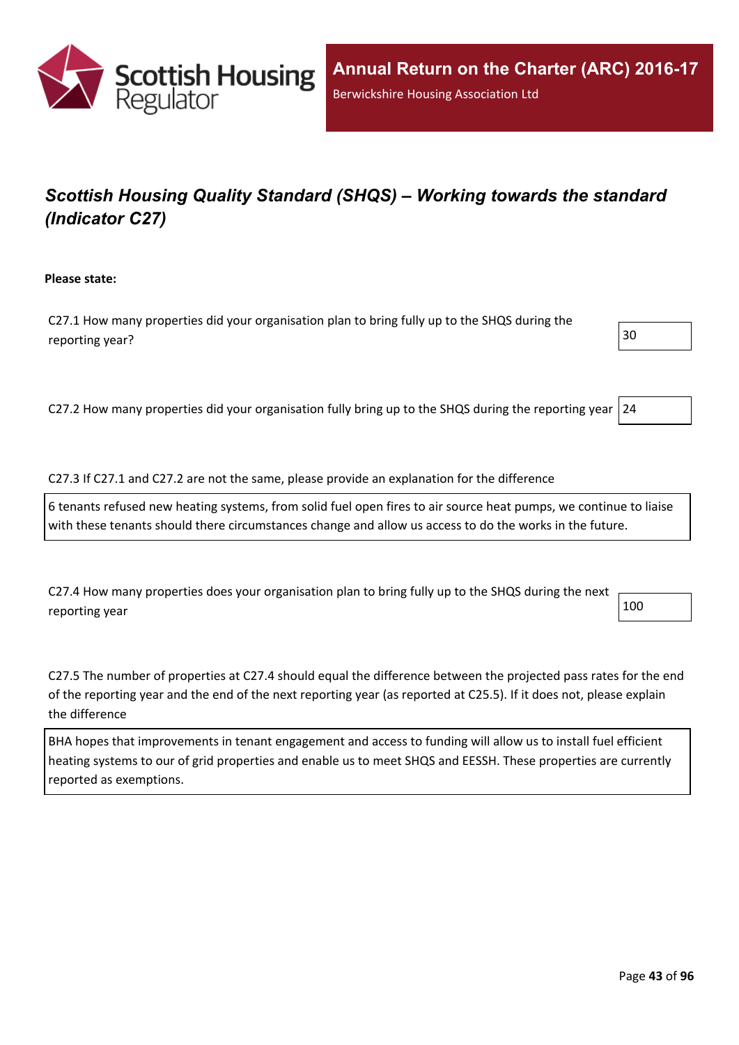## *Scottish Housing Quality Standard (SHQS) – Working towards the standard (Indicator C27)*

**Please state:**

C27.1 How many properties did your organisation plan to bring fully up to the SHQS during the reporting year?

30

C27.2 How many properties did your organisation fully bring up to the SHQS during the reporting year

24

C27.3 If C27.1 and C27.2 are not the same, please provide an explanation for the difference

6 tenants refused new heating systems, from solid fuel open fires to air source heat pumps, we continue to liaise with these tenants should there circumstances change and allow us access to do the works in the future.

C27.4 How many properties does your organisation plan to bring fully up to the SHQS during the next reporting year

100

C27.5 The number of properties at C27.4 should equal the difference between the projected pass rates for the end of the reporting year and the end of the next reporting year (as reported at C25.5). If it does not, please explain the difference

BHA hopes that improvements in tenant engagement and access to funding will allow us to install fuel efficient heating systems to our of grid properties and enable us to meet SHQS and EESSH. These properties are currently reported as exemptions.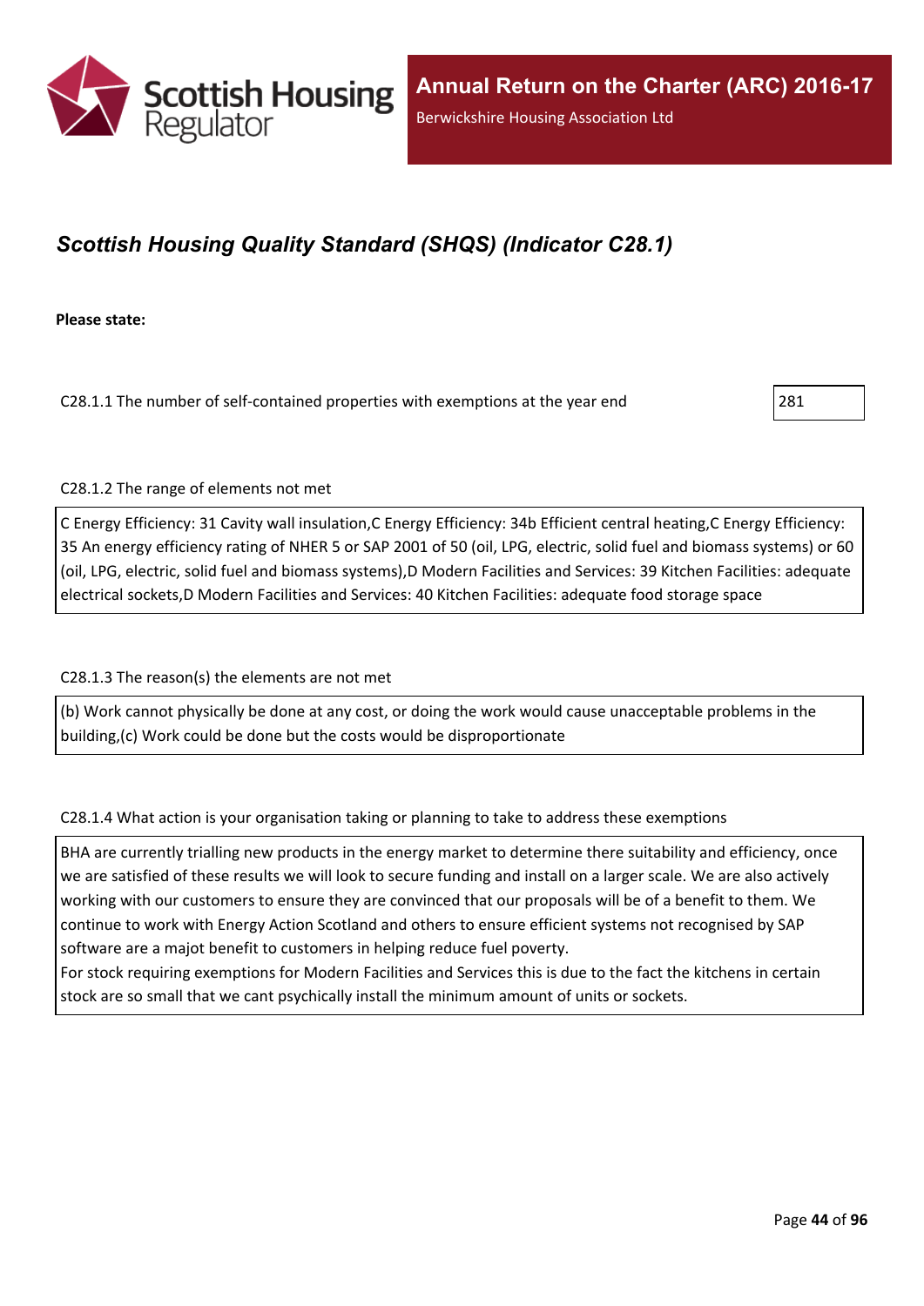## *Scottish Housing Quality Standard (SHQS) (Indicator C28.1)*

**Please state:**

C28.1.1 The number of self-contained properties with exemptions at the year end

281

C28.1.2 The range of elements not met

C Energy Efficiency: 31 Cavity wall insulation,C Energy Efficiency: 34b Efficient central heating,C Energy Efficiency: 35 An energy efficiency rating of NHER 5 or SAP 2001 of 50 (oil, LPG, electric, solid fuel and biomass systems) or 60 (oil, LPG, electric, solid fuel and biomass systems),D Modern Facilities and Services: 39 Kitchen Facilities: adequate electrical sockets,D Modern Facilities and Services: 40 Kitchen Facilities: adequate food storage space

C28.1.3 The reason(s) the elements are not met

(b) Work cannot physically be done at any cost, or doing the work would cause unacceptable problems in the building,(c) Work could be done but the costs would be disproportionate

C28.1.4 What action is your organisation taking or planning to take to address these exemptions

BHA are currently trialling new products in the energy market to determine there suitability and efficiency, once we are satisfied of these results we will look to secure funding and install on a larger scale. We are also actively working with our customers to ensure they are convinced that our proposals will be of a benefit to them. We continue to work with Energy Action Scotland and others to ensure efficient systems not recognised by SAP software are a majot benefit to customers in helping reduce fuel poverty.
For stock requiring exemptions for Modern Facilities and Services this is due to the fact the kitchens in certain stock are so small that we cant psychically install the minimum amount of units or sockets.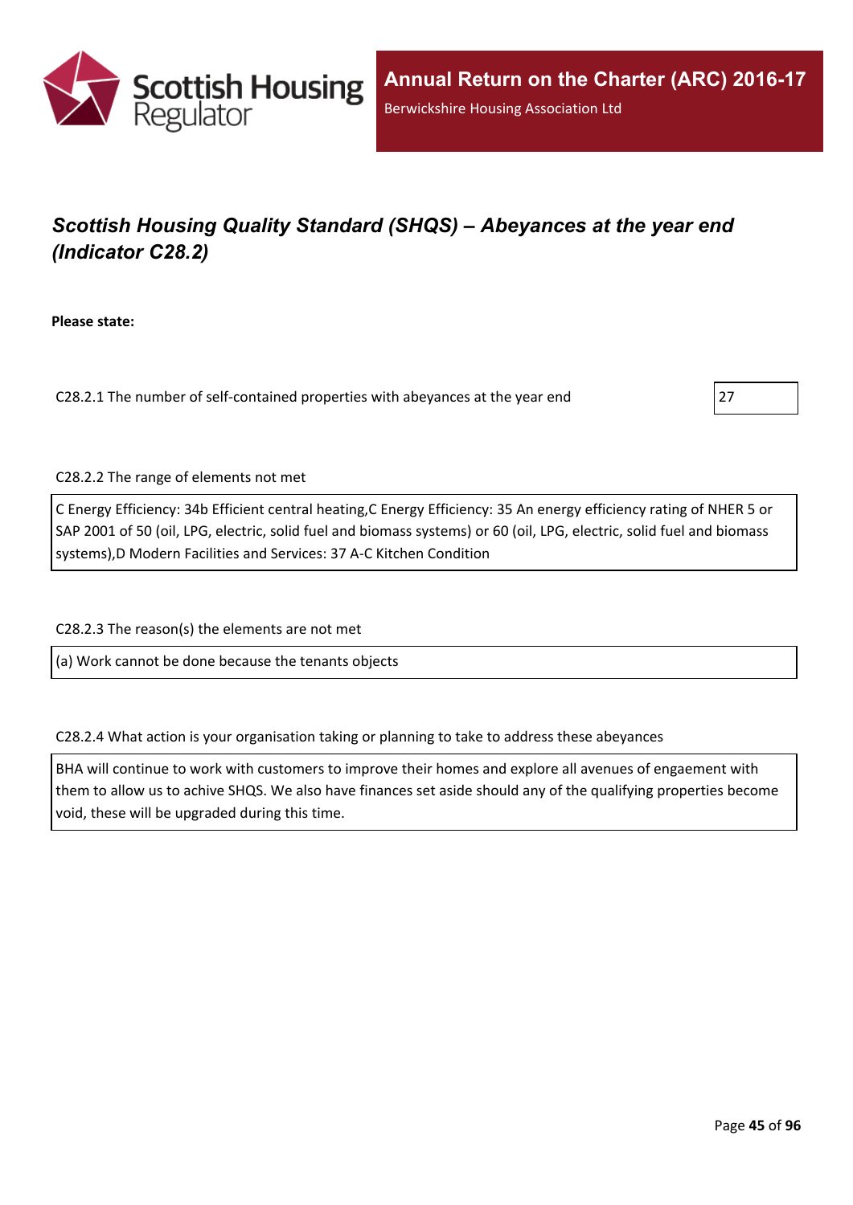## *Scottish Housing Quality Standard (SHQS) – Abeyances at the year end (Indicator C28.2)*

**Please state:**

C28.2.1 The number of self-contained properties with abeyances at the year end

27

C28.2.2 The range of elements not met

C Energy Efficiency: 34b Efficient central heating,C Energy Efficiency: 35 An energy efficiency rating of NHER 5 or SAP 2001 of 50 (oil, LPG, electric, solid fuel and biomass systems) or 60 (oil, LPG, electric, solid fuel and biomass systems),D Modern Facilities and Services: 37 A-C Kitchen Condition

C28.2.3 The reason(s) the elements are not met

(a) Work cannot be done because the tenants objects

C28.2.4 What action is your organisation taking or planning to take to address these abeyances

BHA will continue to work with customers to improve their homes and explore all avenues of engaement with them to allow us to achive SHQS. We also have finances set aside should any of the qualifying properties become void, these will be upgraded during this time.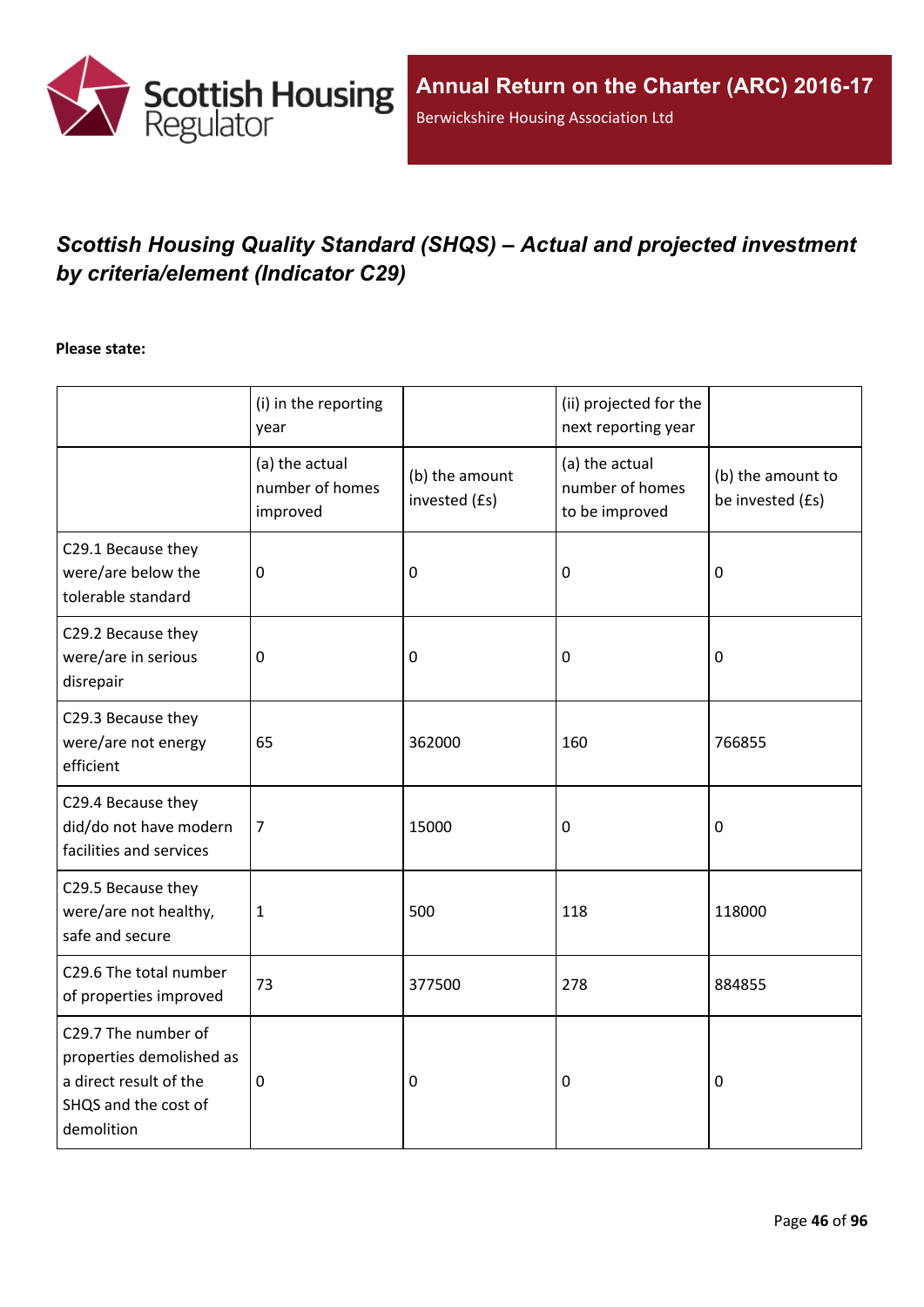# Scottish Housing Quality Standard (SHQS) – Actual and projected investment by criteria/element (Indicator C29)

**Please state:**

| | (i) in the reporting year | | (ii) projected for the next reporting year | |
|---|---|---|---|---|
| | (a) the actual number of homes improved | (b) the amount invested (£s) | (a) the actual number of homes to be improved | (b) the amount to be invested (£s) |
| C29.1 Because they were/are below the tolerable standard | 0 | 0 | 0 | 0 |
| C29.2 Because they were/are in serious disrepair | 0 | 0 | 0 | 0 |
| C29.3 Because they were/are not energy efficient | 65 | 362000 | 160 | 766855 |
| C29.4 Because they did/do not have modern facilities and services | 7 | 15000 | 0 | 0 |
| C29.5 Because they were/are not healthy, safe and secure | 1 | 500 | 118 | 118000 |
| C29.6 The total number of properties improved | 73 | 377500 | 278 | 884855 |
| C29.7 The number of properties demolished as a direct result of the SHQS and the cost of demolition | 0 | 0 | 0 | 0 |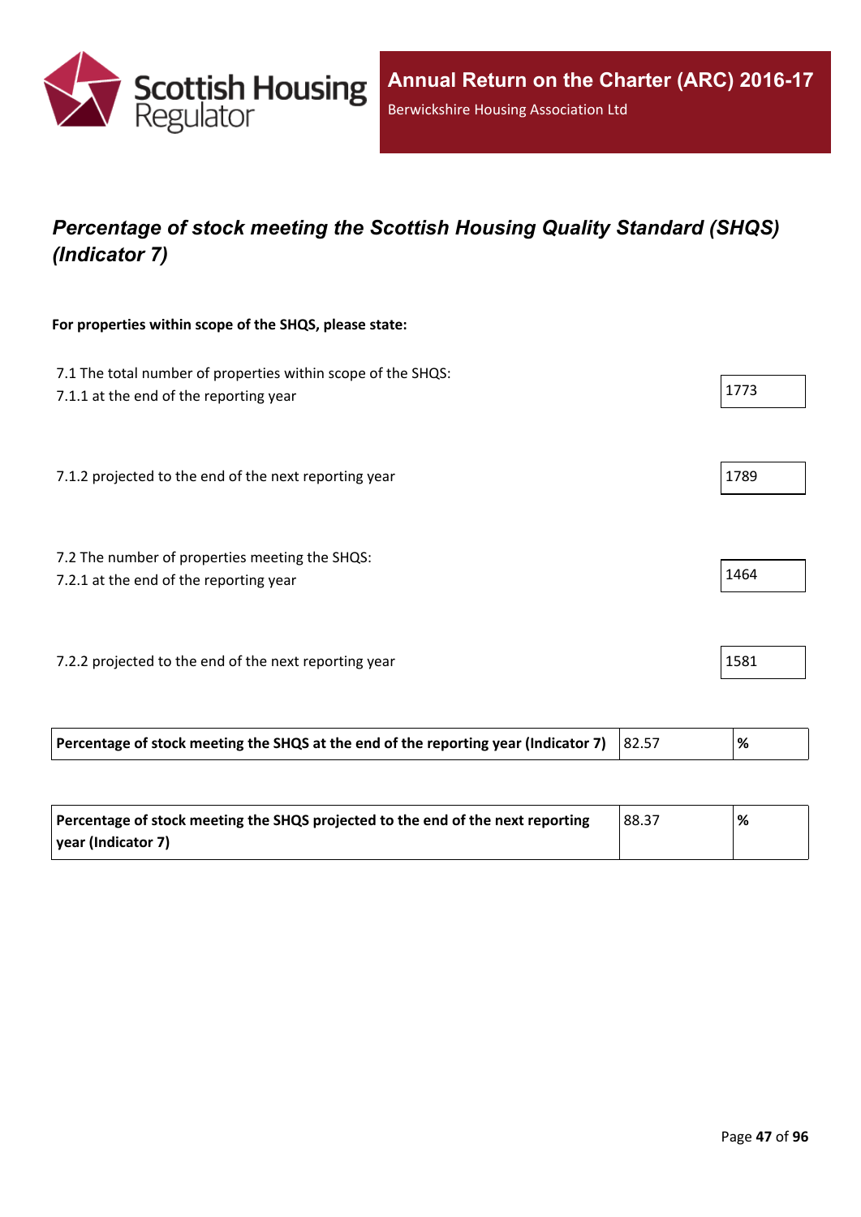## *Percentage of stock meeting the Scottish Housing Quality Standard (SHQS) (Indicator 7)*

**For properties within scope of the SHQS, please state:**

7.1 The total number of properties within scope of the SHQS:
7.1.1 at the end of the reporting year

1773

7.1.2 projected to the end of the next reporting year

1789

7.2 The number of properties meeting the SHQS:
7.2.1 at the end of the reporting year

1464

7.2.2 projected to the end of the next reporting year

1581

| **Percentage of stock meeting the SHQS at the end of the reporting year (Indicator 7)** | 82.57 | **%** |
|---|---|---|

| **Percentage of stock meeting the SHQS projected to the end of the next reporting year (Indicator 7)** | 88.37 | **%** |
|---|---|---|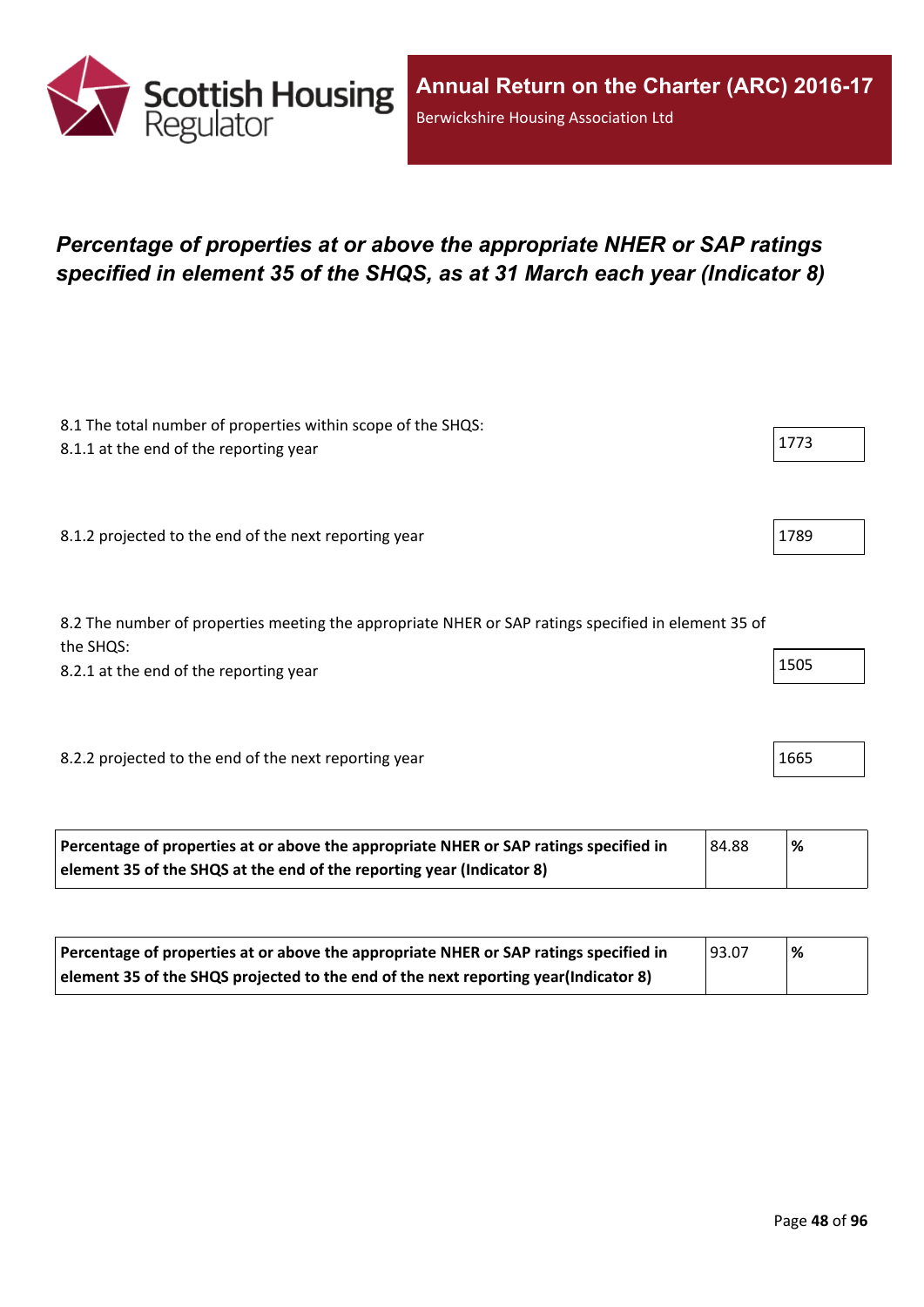## *Percentage of properties at or above the appropriate NHER or SAP ratings specified in element 35 of the SHQS, as at 31 March each year (Indicator 8)*

8.1 The total number of properties within scope of the SHQS:

8.1.1 at the end of the reporting year: 1773

8.1.2 projected to the end of the next reporting year: 1789

8.2 The number of properties meeting the appropriate NHER or SAP ratings specified in element 35 of the SHQS:

8.2.1 at the end of the reporting year: 1505

8.2.2 projected to the end of the next reporting year: 1665

| **Percentage of properties at or above the appropriate NHER or SAP ratings specified in element 35 of the SHQS at the end of the reporting year (Indicator 8)** | 84.88 | **%** |
|---|---|---|

| **Percentage of properties at or above the appropriate NHER or SAP ratings specified in element 35 of the SHQS projected to the end of the next reporting year(Indicator 8)** | 93.07 | **%** |
|---|---|---|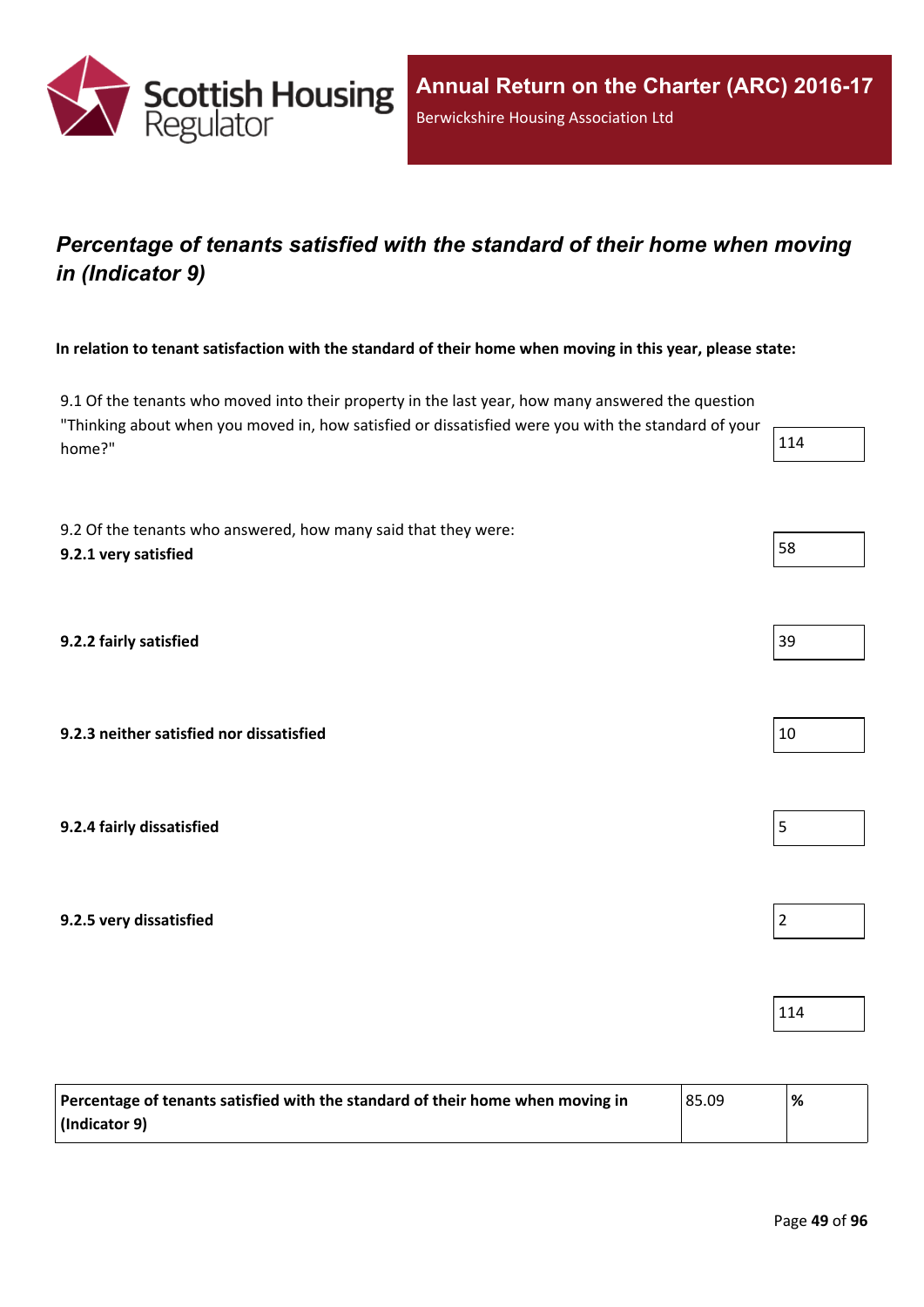## *Percentage of tenants satisfied with the standard of their home when moving in (Indicator 9)*

**In relation to tenant satisfaction with the standard of their home when moving in this year, please state:**

| | |
|---|---|
| 9.1 Of the tenants who moved into their property in the last year, how many answered the question "Thinking about when you moved in, how satisfied or dissatisfied were you with the standard of your home?" | 114 |
| 9.2 Of the tenants who answered, how many said that they were: **9.2.1 very satisfied** | 58 |
| **9.2.2 fairly satisfied** | 39 |
| **9.2.3 neither satisfied nor dissatisfied** | 10 |
| **9.2.4 fairly dissatisfied** | 5 |
| **9.2.5 very dissatisfied** | 2 |
| | 114 |

| | | |
|---|---|---|
| **Percentage of tenants satisfied with the standard of their home when moving in (Indicator 9)** | 85.09 | **%** |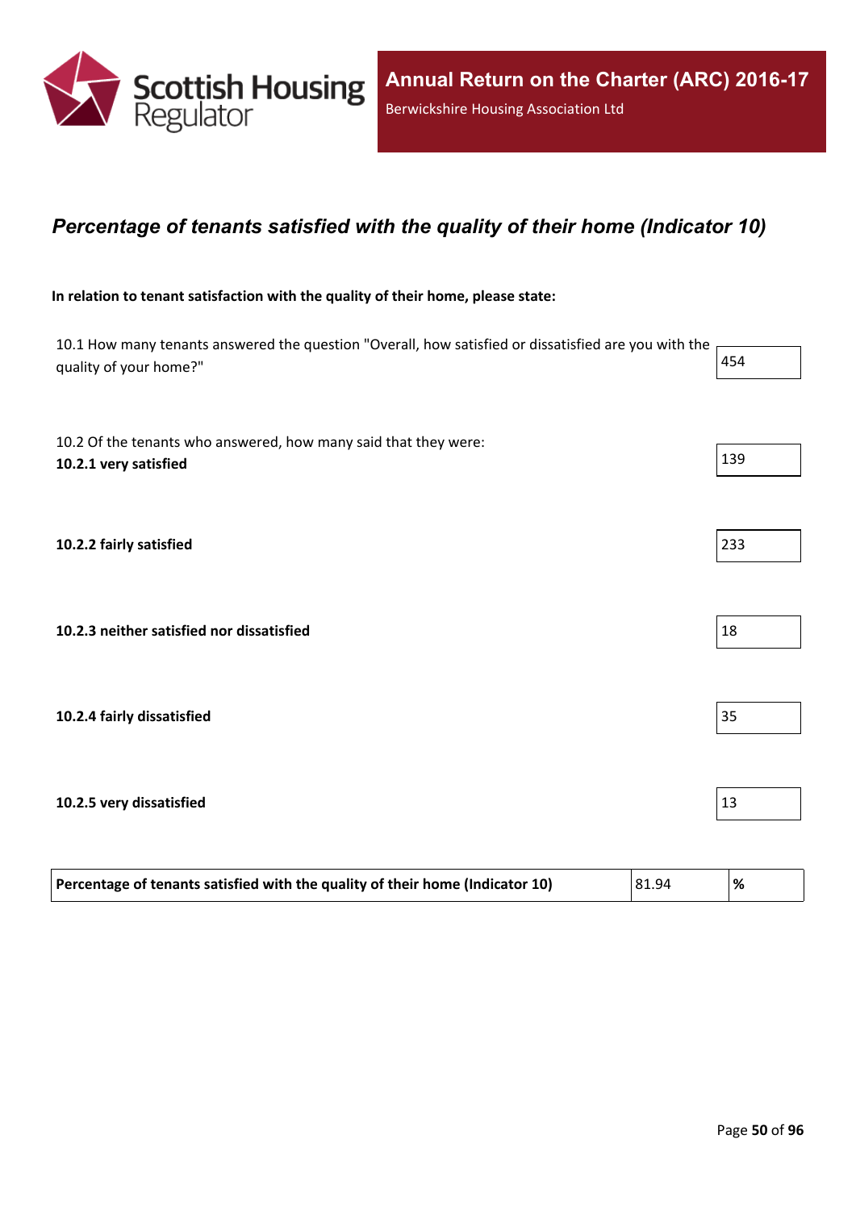## *Percentage of tenants satisfied with the quality of their home (Indicator 10)*

**In relation to tenant satisfaction with the quality of their home, please state:**

| | |
|---|---|
| 10.1 How many tenants answered the question "Overall, how satisfied or dissatisfied are you with the quality of your home?" | 454 |
| 10.2 Of the tenants who answered, how many said that they were: **10.2.1 very satisfied** | 139 |
| **10.2.2 fairly satisfied** | 233 |
| **10.2.3 neither satisfied nor dissatisfied** | 18 |
| **10.2.4 fairly dissatisfied** | 35 |
| **10.2.5 very dissatisfied** | 13 |

| | | |
|---|---|---|
| **Percentage of tenants satisfied with the quality of their home (Indicator 10)** | 81.94 | **%** |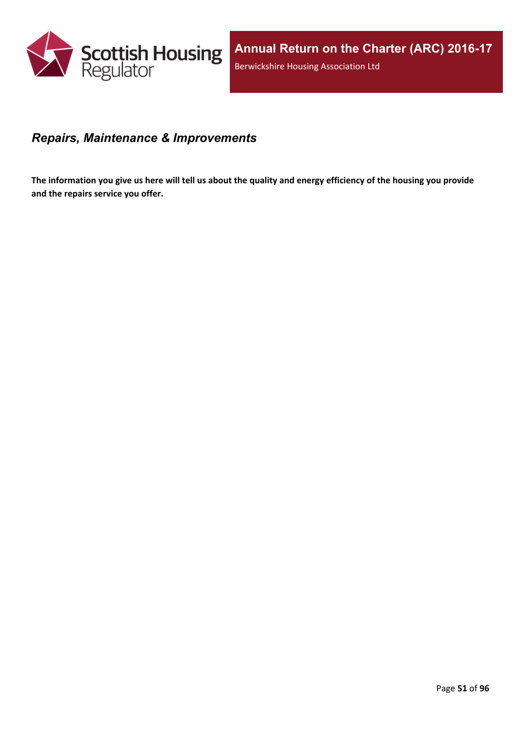## *Repairs, Maintenance & Improvements*

**The information you give us here will tell us about the quality and energy efficiency of the housing you provide and the repairs service you offer.**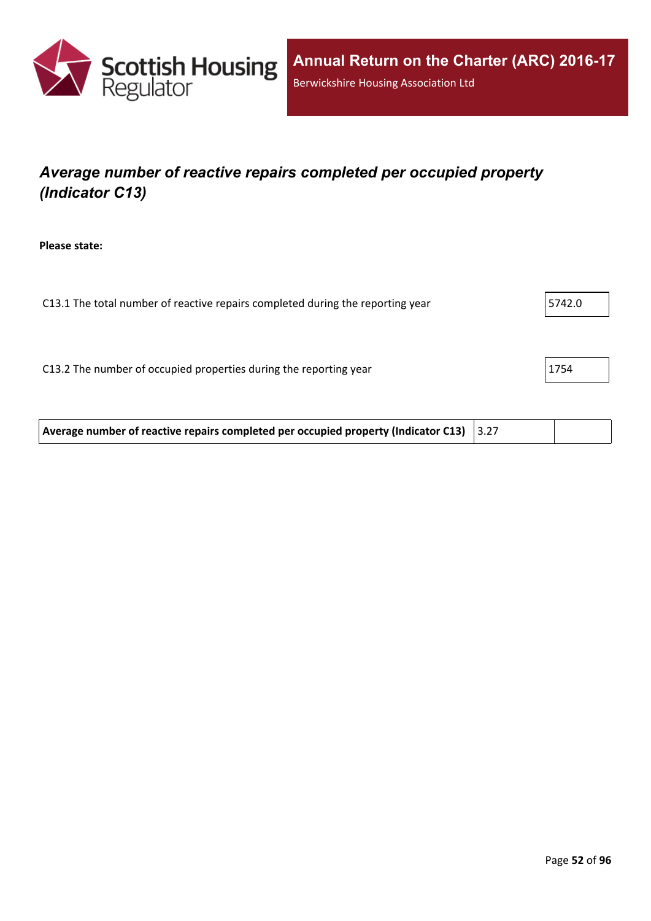## *Average number of reactive repairs completed per occupied property (Indicator C13)*

**Please state:**

| | |
|---|---|
| C13.1 The total number of reactive repairs completed during the reporting year | 5742.0 |
| C13.2 The number of occupied properties during the reporting year | 1754 |

| | | |
|---|---|---|
| **Average number of reactive repairs completed per occupied property (Indicator C13)** | 3.27 | |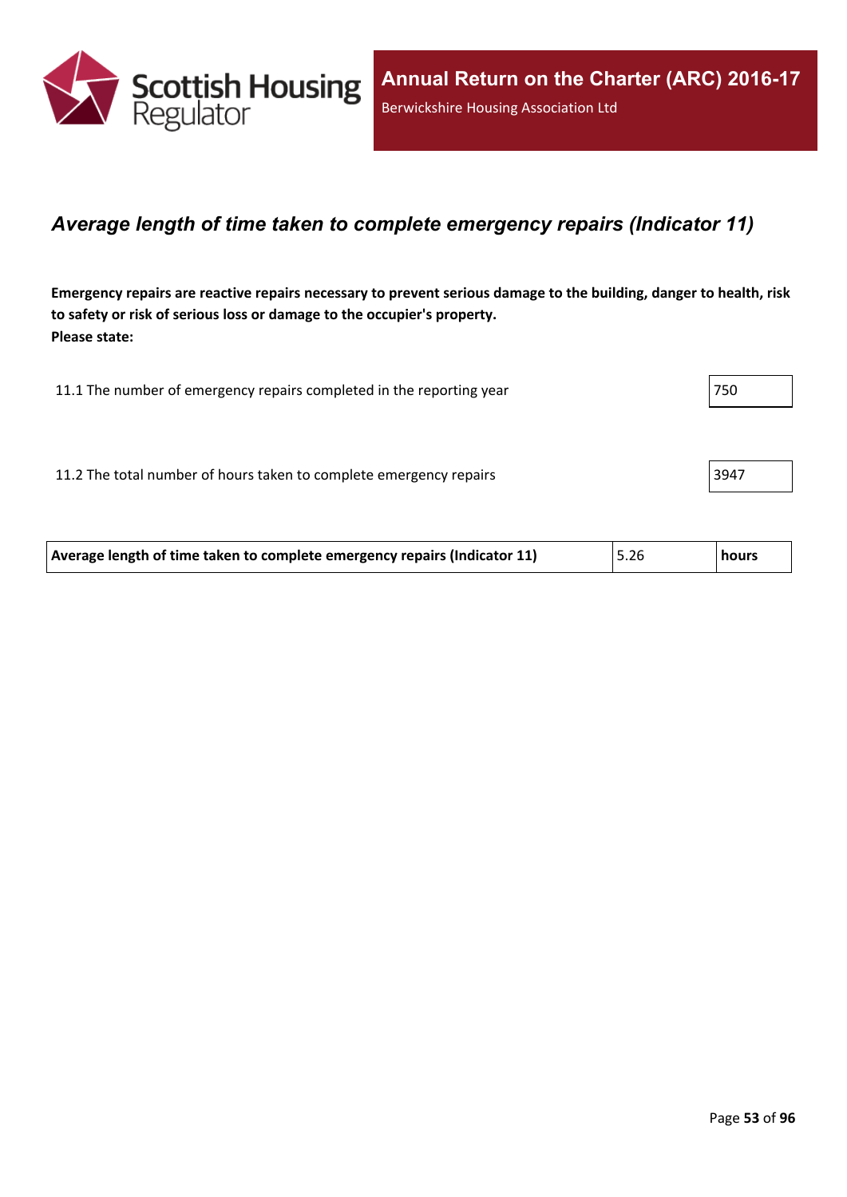## *Average length of time taken to complete emergency repairs (Indicator 11)*

**Emergency repairs are reactive repairs necessary to prevent serious damage to the building, danger to health, risk to safety or risk of serious loss or damage to the occupier's property.**
**Please state:**

| | |
|---|---|
| 11.1 The number of emergency repairs completed in the reporting year | 750 |
| 11.2 The total number of hours taken to complete emergency repairs | 3947 |

| | | |
|---|---|---|
| **Average length of time taken to complete emergency repairs (Indicator 11)** | 5.26 | **hours** |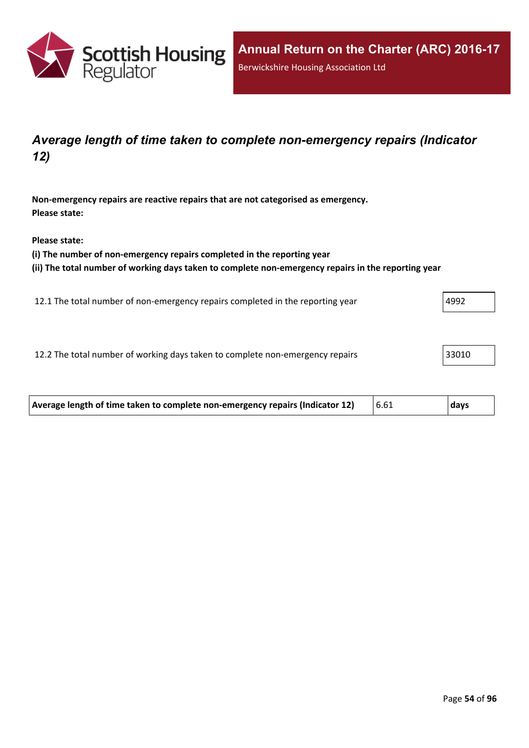## *Average length of time taken to complete non-emergency repairs (Indicator 12)*

**Non-emergency repairs are reactive repairs that are not categorised as emergency.**
**Please state:**

**Please state:**
**(i) The number of non-emergency repairs completed in the reporting year**
**(ii) The total number of working days taken to complete non-emergency repairs in the reporting year**

| | |
|---|---|
| 12.1 The total number of non-emergency repairs completed in the reporting year | 4992 |
| 12.2 The total number of working days taken to complete non-emergency repairs | 33010 |

| | | |
|---|---|---|
| **Average length of time taken to complete non-emergency repairs (Indicator 12)** | 6.61 | **days** |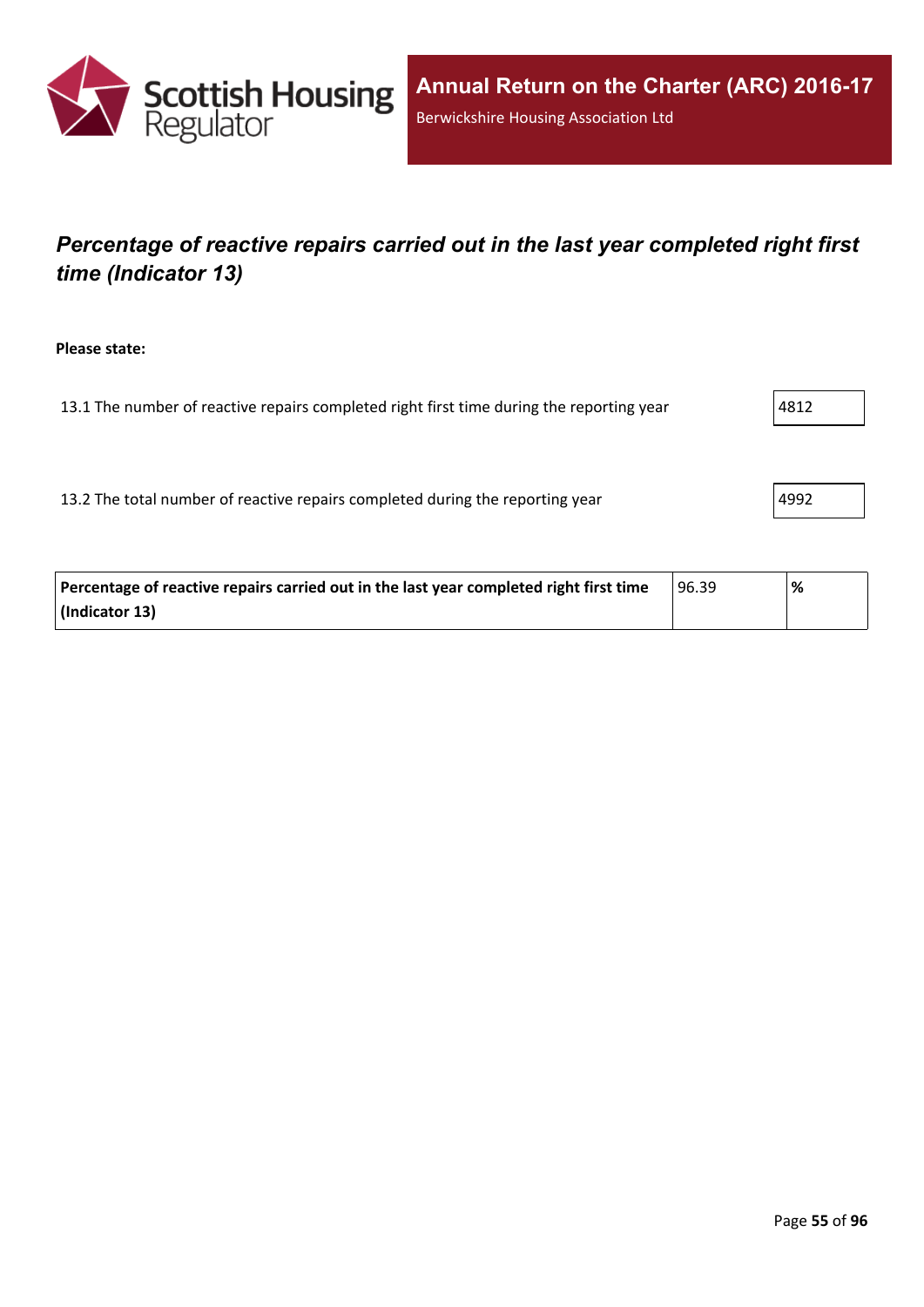## *Percentage of reactive repairs carried out in the last year completed right first time (Indicator 13)*

**Please state:**

| | |
|---|---|
| 13.1 The number of reactive repairs completed right first time during the reporting year | 4812 |
| 13.2 The total number of reactive repairs completed during the reporting year | 4992 |

| | | |
|---|---|---|
| **Percentage of reactive repairs carried out in the last year completed right first time (Indicator 13)** | 96.39 | **%** |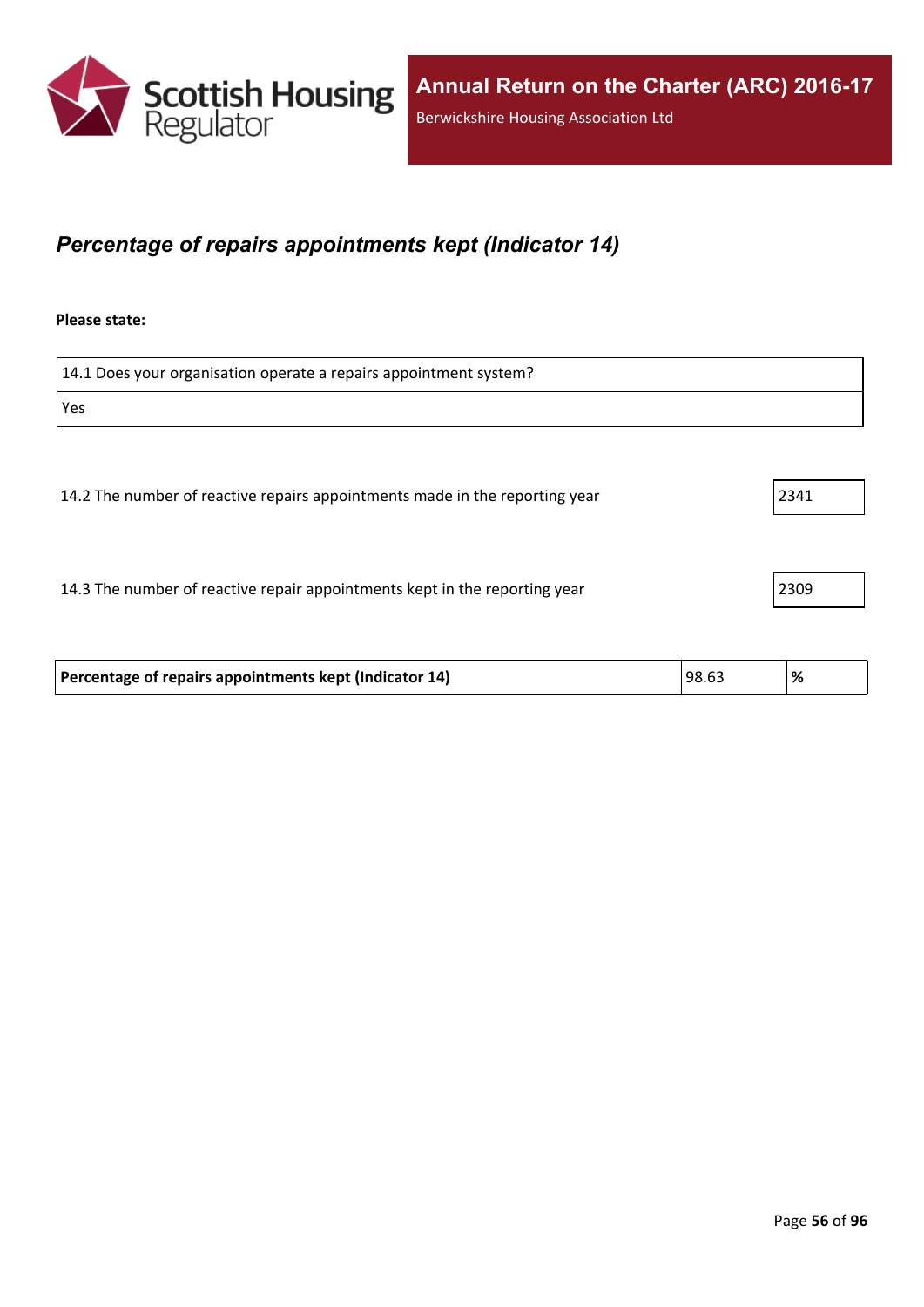## *Percentage of repairs appointments kept (Indicator 14)*

**Please state:**

| 14.1 Does your organisation operate a repairs appointment system? |
| --- |
| Yes |

| | |
| --- | --- |
| 14.2 The number of reactive repairs appointments made in the reporting year | 2341 |
| 14.3 The number of reactive repair appointments kept in the reporting year | 2309 |

| | | |
| --- | --- | --- |
| **Percentage of repairs appointments kept (Indicator 14)** | 98.63 | **%** |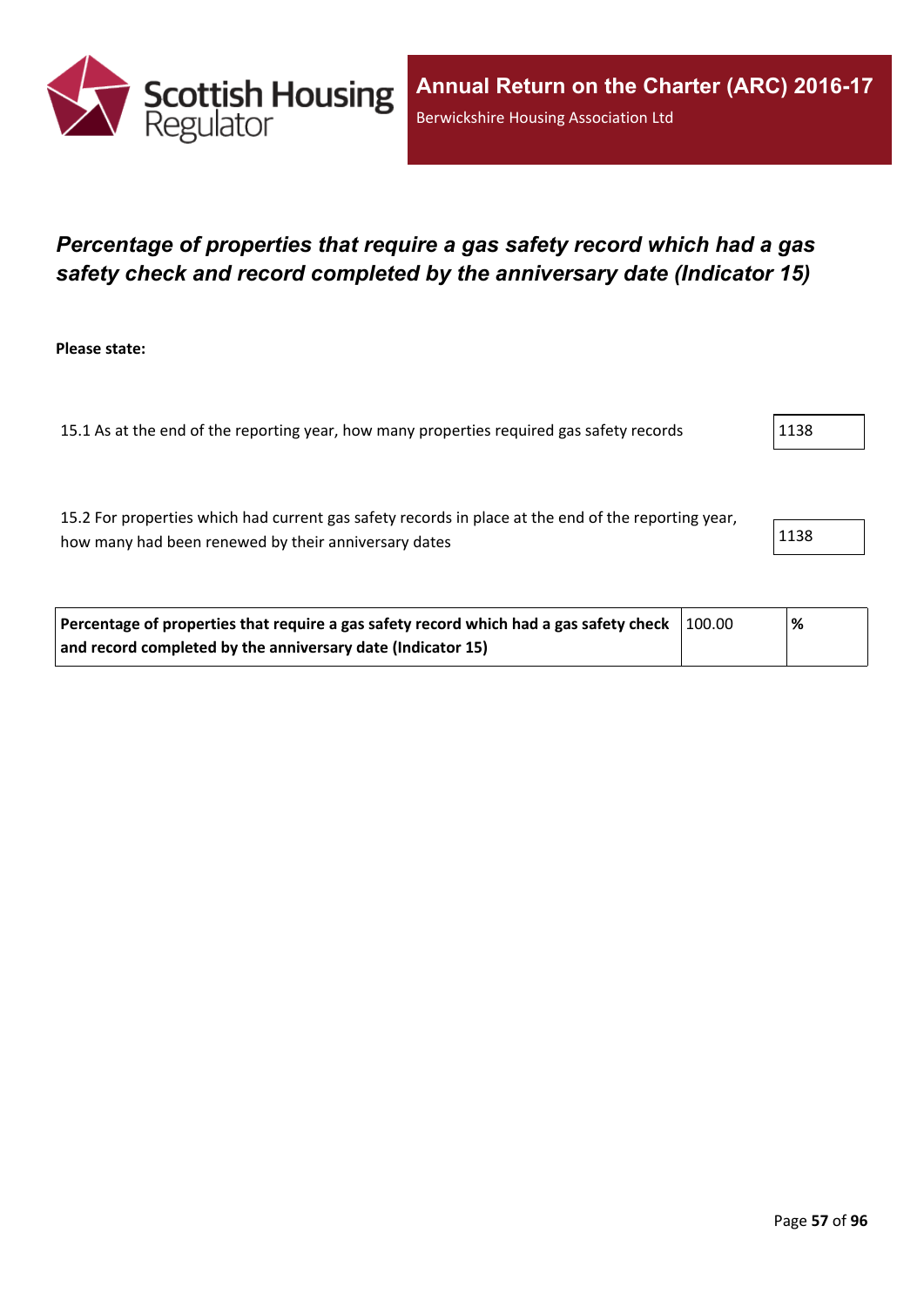## *Percentage of properties that require a gas safety record which had a gas safety check and record completed by the anniversary date (Indicator 15)*

**Please state:**

| | |
|---|---|
| 15.1 As at the end of the reporting year, how many properties required gas safety records | 1138 |
| 15.2 For properties which had current gas safety records in place at the end of the reporting year, how many had been renewed by their anniversary dates | 1138 |

| | | |
|---|---|---|
| **Percentage of properties that require a gas safety record which had a gas safety check and record completed by the anniversary date (Indicator 15)** | 100.00 | **%** |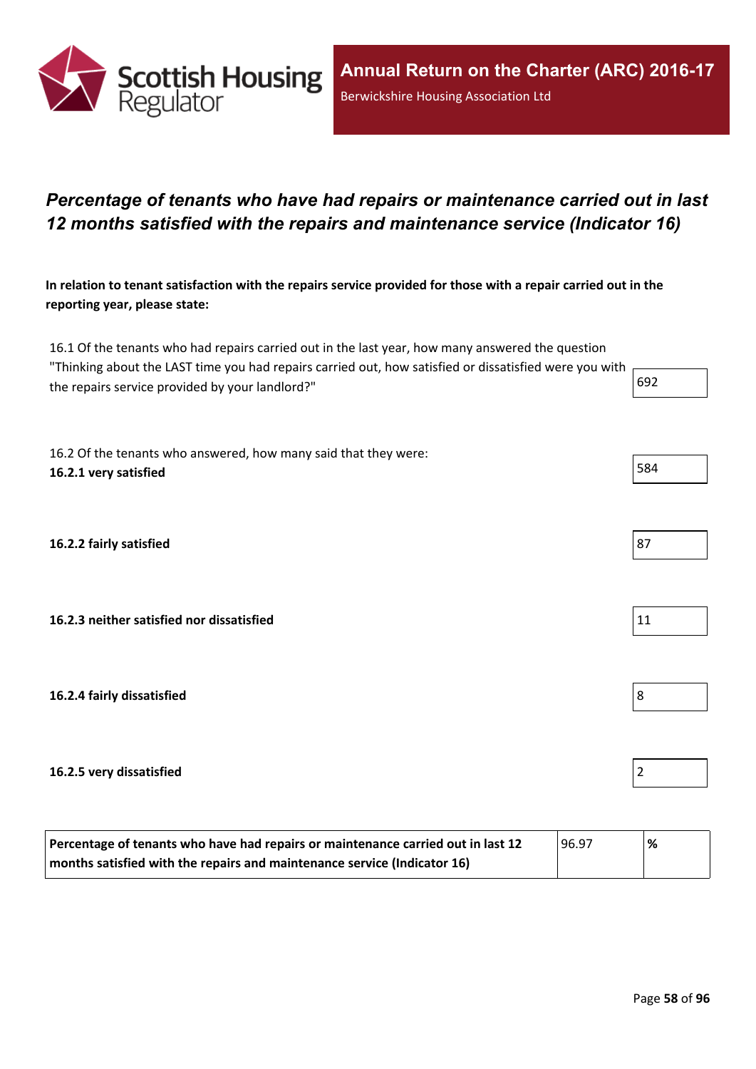## *Percentage of tenants who have had repairs or maintenance carried out in last 12 months satisfied with the repairs and maintenance service (Indicator 16)*

**In relation to tenant satisfaction with the repairs service provided for those with a repair carried out in the reporting year, please state:**

16.1 Of the tenants who had repairs carried out in the last year, how many answered the question "Thinking about the LAST time you had repairs carried out, how satisfied or dissatisfied were you with the repairs service provided by your landlord?"

692

16.2 Of the tenants who answered, how many said that they were:

**16.2.1 very satisfied**

584

**16.2.2 fairly satisfied**

87

**16.2.3 neither satisfied nor dissatisfied**

11

**16.2.4 fairly dissatisfied**

8

**16.2.5 very dissatisfied**

2

| **Percentage of tenants who have had repairs or maintenance carried out in last 12 months satisfied with the repairs and maintenance service (Indicator 16)** | 96.97 | **%** |
|---|---|---|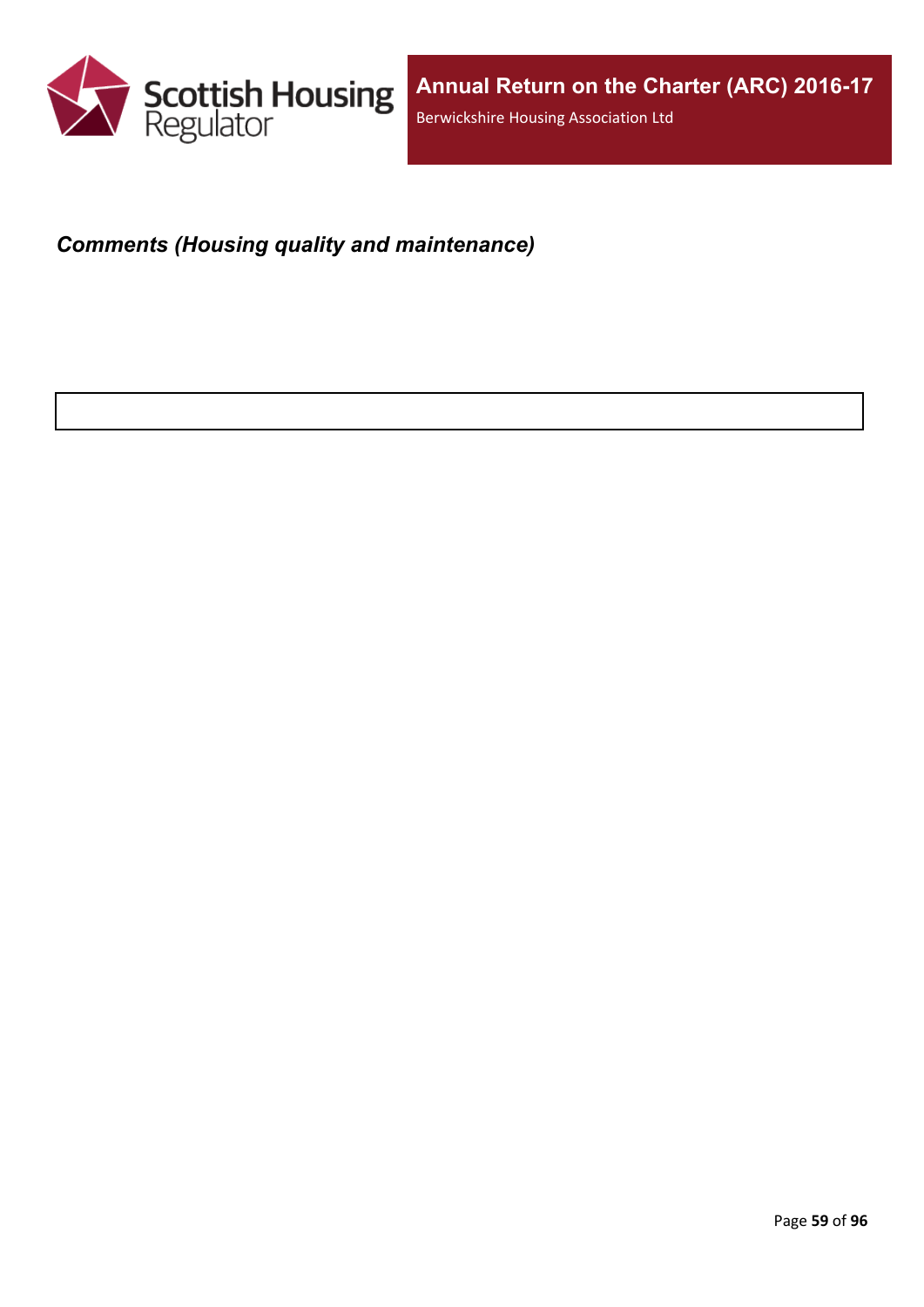***Comments (Housing quality and maintenance)***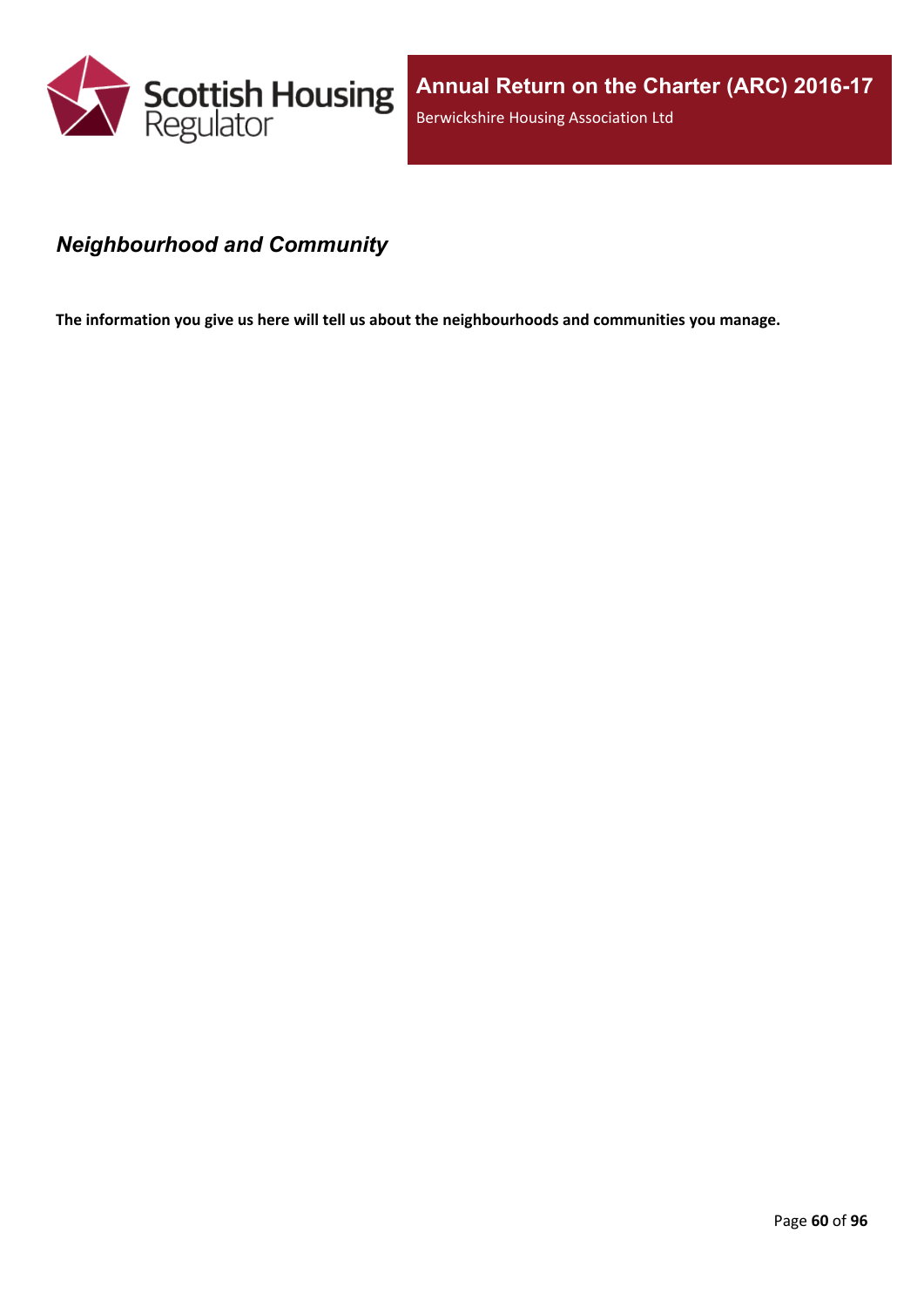## *Neighbourhood and Community*

**The information you give us here will tell us about the neighbourhoods and communities you manage.**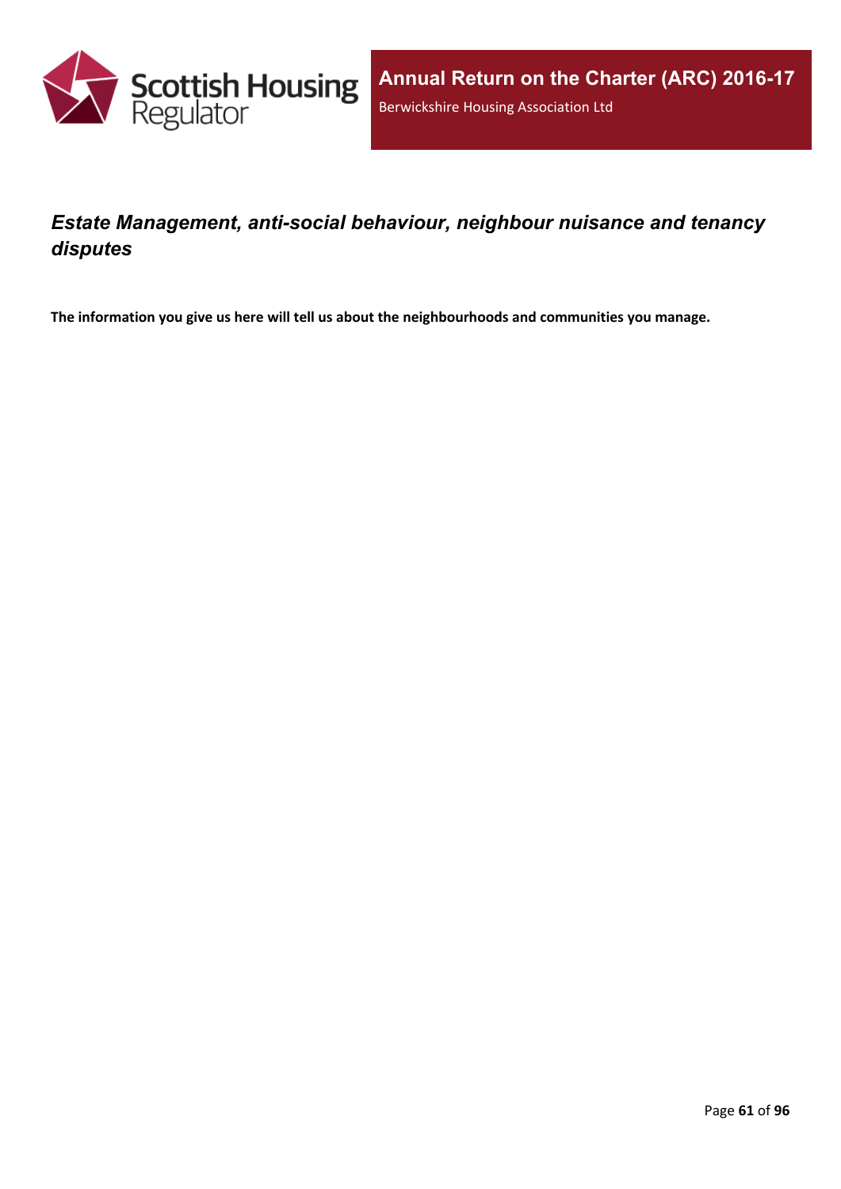## *Estate Management, anti-social behaviour, neighbour nuisance and tenancy disputes*

**The information you give us here will tell us about the neighbourhoods and communities you manage.**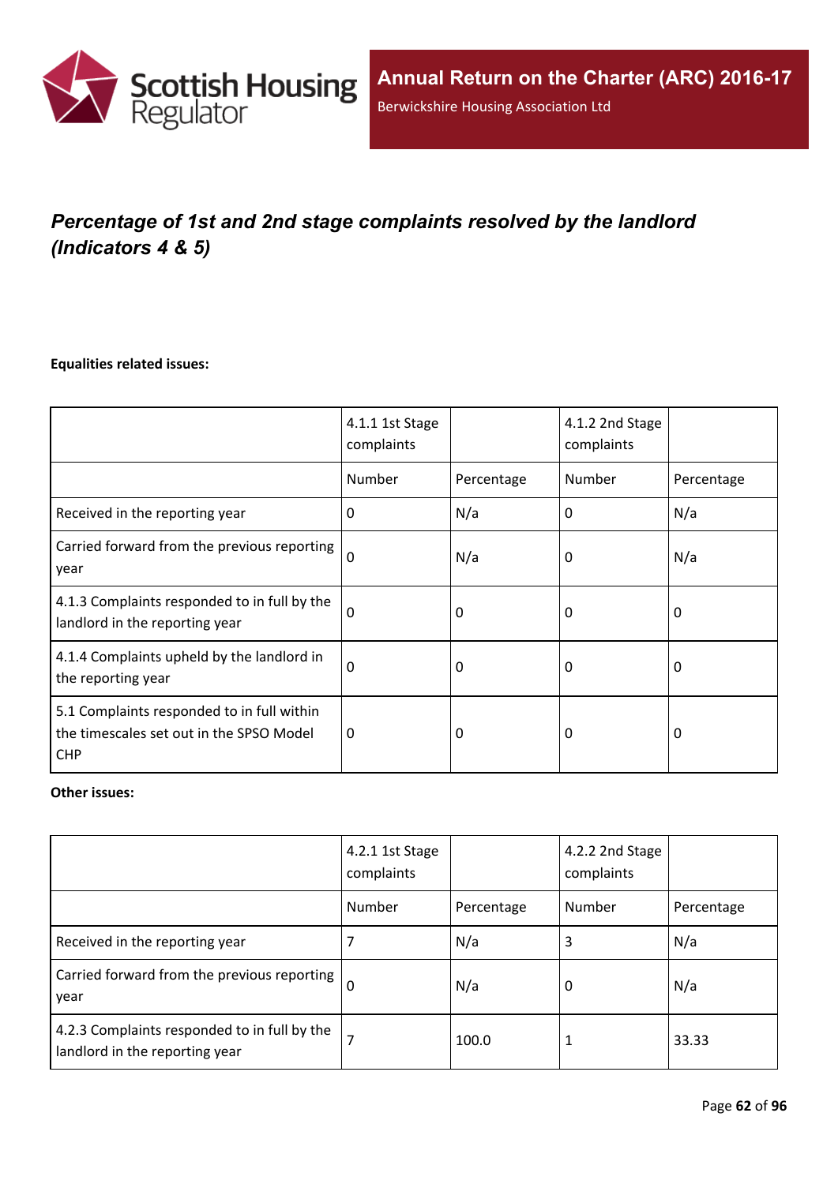## *Percentage of 1st and 2nd stage complaints resolved by the landlord (Indicators 4 & 5)*

**Equalities related issues:**

| | 4.1.1 1st Stage complaints | | 4.1.2 2nd Stage complaints | |
|---|---|---|---|---|
| | Number | Percentage | Number | Percentage |
| Received in the reporting year | 0 | N/a | 0 | N/a |
| Carried forward from the previous reporting year | 0 | N/a | 0 | N/a |
| 4.1.3 Complaints responded to in full by the landlord in the reporting year | 0 | 0 | 0 | 0 |
| 4.1.4 Complaints upheld by the landlord in the reporting year | 0 | 0 | 0 | 0 |
| 5.1 Complaints responded to in full within the timescales set out in the SPSO Model CHP | 0 | 0 | 0 | 0 |

**Other issues:**

| | 4.2.1 1st Stage complaints | | 4.2.2 2nd Stage complaints | |
|---|---|---|---|---|
| | Number | Percentage | Number | Percentage |
| Received in the reporting year | 7 | N/a | 3 | N/a |
| Carried forward from the previous reporting year | 0 | N/a | 0 | N/a |
| 4.2.3 Complaints responded to in full by the landlord in the reporting year | 7 | 100.0 | 1 | 33.33 |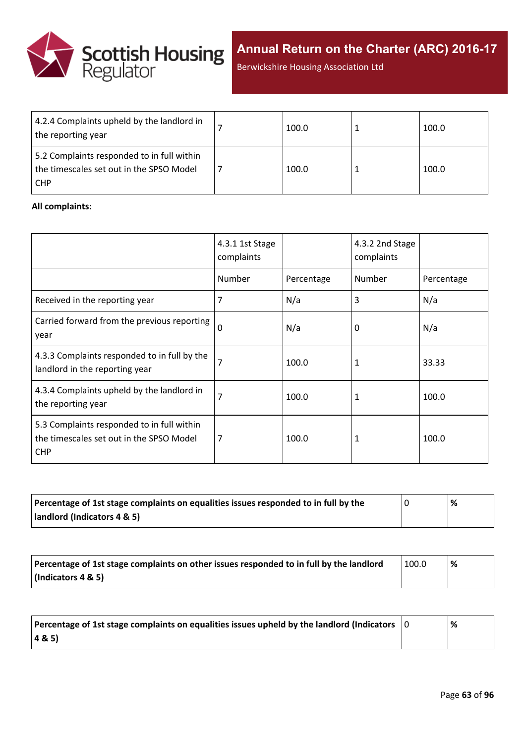| | | | | |
|---|---|---|---|---|
| 4.2.4 Complaints upheld by the landlord in the reporting year | 7 | 100.0 | 1 | 100.0 |
| 5.2 Complaints responded to in full within the timescales set out in the SPSO Model CHP | 7 | 100.0 | 1 | 100.0 |

**All complaints:**

| | 4.3.1 1st Stage complaints | | 4.3.2 2nd Stage complaints | |
|---|---|---|---|---|
| | Number | Percentage | Number | Percentage |
| Received in the reporting year | 7 | N/a | 3 | N/a |
| Carried forward from the previous reporting year | 0 | N/a | 0 | N/a |
| 4.3.3 Complaints responded to in full by the landlord in the reporting year | 7 | 100.0 | 1 | 33.33 |
| 4.3.4 Complaints upheld by the landlord in the reporting year | 7 | 100.0 | 1 | 100.0 |
| 5.3 Complaints responded to in full within the timescales set out in the SPSO Model CHP | 7 | 100.0 | 1 | 100.0 |

| | | |
|---|---|---|
| **Percentage of 1st stage complaints on equalities issues responded to in full by the landlord (Indicators 4 & 5)** | 0 | **%** |

| | | |
|---|---|---|
| **Percentage of 1st stage complaints on other issues responded to in full by the landlord (Indicators 4 & 5)** | 100.0 | **%** |

| | | |
|---|---|---|
| **Percentage of 1st stage complaints on equalities issues upheld by the landlord (Indicators 4 & 5)** | 0 | **%** |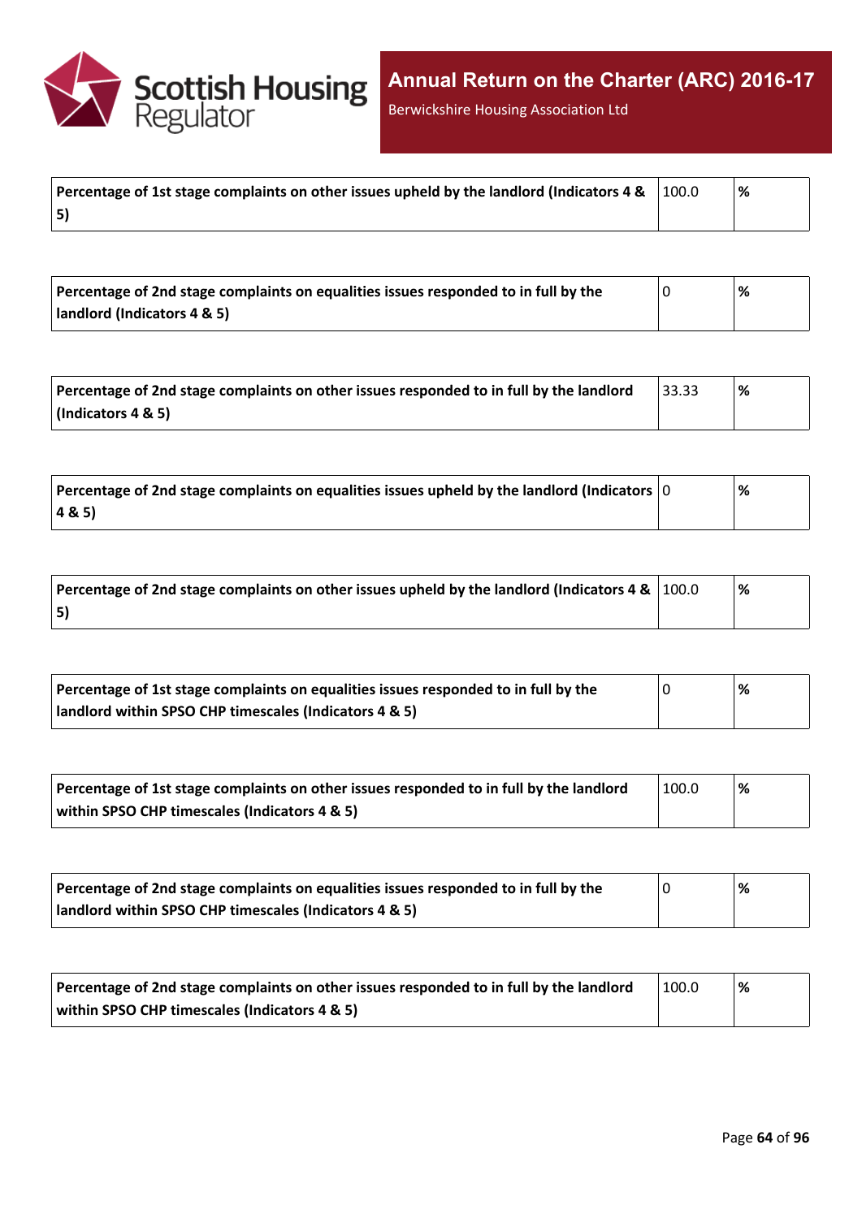| Percentage of 1st stage complaints on other issues upheld by the landlord (Indicators 4 & 5) | 100.0 | % |
| --- | --- | --- |

| Percentage of 2nd stage complaints on equalities issues responded to in full by the landlord (Indicators 4 & 5) | 0 | % |
| --- | --- | --- |

| Percentage of 2nd stage complaints on other issues responded to in full by the landlord (Indicators 4 & 5) | 33.33 | % |
| --- | --- | --- |

| Percentage of 2nd stage complaints on equalities issues upheld by the landlord (Indicators 4 & 5) | 0 | % |
| --- | --- | --- |

| Percentage of 2nd stage complaints on other issues upheld by the landlord (Indicators 4 & 5) | 100.0 | % |
| --- | --- | --- |

| Percentage of 1st stage complaints on equalities issues responded to in full by the landlord within SPSO CHP timescales (Indicators 4 & 5) | 0 | % |
| --- | --- | --- |

| Percentage of 1st stage complaints on other issues responded to in full by the landlord within SPSO CHP timescales (Indicators 4 & 5) | 100.0 | % |
| --- | --- | --- |

| Percentage of 2nd stage complaints on equalities issues responded to in full by the landlord within SPSO CHP timescales (Indicators 4 & 5) | 0 | % |
| --- | --- | --- |

| Percentage of 2nd stage complaints on other issues responded to in full by the landlord within SPSO CHP timescales (Indicators 4 & 5) | 100.0 | % |
| --- | --- | --- |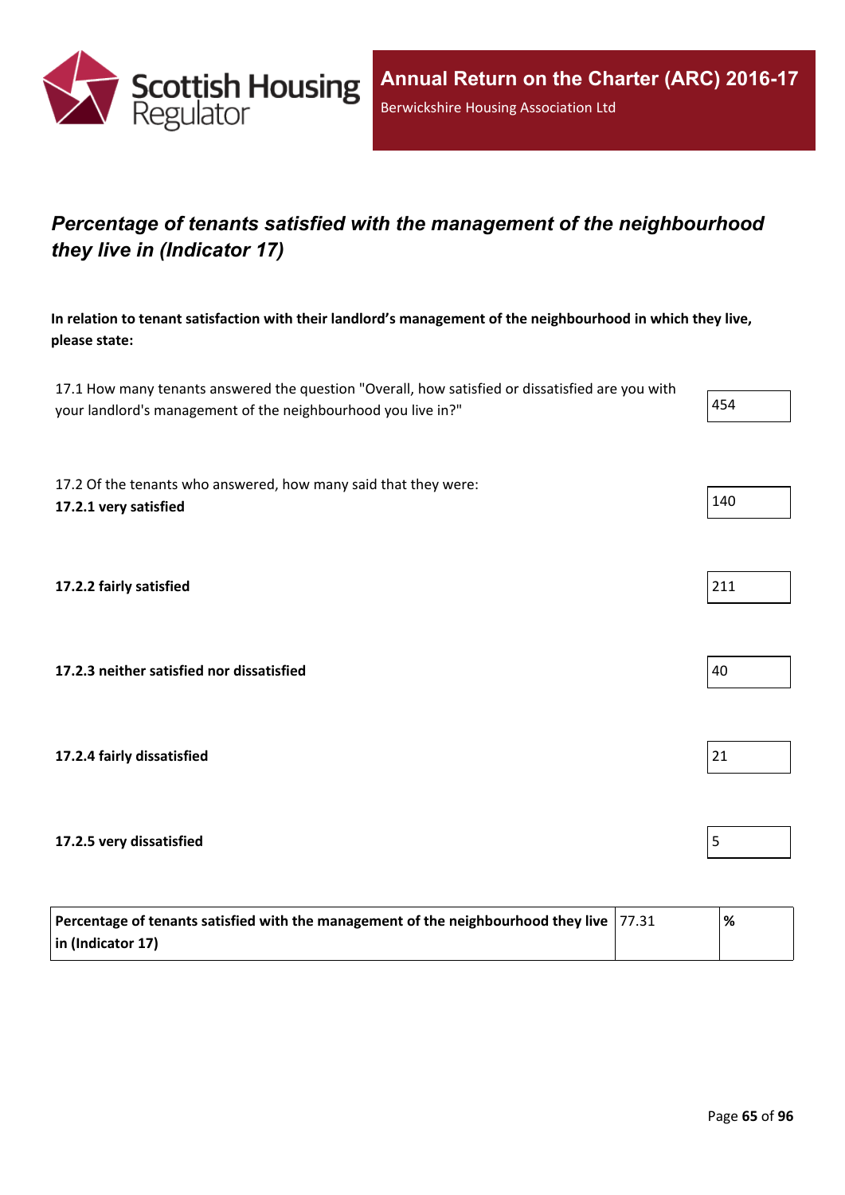## *Percentage of tenants satisfied with the management of the neighbourhood they live in (Indicator 17)*

**In relation to tenant satisfaction with their landlord's management of the neighbourhood in which they live, please state:**

| | |
|---|---|
| 17.1 How many tenants answered the question "Overall, how satisfied or dissatisfied are you with your landlord's management of the neighbourhood you live in?" | 454 |
| 17.2 Of the tenants who answered, how many said that they were: **17.2.1 very satisfied** | 140 |
| **17.2.2 fairly satisfied** | 211 |
| **17.2.3 neither satisfied nor dissatisfied** | 40 |
| **17.2.4 fairly dissatisfied** | 21 |
| **17.2.5 very dissatisfied** | 5 |

| | | |
|---|---|---|
| **Percentage of tenants satisfied with the management of the neighbourhood they live in (Indicator 17)** | 77.31 | **%** |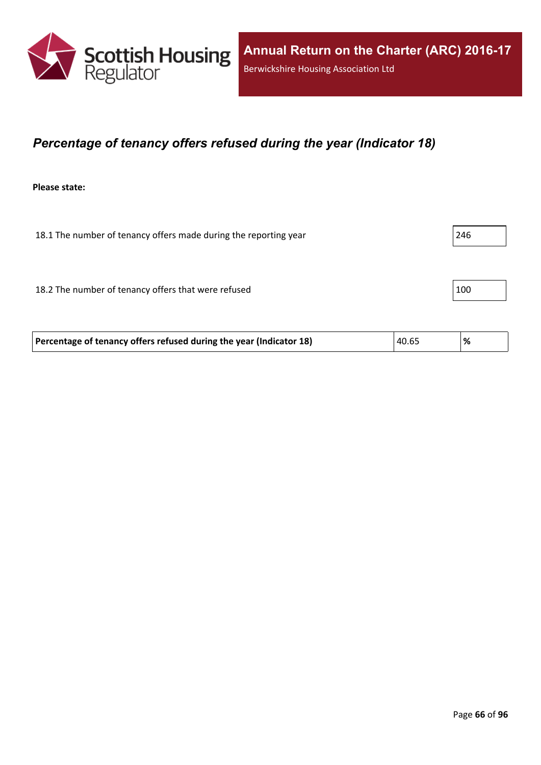## *Percentage of tenancy offers refused during the year (Indicator 18)*

**Please state:**

18.1 The number of tenancy offers made during the reporting year: 246

18.2 The number of tenancy offers that were refused: 100

| **Percentage of tenancy offers refused during the year (Indicator 18)** | 40.65 | **%** |
|---|---|---|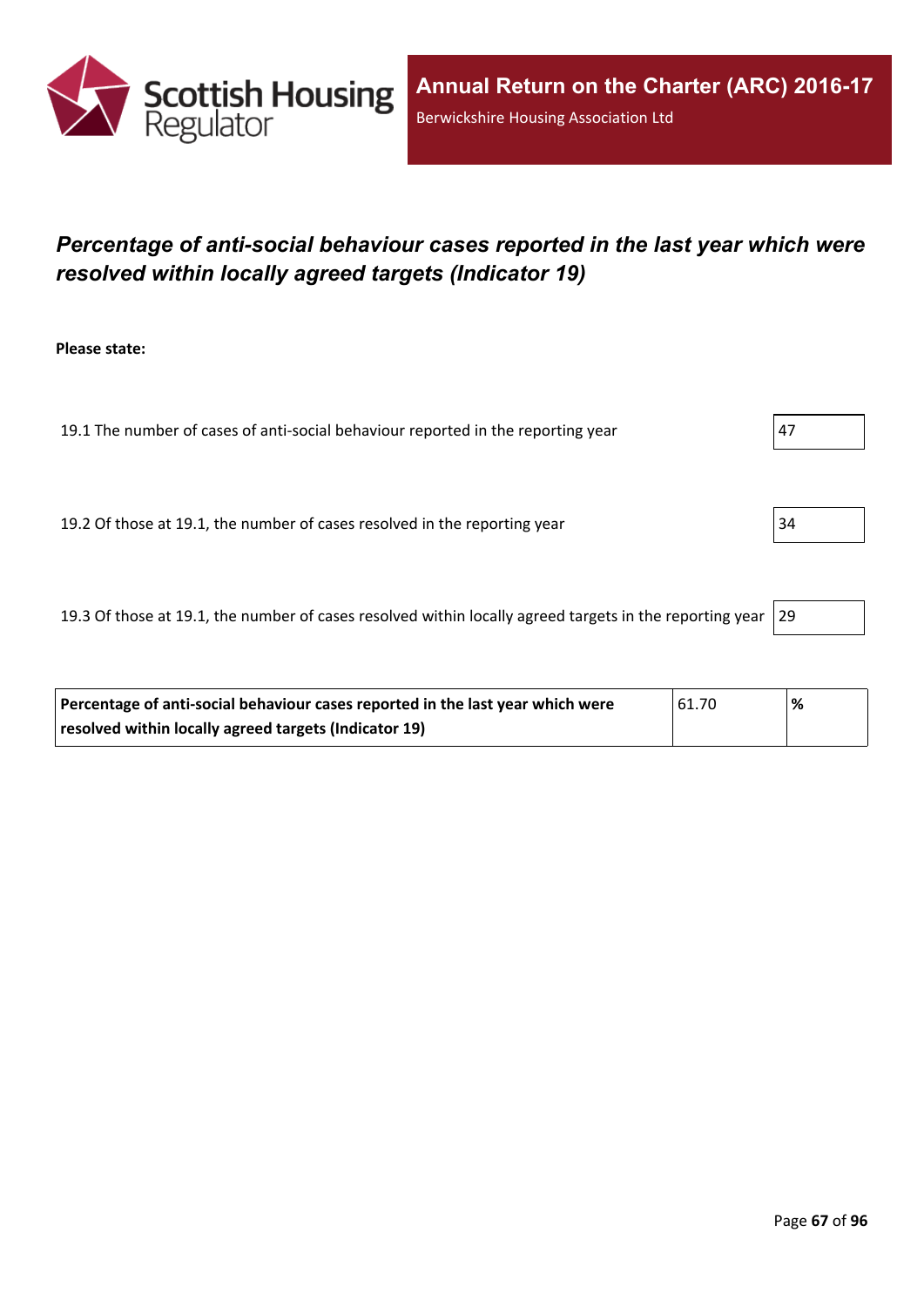## *Percentage of anti-social behaviour cases reported in the last year which were resolved within locally agreed targets (Indicator 19)*

**Please state:**

| | |
|---|---|
| 19.1 The number of cases of anti-social behaviour reported in the reporting year | 47 |
| 19.2 Of those at 19.1, the number of cases resolved in the reporting year | 34 |
| 19.3 Of those at 19.1, the number of cases resolved within locally agreed targets in the reporting year | 29 |

| | | |
|---|---|---|
| **Percentage of anti-social behaviour cases reported in the last year which were resolved within locally agreed targets (Indicator 19)** | 61.70 | **%** |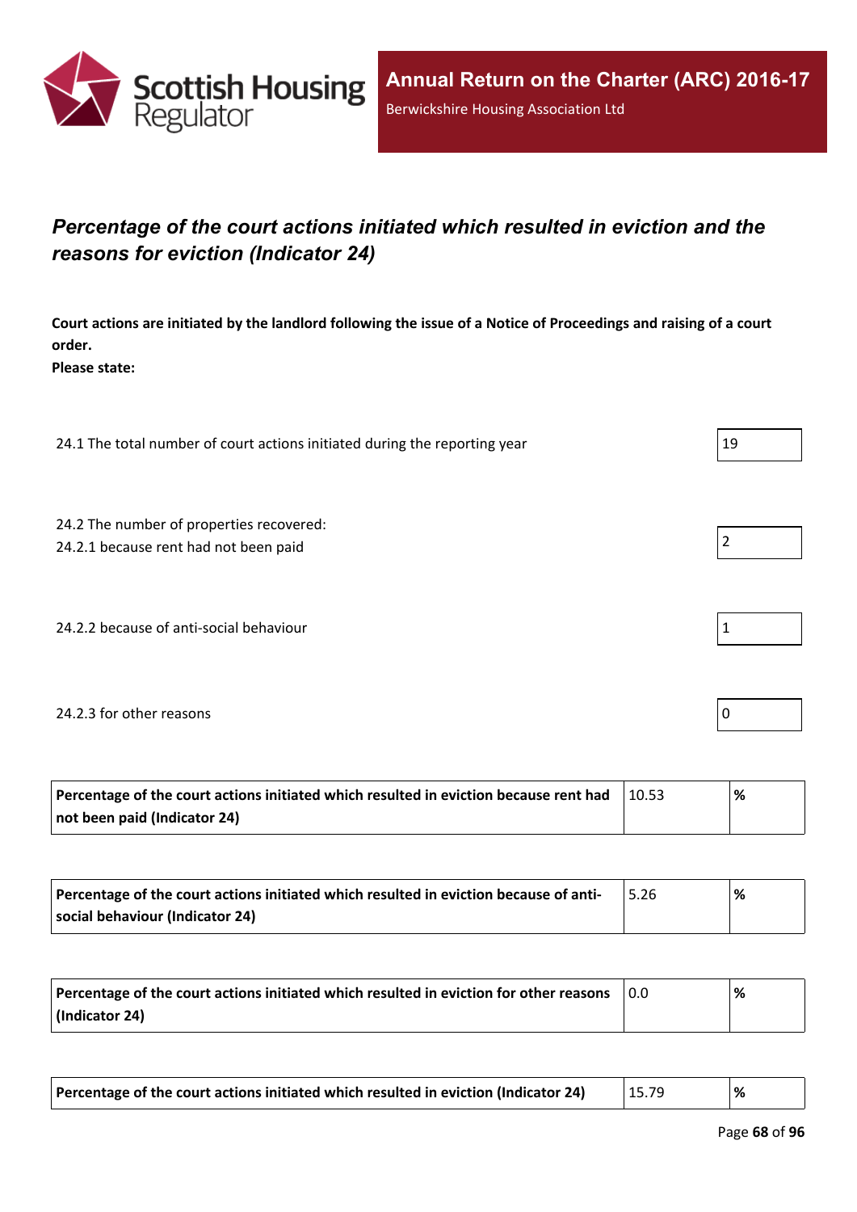# *Percentage of the court actions initiated which resulted in eviction and the reasons for eviction (Indicator 24)*

**Court actions are initiated by the landlord following the issue of a Notice of Proceedings and raising of a court order.**
**Please state:**

| | |
|---|---|
| 24.1 The total number of court actions initiated during the reporting year | 19 |
| 24.2 The number of properties recovered:<br>24.2.1 because rent had not been paid | 2 |
| 24.2.2 because of anti-social behaviour | 1 |
| 24.2.3 for other reasons | 0 |

| | | |
|---|---|---|
| **Percentage of the court actions initiated which resulted in eviction because rent had not been paid (Indicator 24)** | 10.53 | **%** |

| | | |
|---|---|---|
| **Percentage of the court actions initiated which resulted in eviction because of anti-social behaviour (Indicator 24)** | 5.26 | **%** |

| | | |
|---|---|---|
| **Percentage of the court actions initiated which resulted in eviction for other reasons (Indicator 24)** | 0.0 | **%** |

| | | |
|---|---|---|
| **Percentage of the court actions initiated which resulted in eviction (Indicator 24)** | 15.79 | **%** |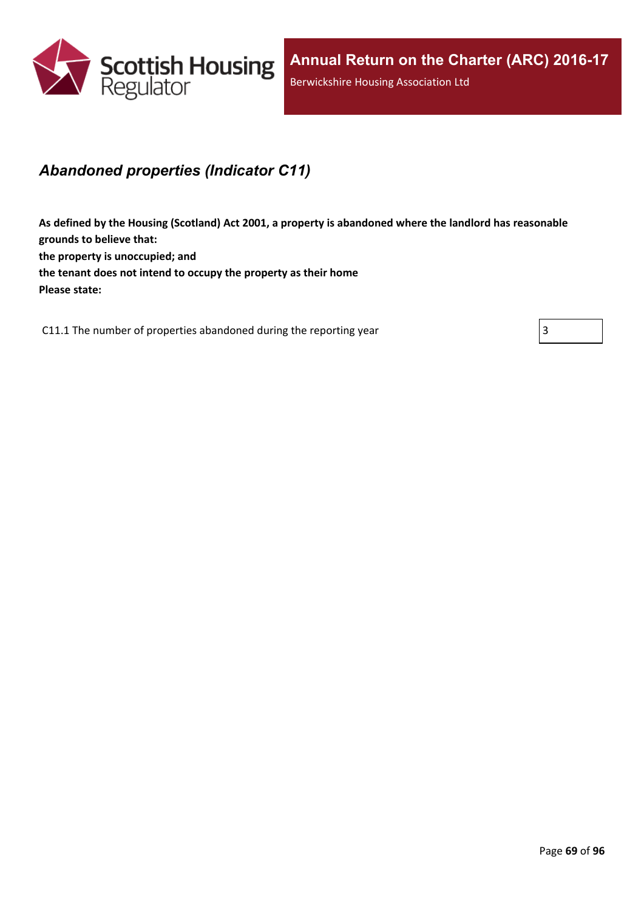## *Abandoned properties (Indicator C11)*

**As defined by the Housing (Scotland) Act 2001, a property is abandoned where the landlord has reasonable grounds to believe that:**
**the property is unoccupied; and**
**the tenant does not intend to occupy the property as their home**
**Please state:**

| | |
|---|---|
| C11.1 The number of properties abandoned during the reporting year | 3 |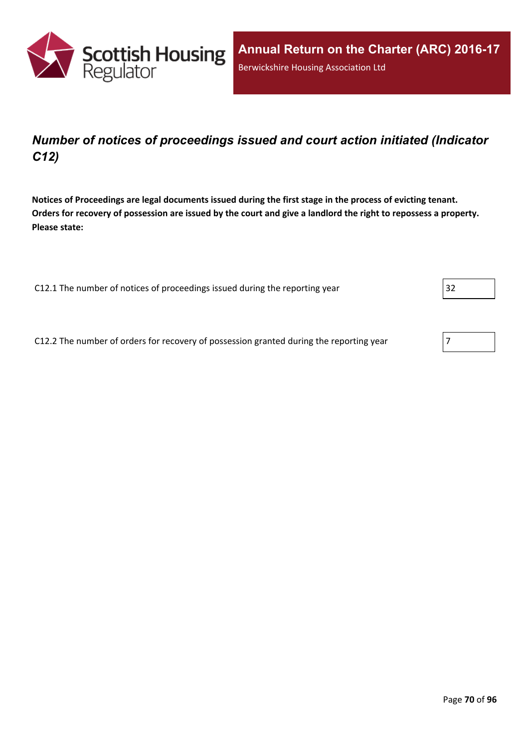## *Number of notices of proceedings issued and court action initiated (Indicator C12)*

**Notices of Proceedings are legal documents issued during the first stage in the process of evicting tenant. Orders for recovery of possession are issued by the court and give a landlord the right to repossess a property. Please state:**

| | |
|---|---|
| C12.1 The number of notices of proceedings issued during the reporting year | 32 |
| C12.2 The number of orders for recovery of possession granted during the reporting year | 7 |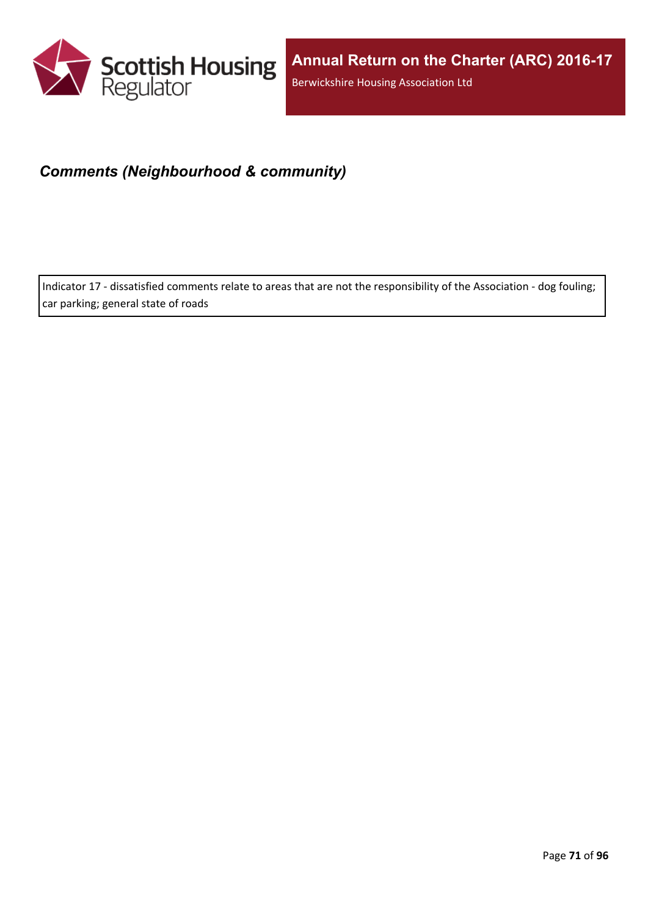### *Comments (Neighbourhood & community)*

Indicator 17 - dissatisfied comments relate to areas that are not the responsibility of the Association - dog fouling; car parking; general state of roads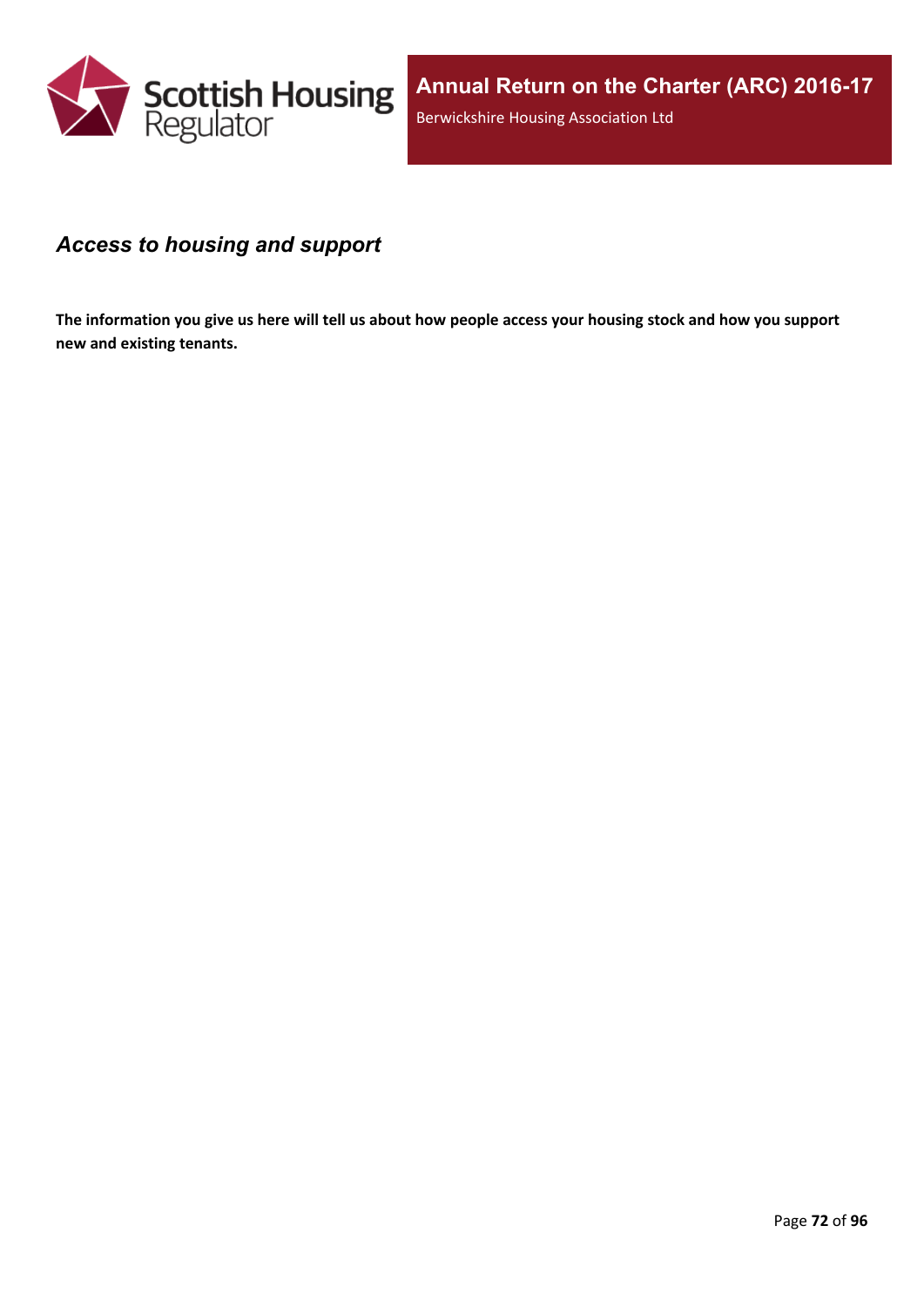## *Access to housing and support*

**The information you give us here will tell us about how people access your housing stock and how you support new and existing tenants.**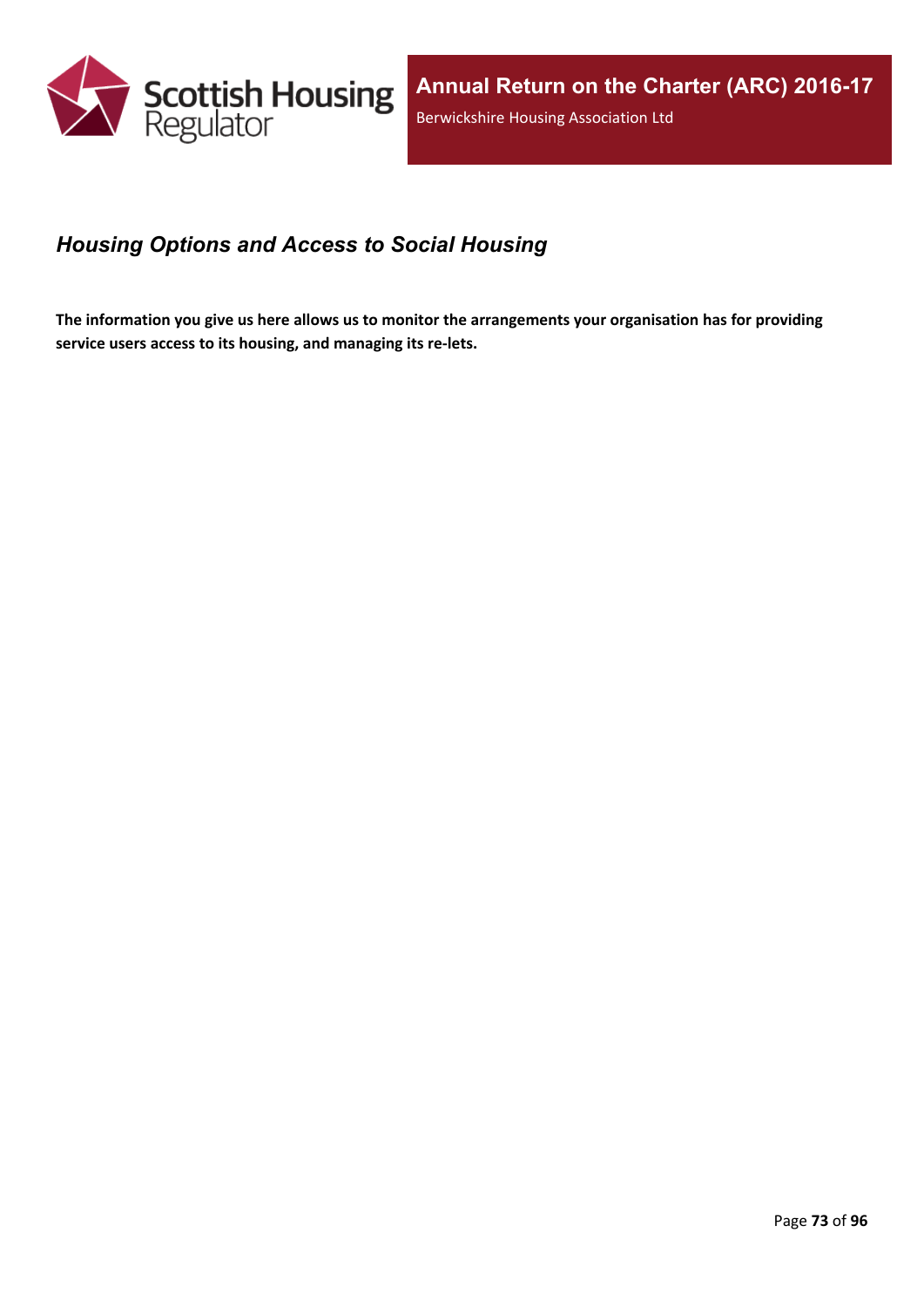## *Housing Options and Access to Social Housing*

**The information you give us here allows us to monitor the arrangements your organisation has for providing service users access to its housing, and managing its re-lets.**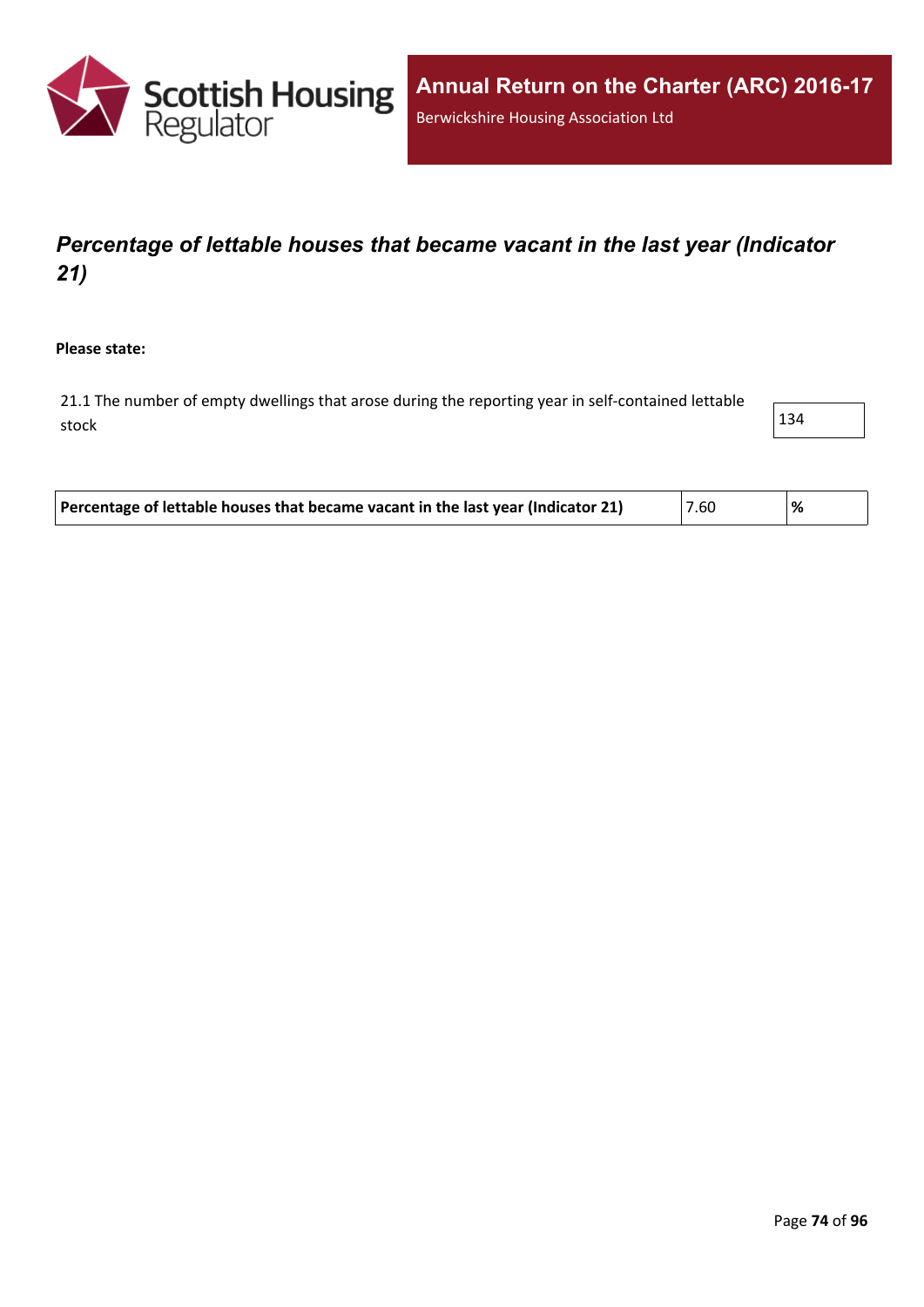## *Percentage of lettable houses that became vacant in the last year (Indicator 21)*

**Please state:**

| | |
|---|---|
| 21.1 The number of empty dwellings that arose during the reporting year in self-contained lettable stock | 134 |

| | | |
|---|---|---|
| **Percentage of lettable houses that became vacant in the last year (Indicator 21)** | 7.60 | **%** |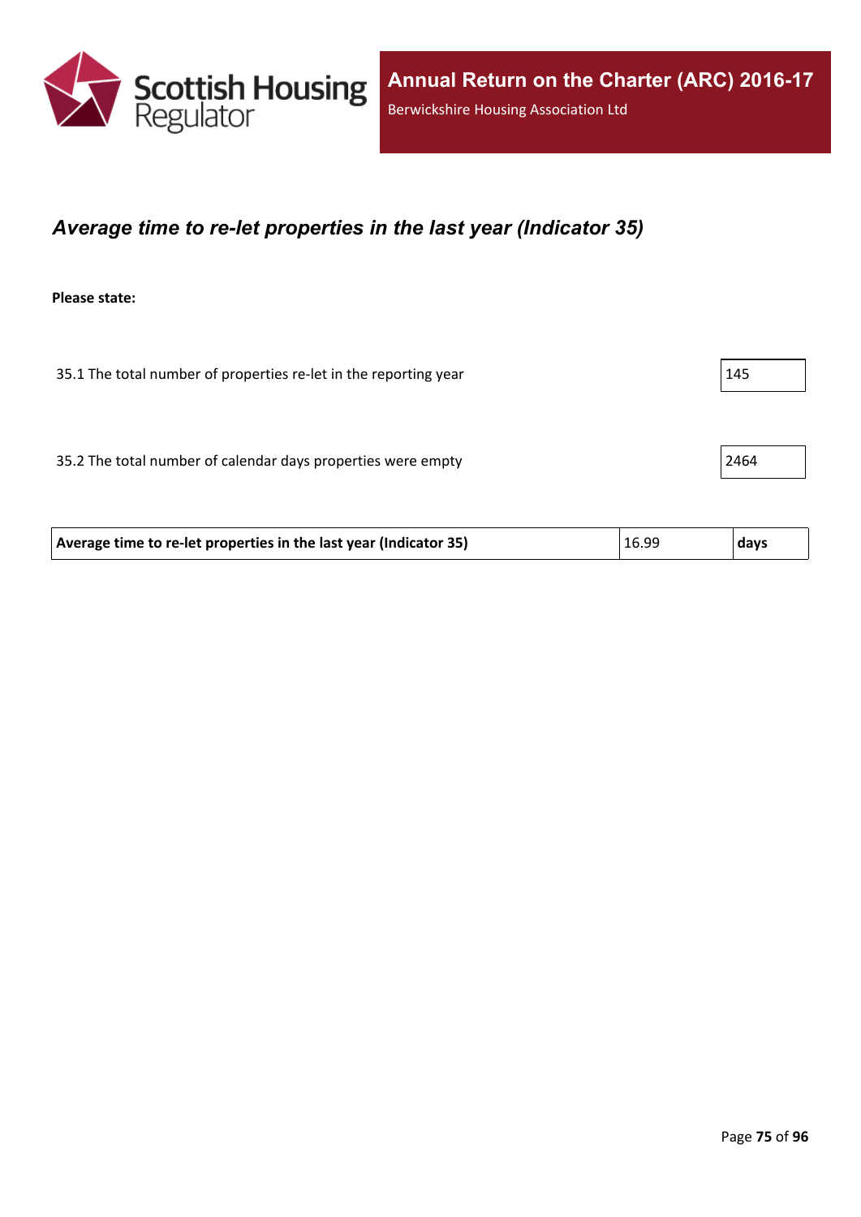## *Average time to re-let properties in the last year (Indicator 35)*

**Please state:**

| | |
|---|---|
| 35.1 The total number of properties re-let in the reporting year | 145 |
| 35.2 The total number of calendar days properties were empty | 2464 |

| | | |
|---|---|---|
| **Average time to re-let properties in the last year (Indicator 35)** | 16.99 | **days** |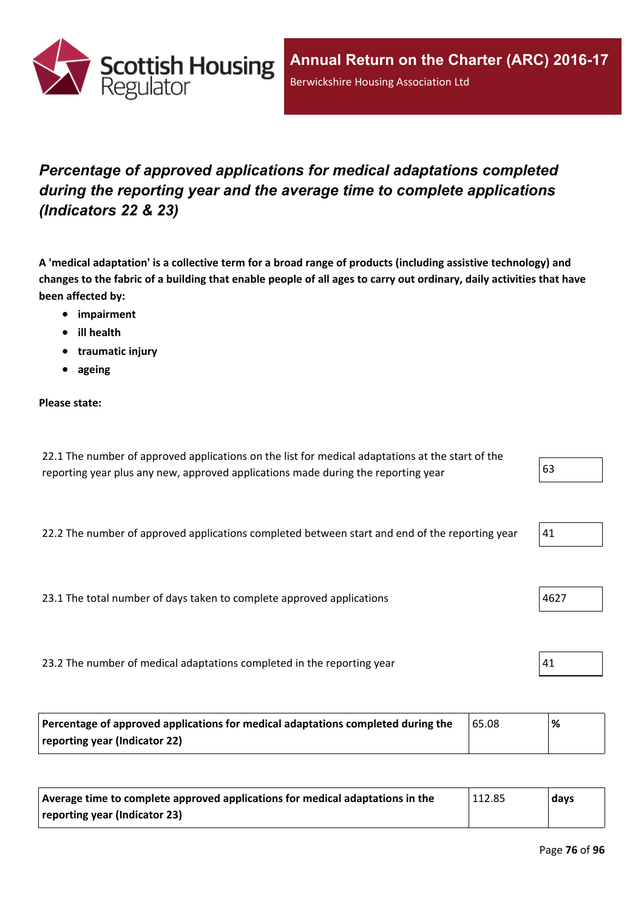## *Percentage of approved applications for medical adaptations completed during the reporting year and the average time to complete applications (Indicators 22 & 23)*

**A 'medical adaptation' is a collective term for a broad range of products (including assistive technology) and changes to the fabric of a building that enable people of all ages to carry out ordinary, daily activities that have been affected by:**

- **impairment**
- **ill health**
- **traumatic injury**
- **ageing**

**Please state:**

| | |
|---|---|
| 22.1 The number of approved applications on the list for medical adaptations at the start of the reporting year plus any new, approved applications made during the reporting year | 63 |
| 22.2 The number of approved applications completed between start and end of the reporting year | 41 |
| 23.1 The total number of days taken to complete approved applications | 4627 |
| 23.2 The number of medical adaptations completed in the reporting year | 41 |

| | | |
|---|---|---|
| **Percentage of approved applications for medical adaptations completed during the reporting year (Indicator 22)** | 65.08 | **%** |

| | | |
|---|---|---|
| **Average time to complete approved applications for medical adaptations in the reporting year (Indicator 23)** | 112.85 | **days** |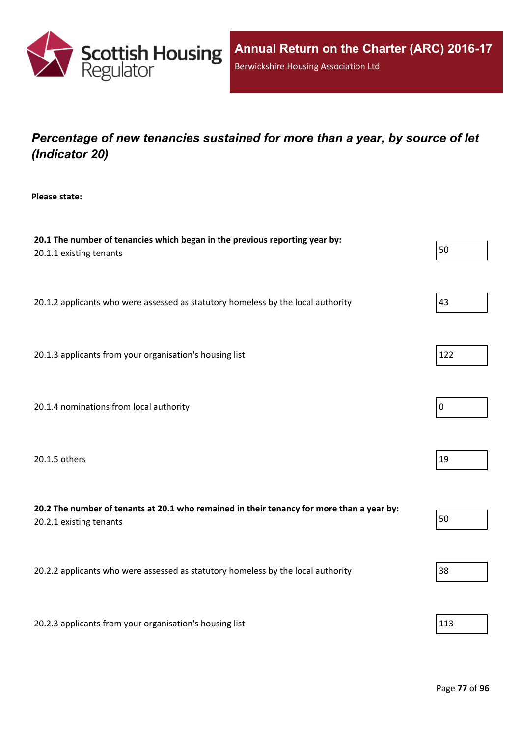## *Percentage of new tenancies sustained for more than a year, by source of let (Indicator 20)*

**Please state:**

**20.1 The number of tenancies which began in the previous reporting year by:**

| | |
|---|---|
| 20.1.1 existing tenants | 50 |
| 20.1.2 applicants who were assessed as statutory homeless by the local authority | 43 |
| 20.1.3 applicants from your organisation's housing list | 122 |
| 20.1.4 nominations from local authority | 0 |
| 20.1.5 others | 19 |

**20.2 The number of tenants at 20.1 who remained in their tenancy for more than a year by:**

| | |
|---|---|
| 20.2.1 existing tenants | 50 |
| 20.2.2 applicants who were assessed as statutory homeless by the local authority | 38 |
| 20.2.3 applicants from your organisation's housing list | 113 |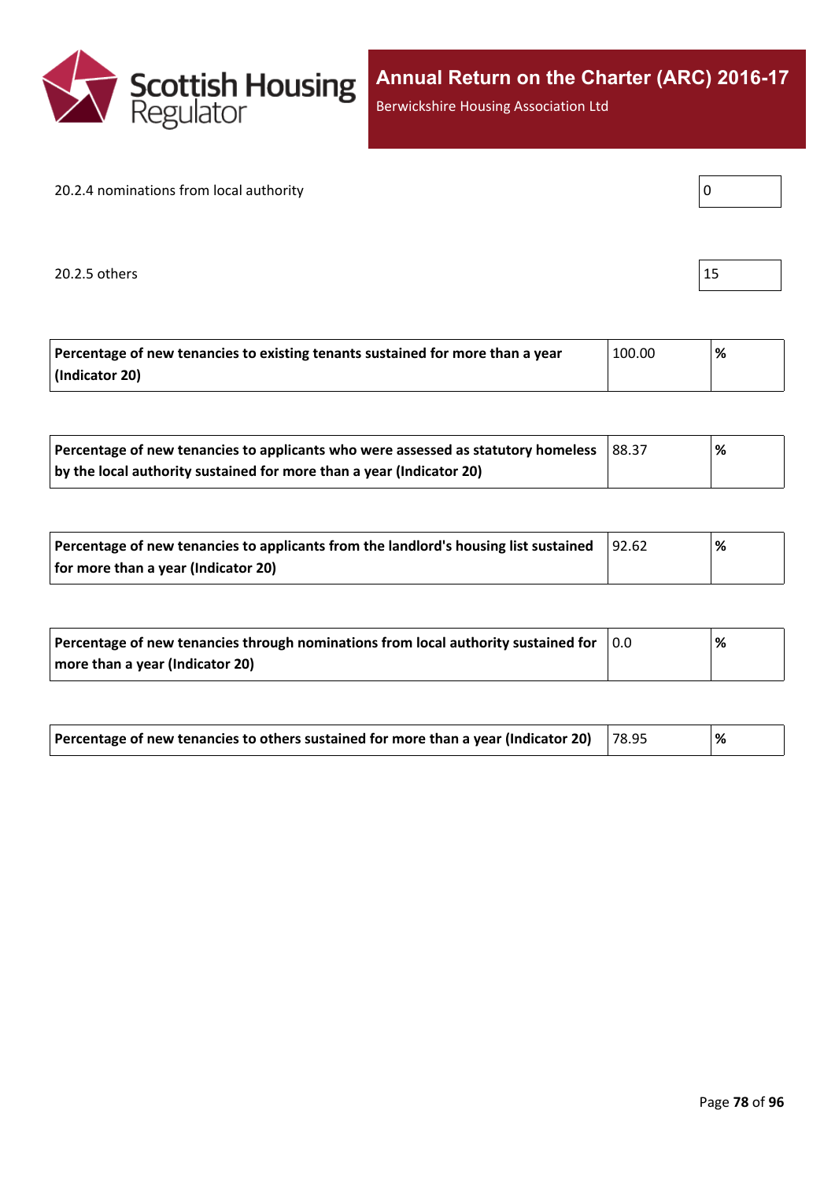| | |
|---|---|
| 20.2.4 nominations from local authority | 0 |
| 20.2.5 others | 15 |

| | | |
|---|---|---|
| **Percentage of new tenancies to existing tenants sustained for more than a year (Indicator 20)** | 100.00 | **%** |

| | | |
|---|---|---|
| **Percentage of new tenancies to applicants who were assessed as statutory homeless by the local authority sustained for more than a year (Indicator 20)** | 88.37 | **%** |

| | | |
|---|---|---|
| **Percentage of new tenancies to applicants from the landlord's housing list sustained for more than a year (Indicator 20)** | 92.62 | **%** |

| | | |
|---|---|---|
| **Percentage of new tenancies through nominations from local authority sustained for more than a year (Indicator 20)** | 0.0 | **%** |

| | | |
|---|---|---|
| **Percentage of new tenancies to others sustained for more than a year (Indicator 20)** | 78.95 | **%** |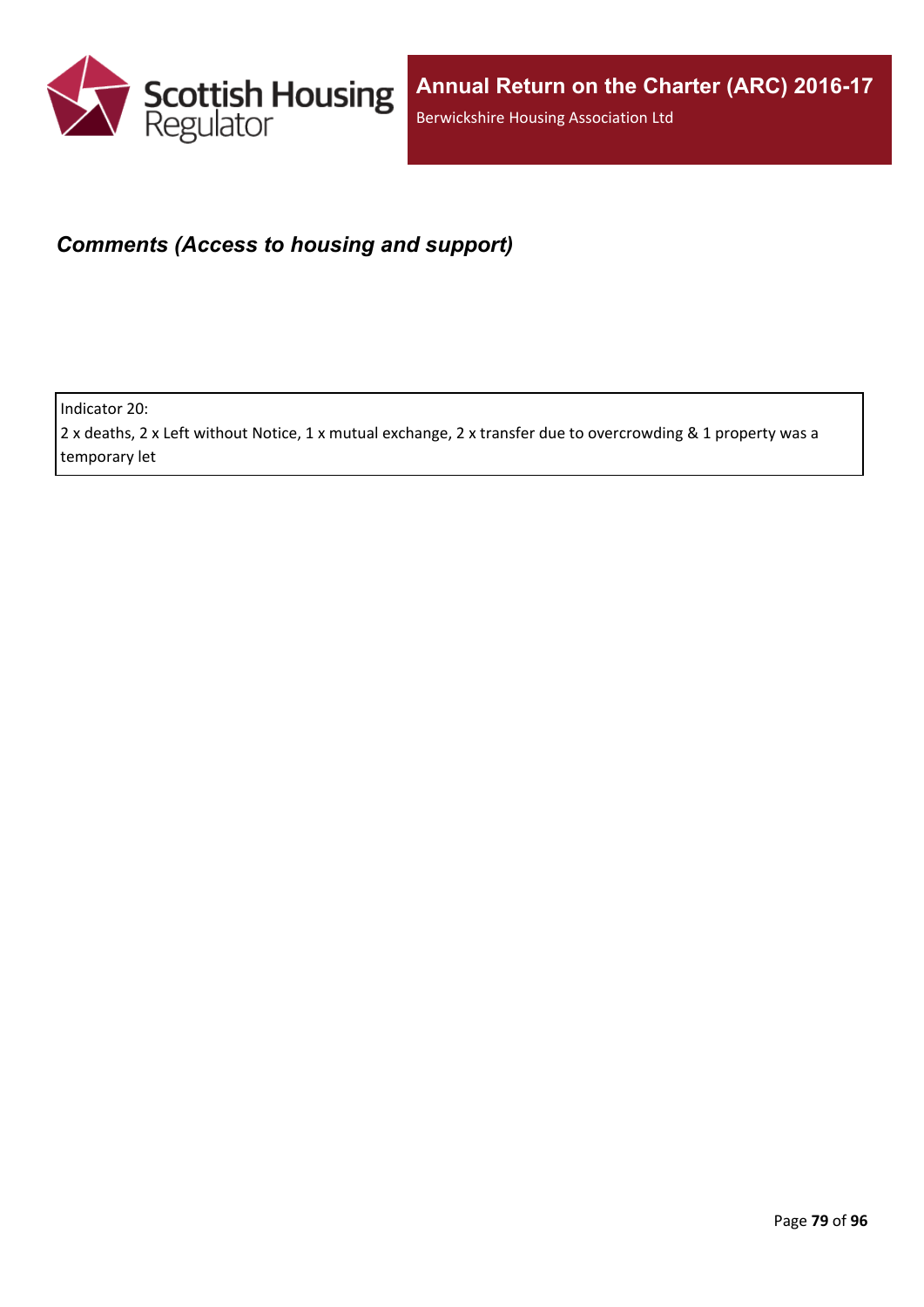## *Comments (Access to housing and support)*

Indicator 20:
2 x deaths, 2 x Left without Notice, 1 x mutual exchange, 2 x transfer due to overcrowding & 1 property was a temporary let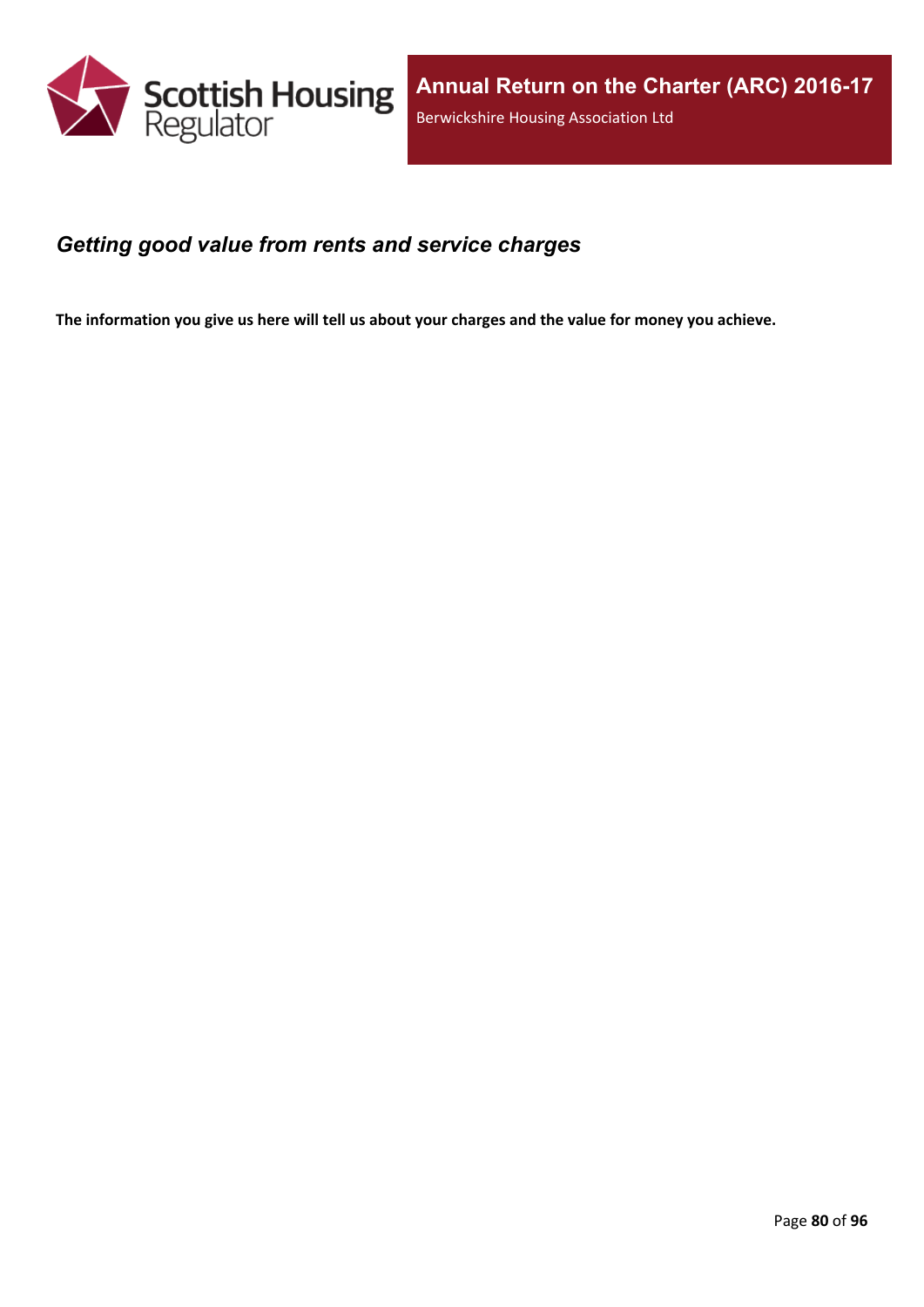## *Getting good value from rents and service charges*

**The information you give us here will tell us about your charges and the value for money you achieve.**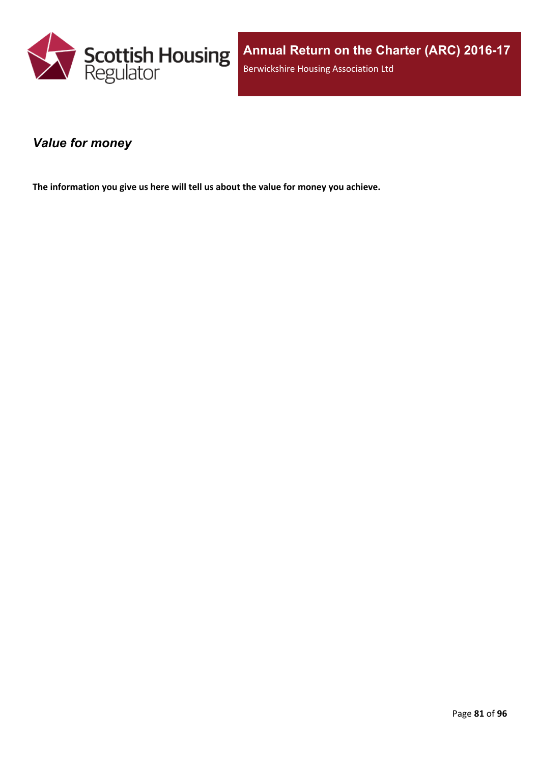## *Value for money*

**The information you give us here will tell us about the value for money you achieve.**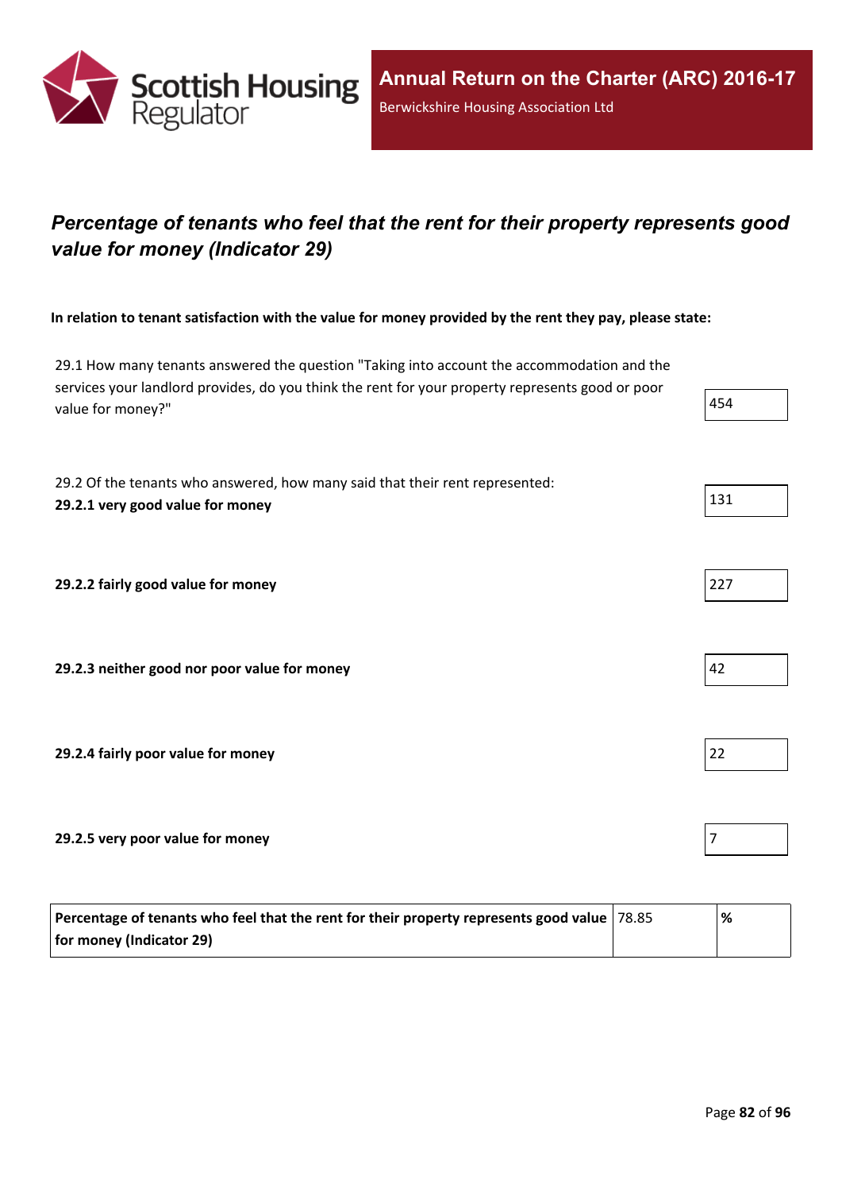## *Percentage of tenants who feel that the rent for their property represents good value for money (Indicator 29)*

**In relation to tenant satisfaction with the value for money provided by the rent they pay, please state:**

| | |
|---|---|
| 29.1 How many tenants answered the question "Taking into account the accommodation and the services your landlord provides, do you think the rent for your property represents good or poor value for money?" | 454 |
| 29.2 Of the tenants who answered, how many said that their rent represented:<br>**29.2.1 very good value for money** | 131 |
| **29.2.2 fairly good value for money** | 227 |
| **29.2.3 neither good nor poor value for money** | 42 |
| **29.2.4 fairly poor value for money** | 22 |
| **29.2.5 very poor value for money** | 7 |

| | | |
|---|---|---|
| **Percentage of tenants who feel that the rent for their property represents good value for money (Indicator 29)** | 78.85 | **%** |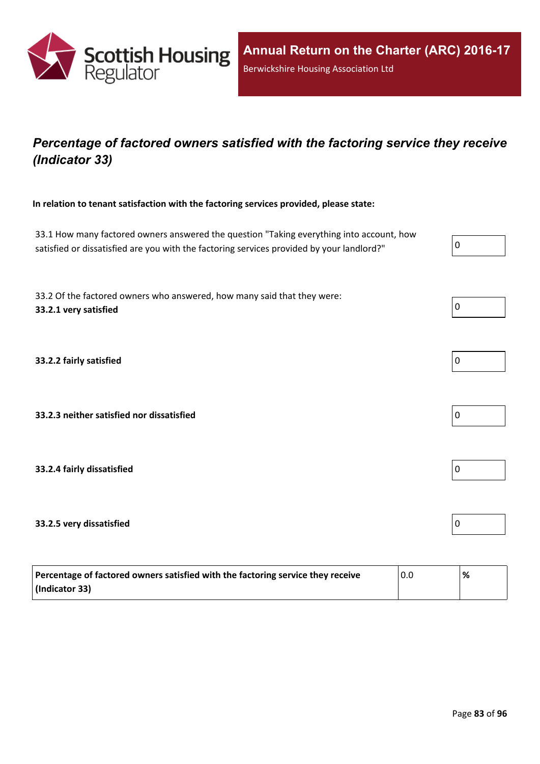## *Percentage of factored owners satisfied with the factoring service they receive (Indicator 33)*

**In relation to tenant satisfaction with the factoring services provided, please state:**

| | |
|---|---|
| 33.1 How many factored owners answered the question "Taking everything into account, how satisfied or dissatisfied are you with the factoring services provided by your landlord?" | 0 |
| 33.2 Of the factored owners who answered, how many said that they were: **33.2.1 very satisfied** | 0 |
| **33.2.2 fairly satisfied** | 0 |
| **33.2.3 neither satisfied nor dissatisfied** | 0 |
| **33.2.4 fairly dissatisfied** | 0 |
| **33.2.5 very dissatisfied** | 0 |

| | | |
|---|---|---|
| **Percentage of factored owners satisfied with the factoring service they receive (Indicator 33)** | 0.0 | **%** |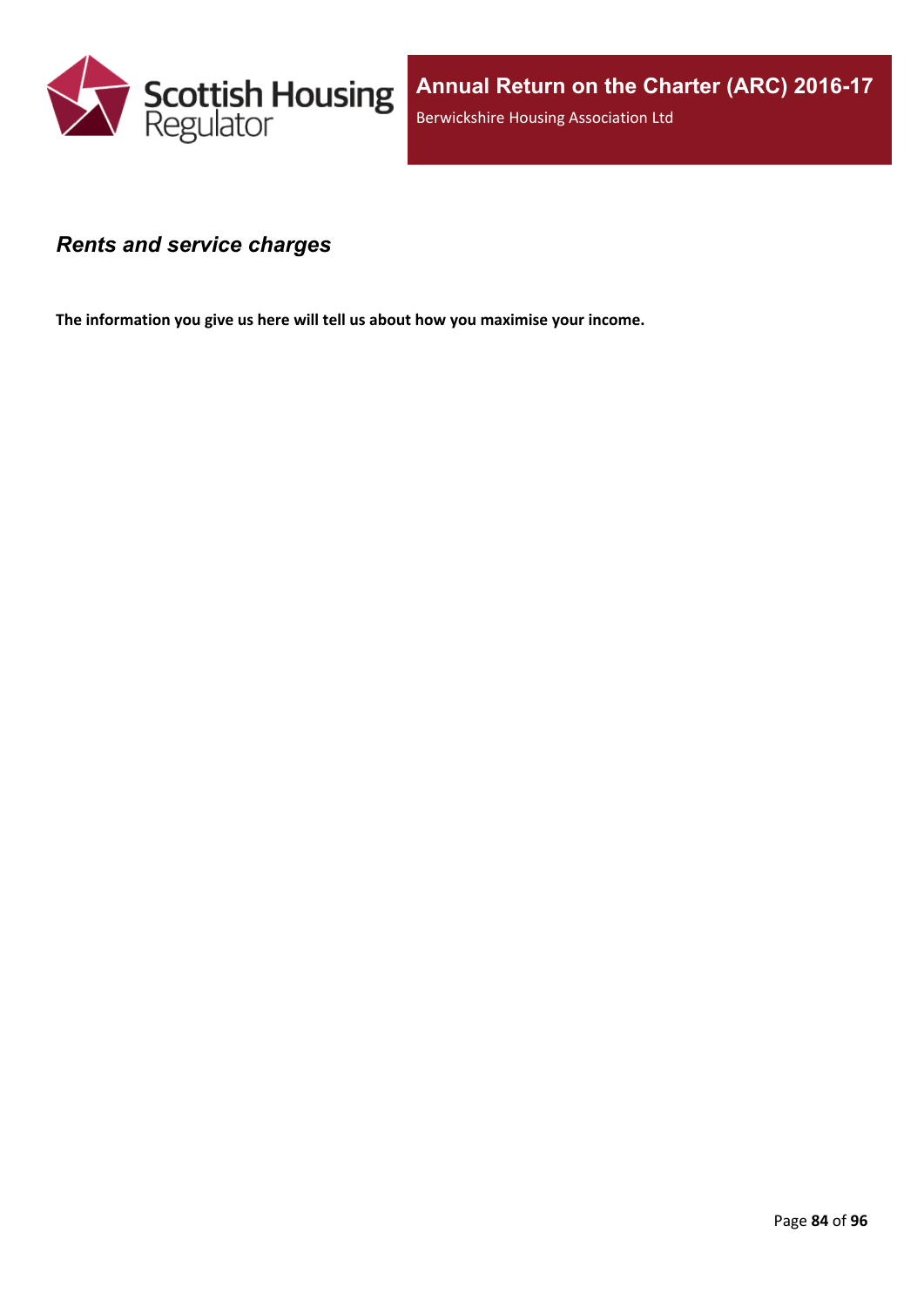## *Rents and service charges*

**The information you give us here will tell us about how you maximise your income.**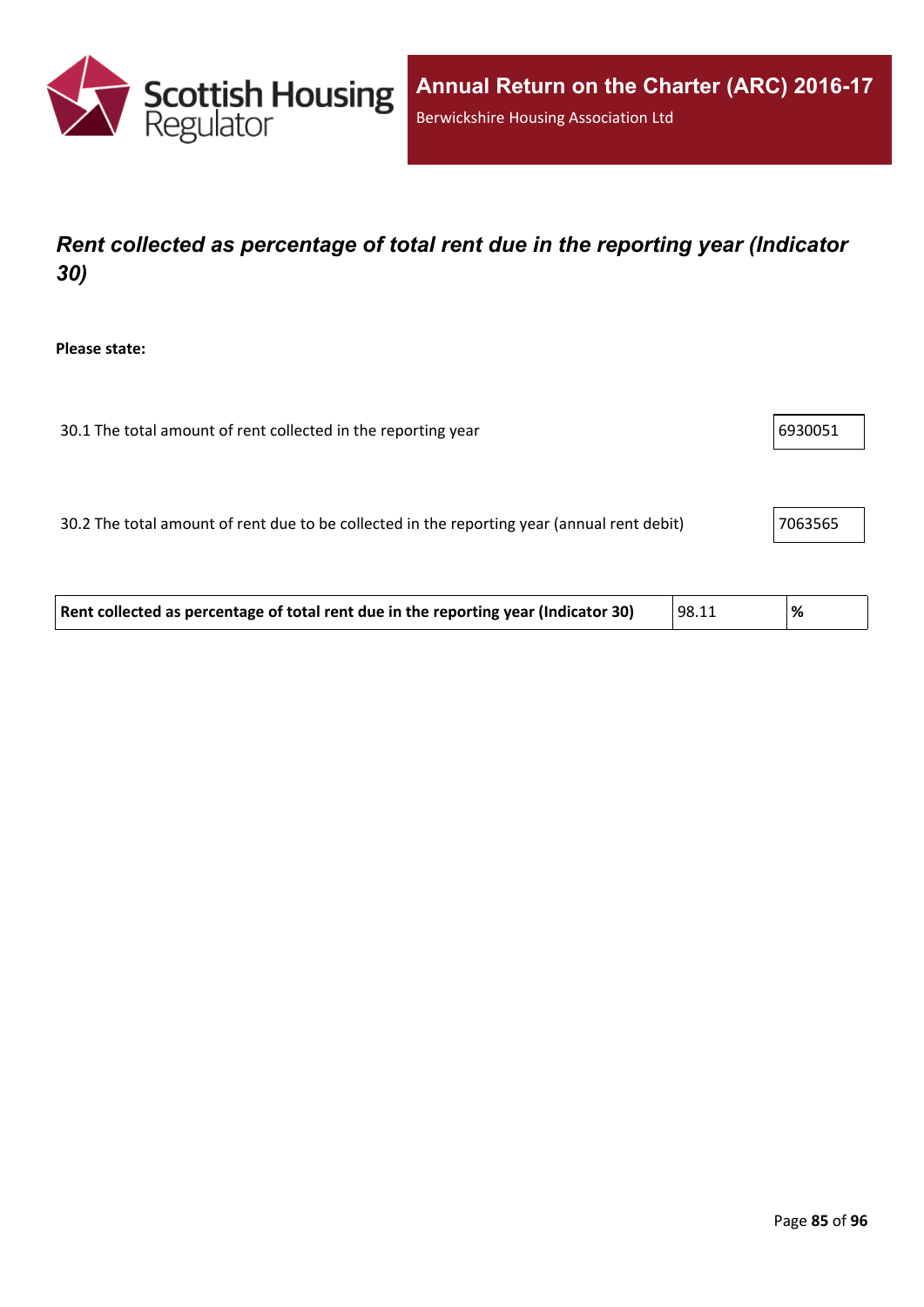## *Rent collected as percentage of total rent due in the reporting year (Indicator 30)*

**Please state:**

| | |
|---|---|
| 30.1 The total amount of rent collected in the reporting year | 6930051 |
| 30.2 The total amount of rent due to be collected in the reporting year (annual rent debit) | 7063565 |

| | | |
|---|---|---|
| **Rent collected as percentage of total rent due in the reporting year (Indicator 30)** | 98.11 | **%** |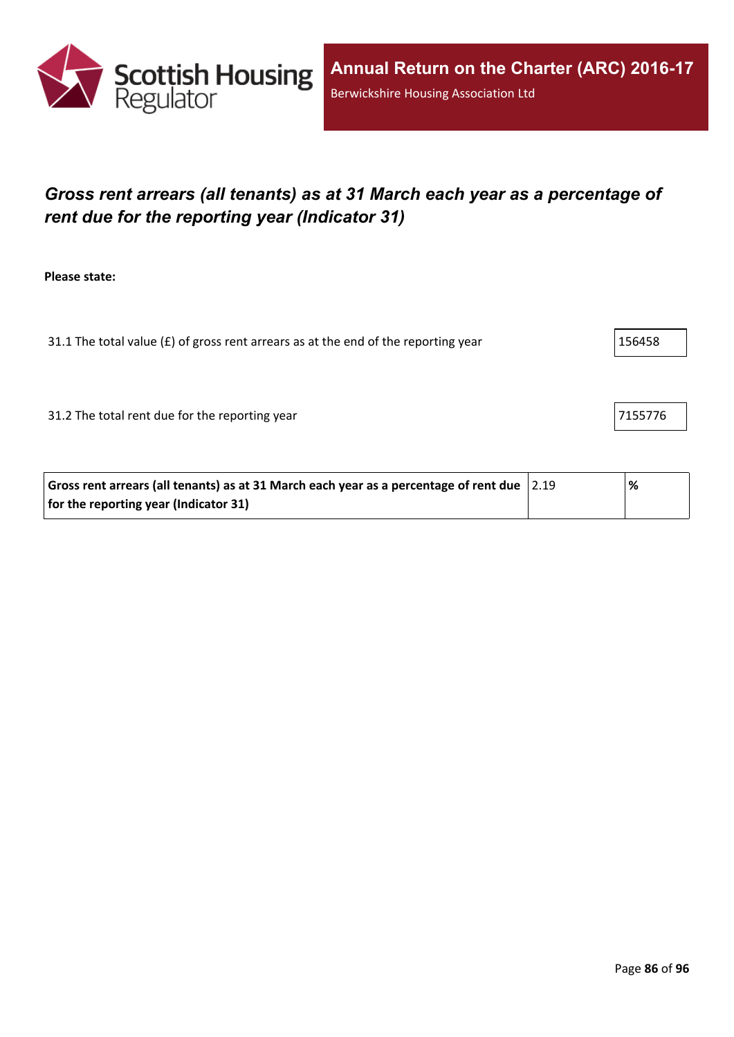## *Gross rent arrears (all tenants) as at 31 March each year as a percentage of rent due for the reporting year (Indicator 31)*

**Please state:**

| 31.1 The total value (£) of gross rent arrears as at the end of the reporting year | 156458 |
|---|---|
| 31.2 The total rent due for the reporting year | 7155776 |

| Gross rent arrears (all tenants) as at 31 March each year as a percentage of rent due for the reporting year (Indicator 31) | 2.19 | % |
|---|---|---|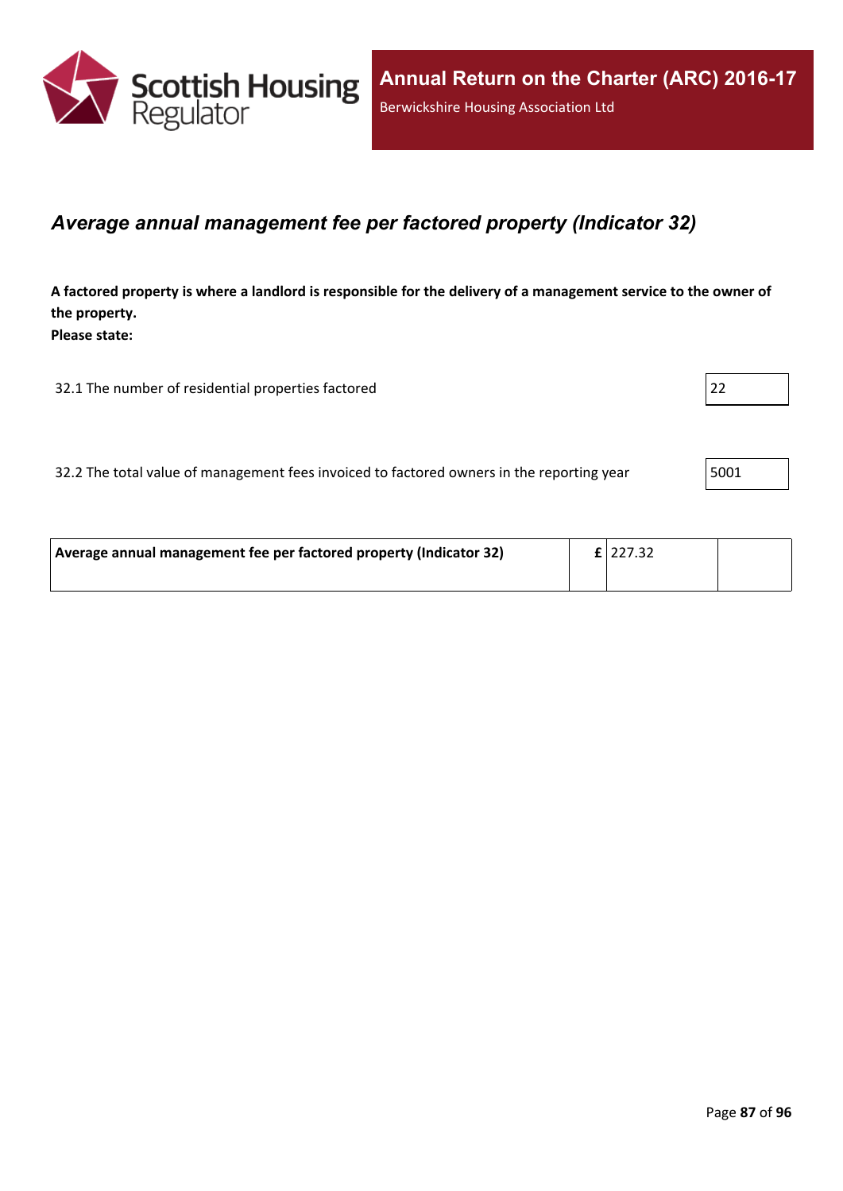## *Average annual management fee per factored property (Indicator 32)*

**A factored property is where a landlord is responsible for the delivery of a management service to the owner of the property.**
**Please state:**

| | |
|---|---|
| 32.1 The number of residential properties factored | 22 |
| 32.2 The total value of management fees invoiced to factored owners in the reporting year | 5001 |

| | | | |
|---|---|---|---|
| **Average annual management fee per factored property (Indicator 32)** | **£** | 227.32 | |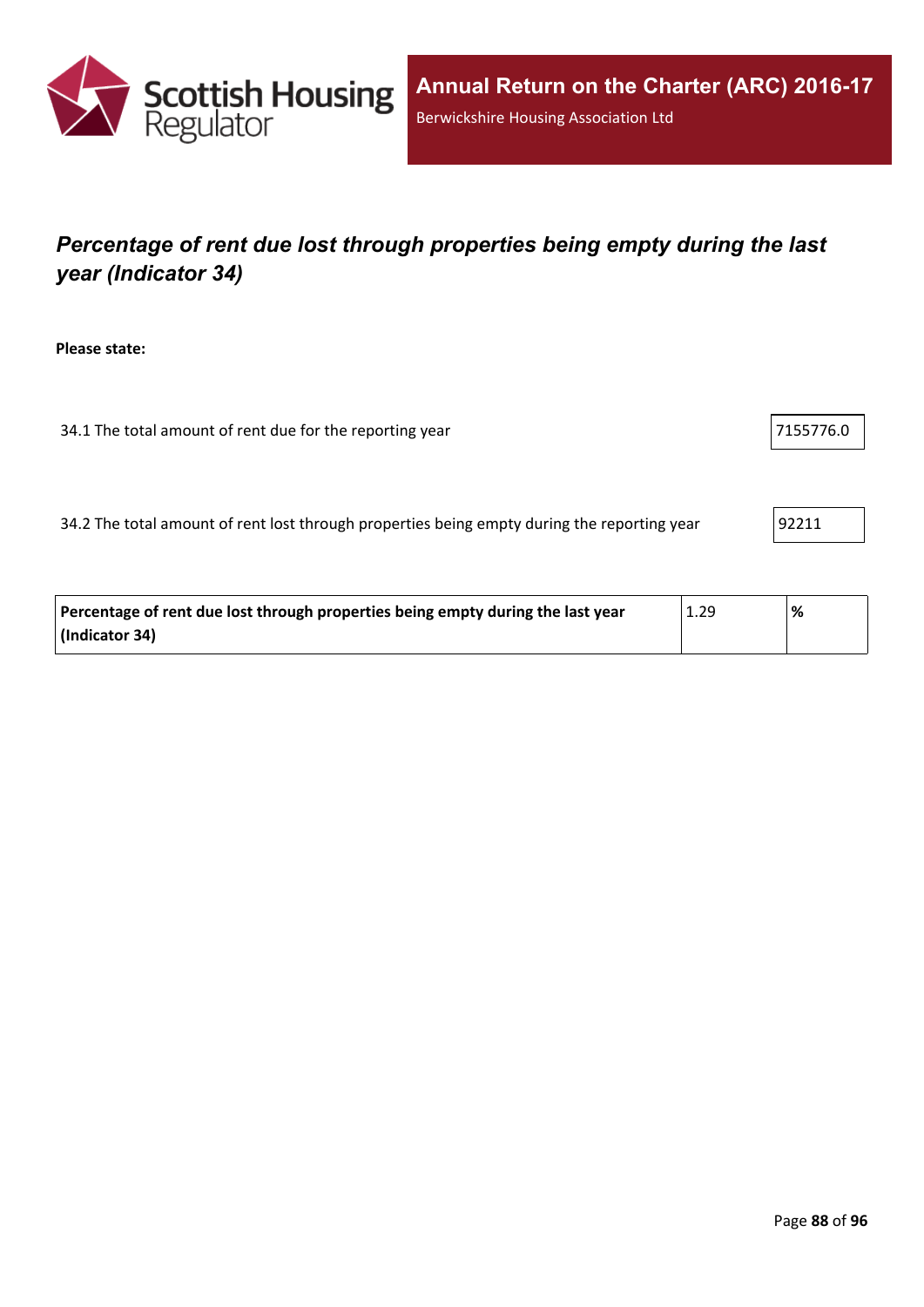## *Percentage of rent due lost through properties being empty during the last year (Indicator 34)*

**Please state:**

| | |
|---|---|
| 34.1 The total amount of rent due for the reporting year | 7155776.0 |
| 34.2 The total amount of rent lost through properties being empty during the reporting year | 92211 |

| | | |
|---|---|---|
| **Percentage of rent due lost through properties being empty during the last year (Indicator 34)** | 1.29 | **%** |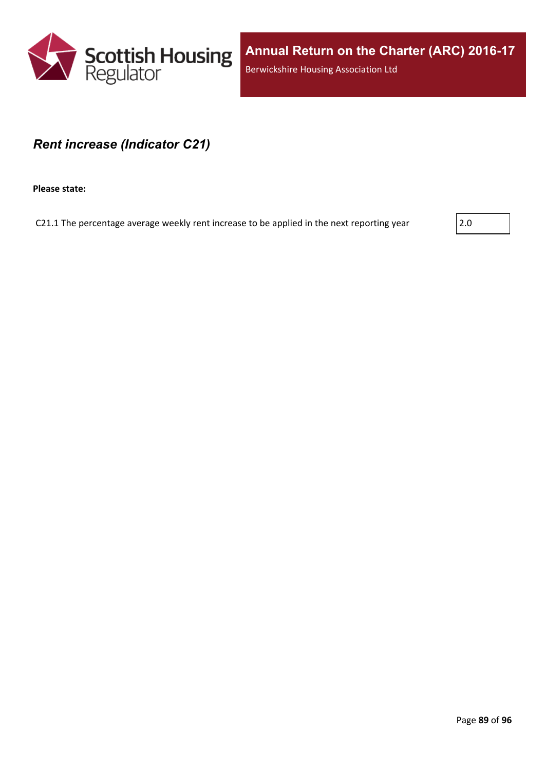## *Rent increase (Indicator C21)*

**Please state:**

| | |
|---|---|
| C21.1 The percentage average weekly rent increase to be applied in the next reporting year | 2.0 |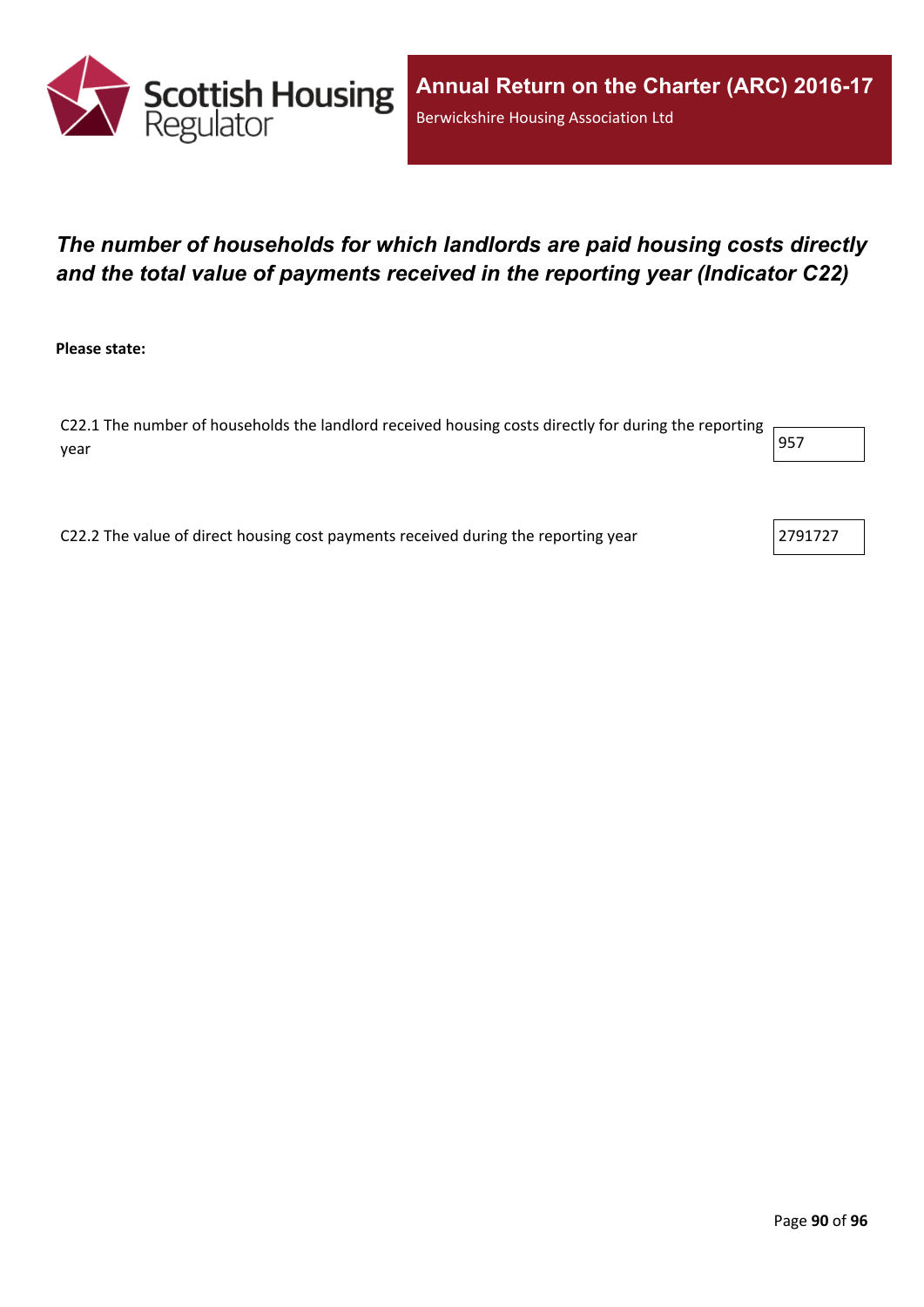## *The number of households for which landlords are paid housing costs directly and the total value of payments received in the reporting year (Indicator C22)*

**Please state:**

| | |
|---|---|
| C22.1 The number of households the landlord received housing costs directly for during the reporting year | 957 |
| C22.2 The value of direct housing cost payments received during the reporting year | 2791727 |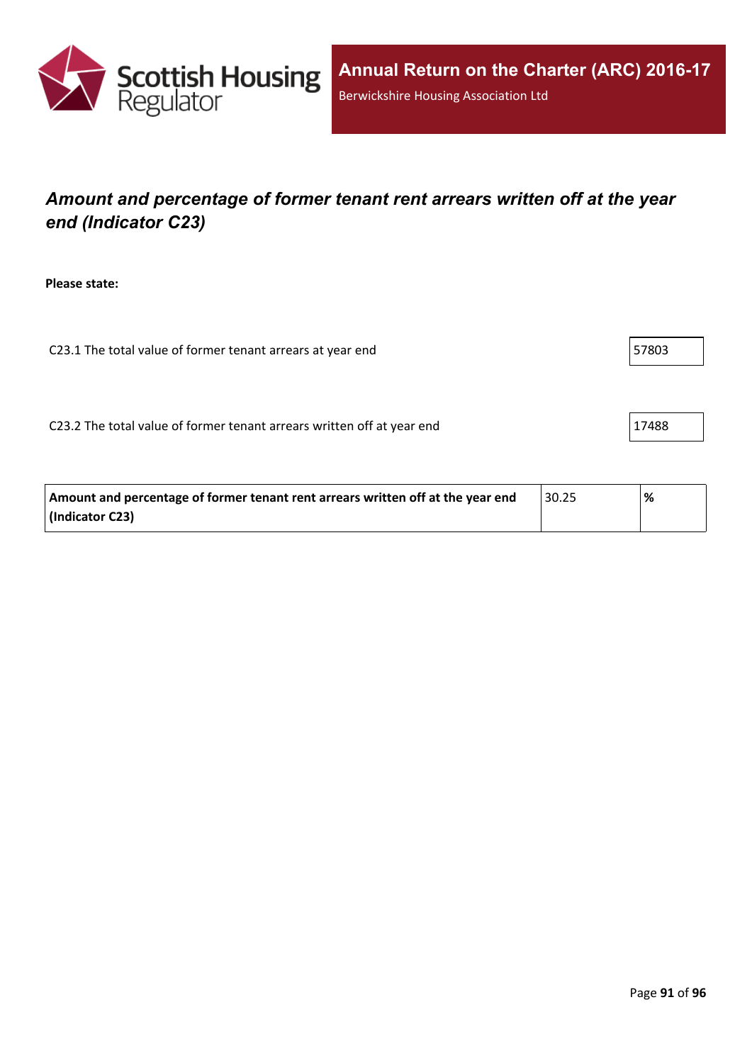## *Amount and percentage of former tenant rent arrears written off at the year end (Indicator C23)*

**Please state:**

| | |
|---|---|
| C23.1 The total value of former tenant arrears at year end | 57803 |
| C23.2 The total value of former tenant arrears written off at year end | 17488 |

| | | |
|---|---|---|
| **Amount and percentage of former tenant rent arrears written off at the year end (Indicator C23)** | 30.25 | **%** |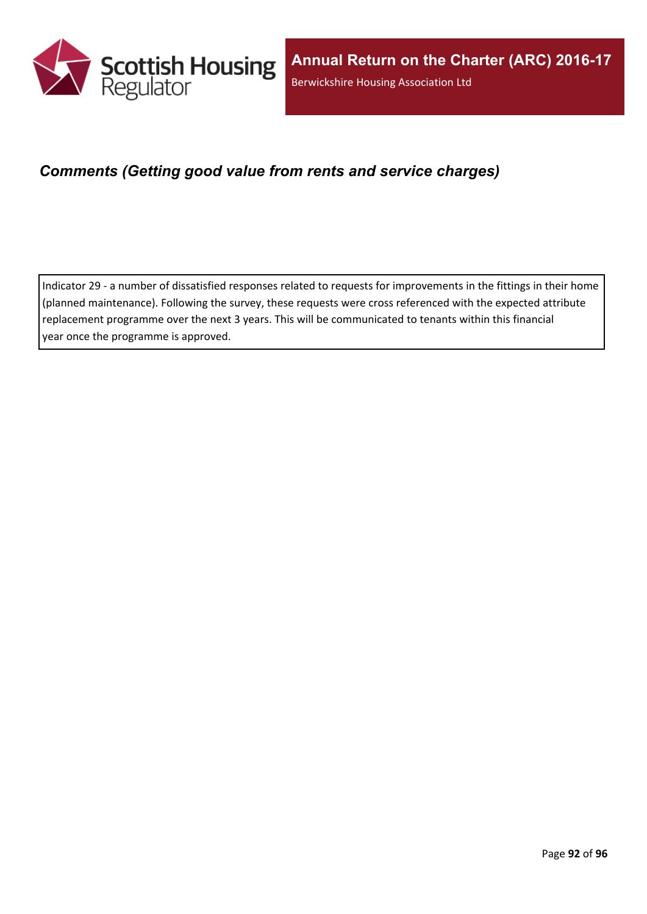### *Comments (Getting good value from rents and service charges)*

Indicator 29 - a number of dissatisfied responses related to requests for improvements in the fittings in their home (planned maintenance). Following the survey, these requests were cross referenced with the expected attribute replacement programme over the next 3 years. This will be communicated to tenants within this financial year once the programme is approved.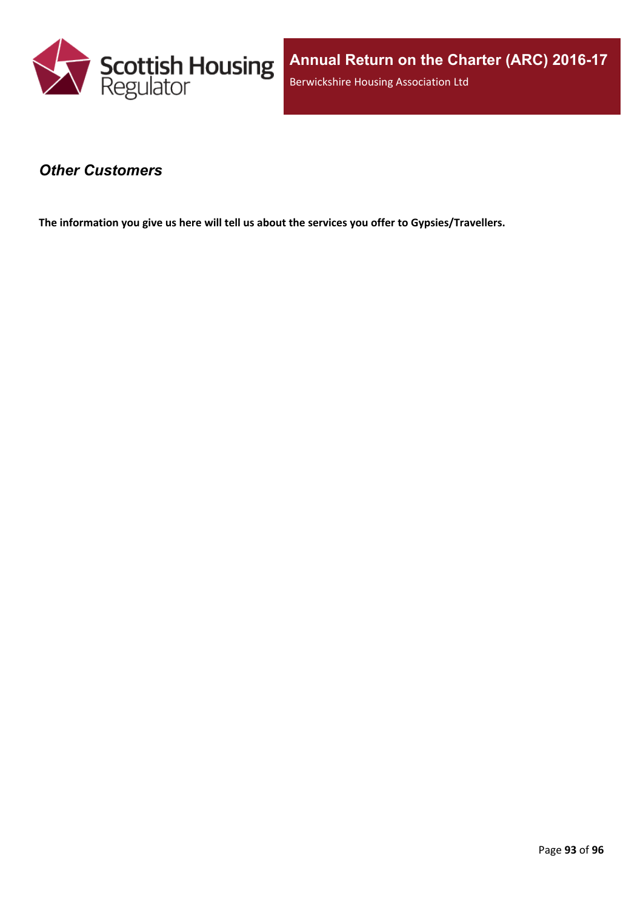## *Other Customers*

**The information you give us here will tell us about the services you offer to Gypsies/Travellers.**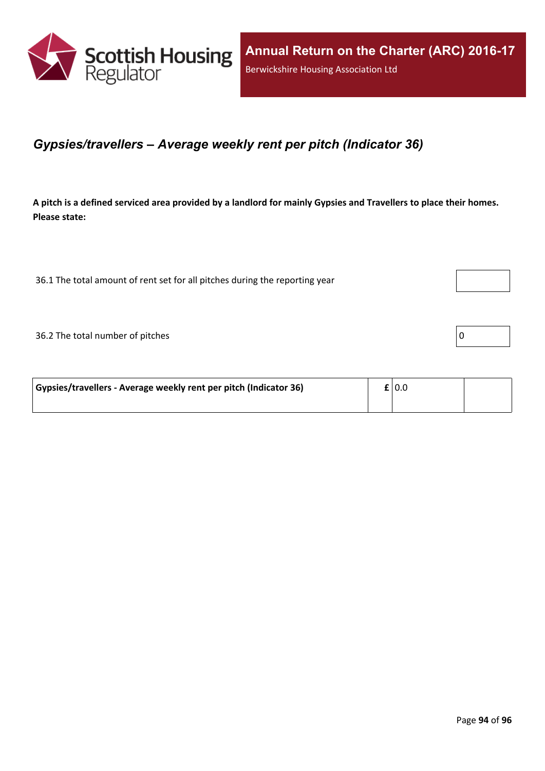## *Gypsies/travellers – Average weekly rent per pitch (Indicator 36)*

**A pitch is a defined serviced area provided by a landlord for mainly Gypsies and Travellers to place their homes. Please state:**

| | |
|---|---|
| 36.1 The total amount of rent set for all pitches during the reporting year | |
| 36.2 The total number of pitches | 0 |

| | | | |
|---|---|---|---|
| **Gypsies/travellers - Average weekly rent per pitch (Indicator 36)** | **£** | 0.0 | |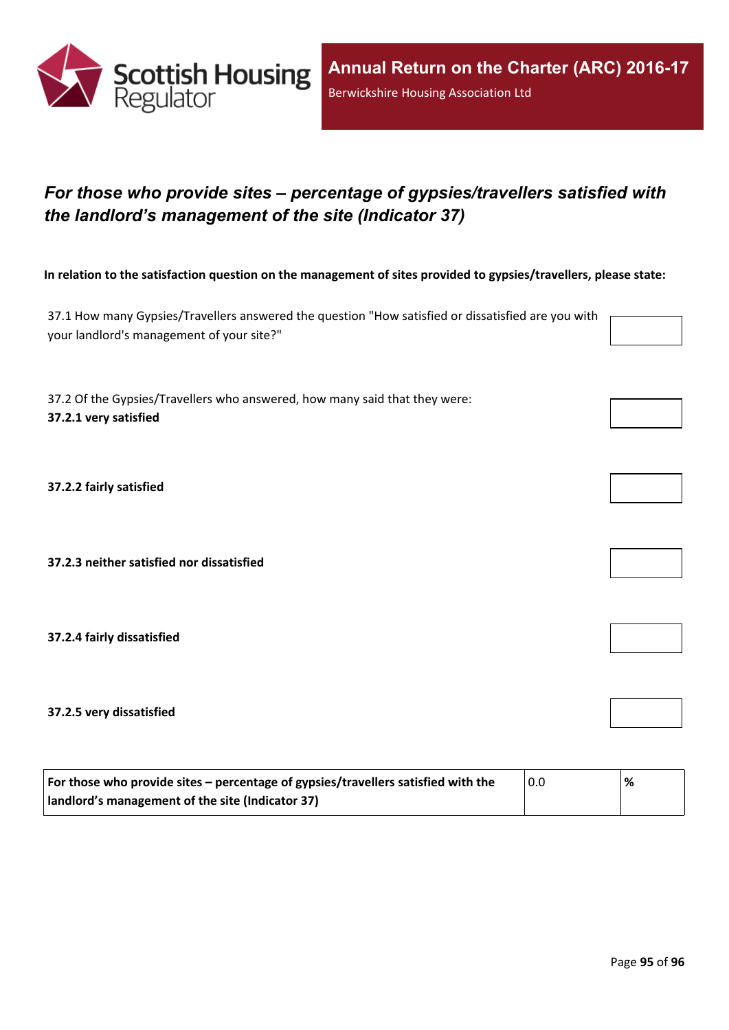## *For those who provide sites – percentage of gypsies/travellers satisfied with the landlord's management of the site (Indicator 37)*

**In relation to the satisfaction question on the management of sites provided to gypsies/travellers, please state:**

| | |
|---|---|
| 37.1 How many Gypsies/Travellers answered the question "How satisfied or dissatisfied are you with your landlord's management of your site?" | |
| 37.2 Of the Gypsies/Travellers who answered, how many said that they were: **37.2.1 very satisfied** | |
| **37.2.2 fairly satisfied** | |
| **37.2.3 neither satisfied nor dissatisfied** | |
| **37.2.4 fairly dissatisfied** | |
| **37.2.5 very dissatisfied** | |

| | | |
|---|---|---|
| **For those who provide sites – percentage of gypsies/travellers satisfied with the landlord's management of the site (Indicator 37)** | 0.0 | **%** |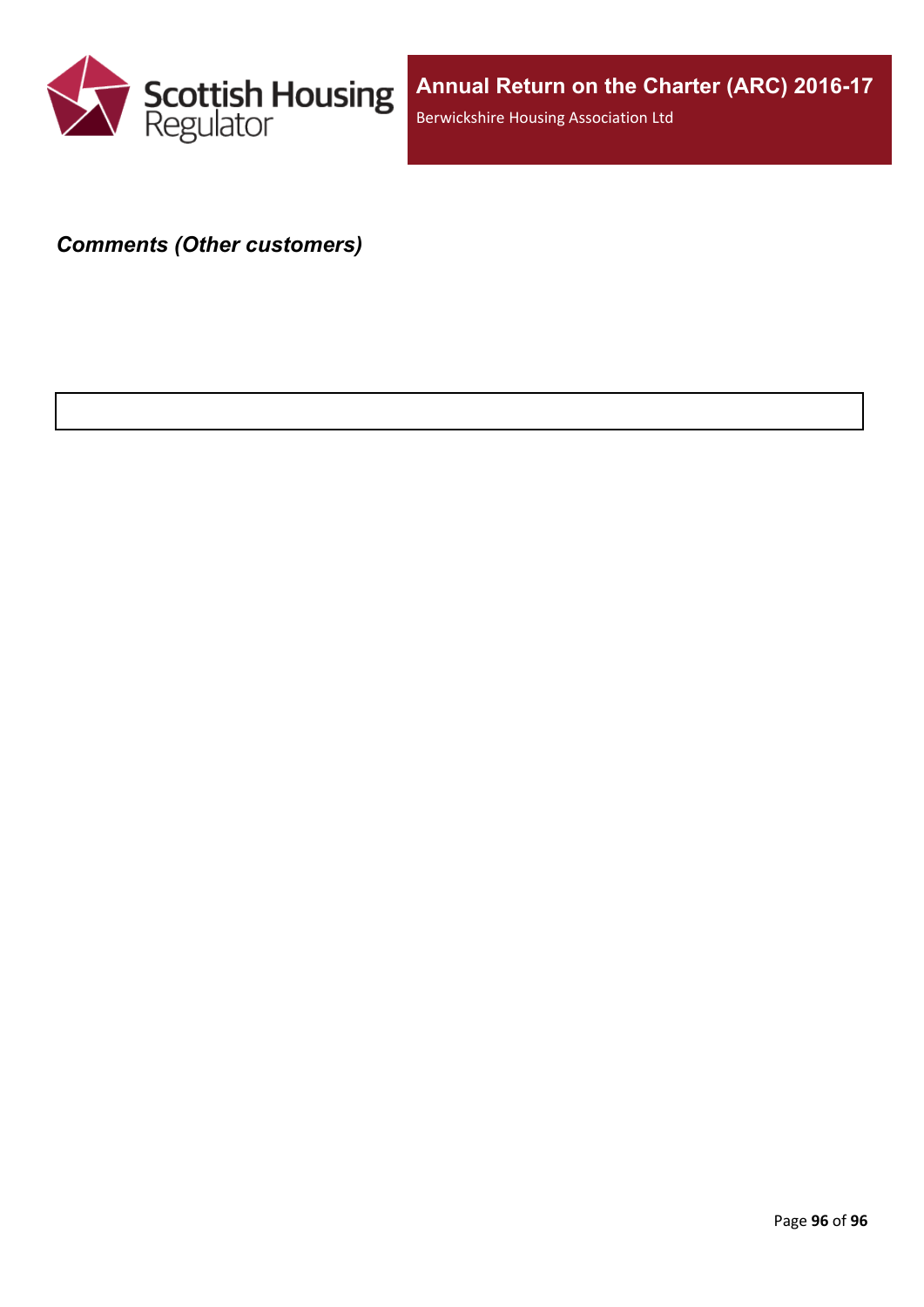***Comments (Other customers)***